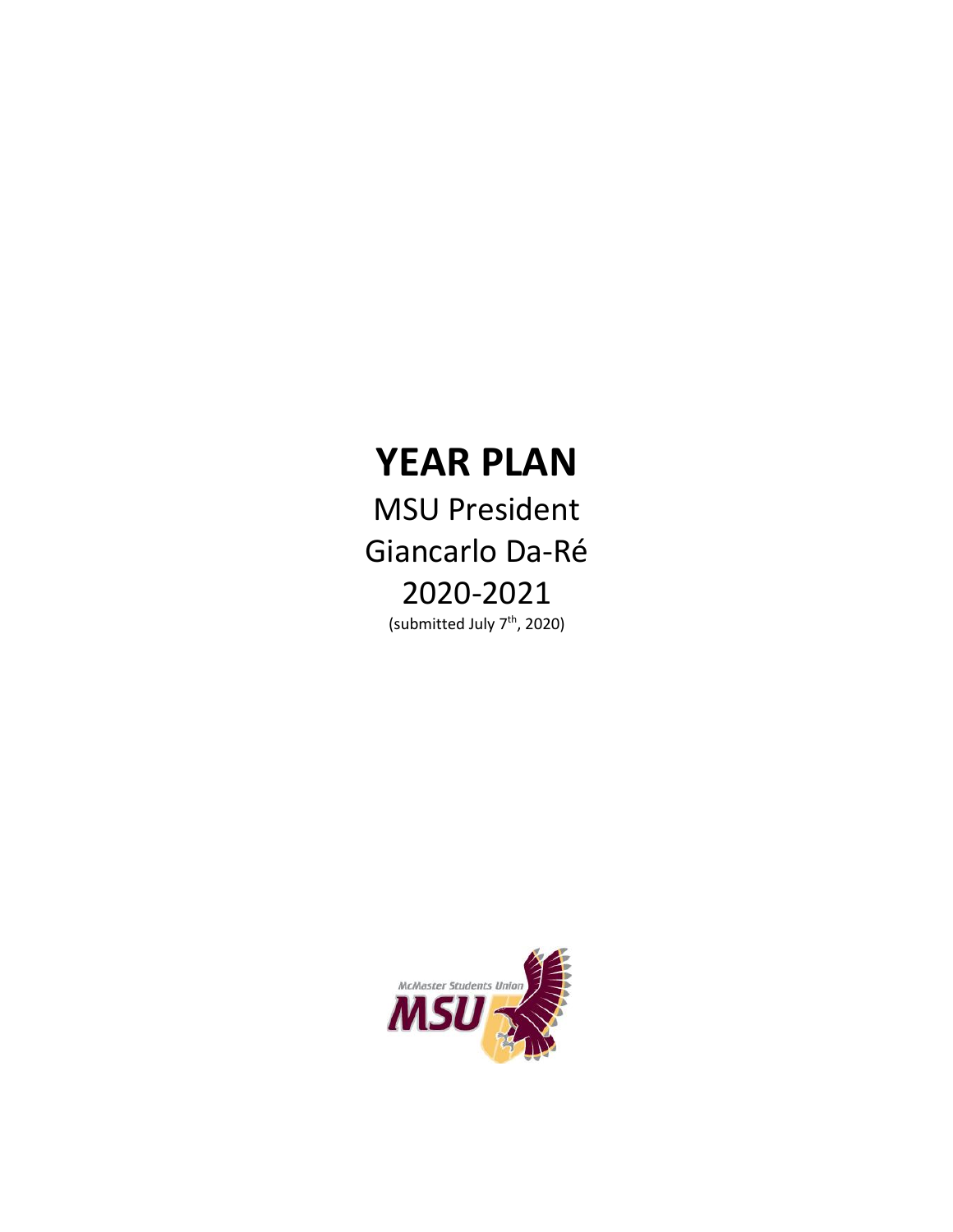# YEAR PLAN

MSU President

Giancarlo Da-Ré

2020-2021

(submitted July 7th, 2020)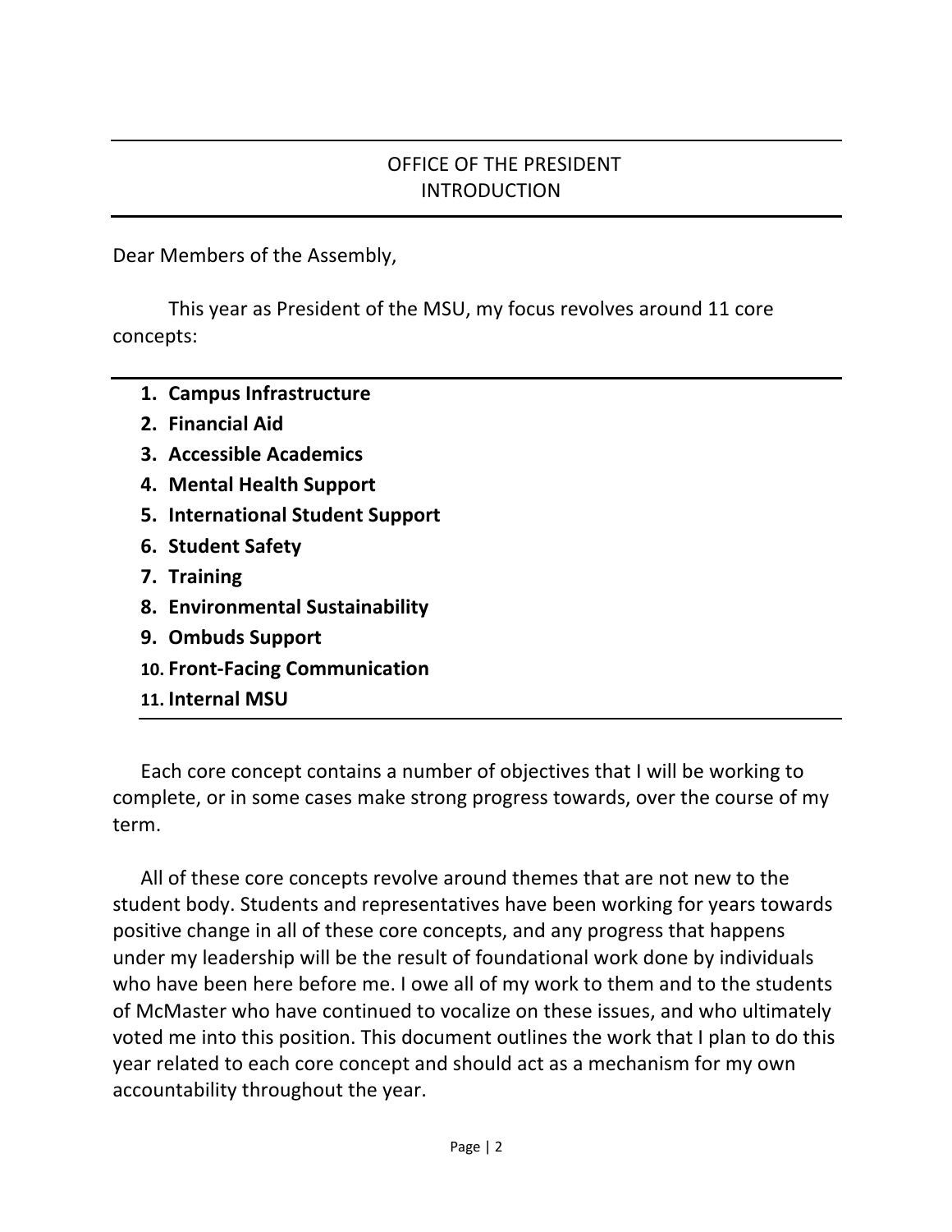# OFFICE OF THE PRESIDENT
## INTRODUCTION

Dear Members of the Assembly,

This year as President of the MSU, my focus revolves around 11 core concepts:

1. **Campus Infrastructure**
2. **Financial Aid**
3. **Accessible Academics**
4. **Mental Health Support**
5. **International Student Support**
6. **Student Safety**
7. **Training**
8. **Environmental Sustainability**
9. **Ombuds Support**
10. **Front-Facing Communication**
11. **Internal MSU**

Each core concept contains a number of objectives that I will be working to complete, or in some cases make strong progress towards, over the course of my term.

All of these core concepts revolve around themes that are not new to the student body. Students and representatives have been working for years towards positive change in all of these core concepts, and any progress that happens under my leadership will be the result of foundational work done by individuals who have been here before me. I owe all of my work to them and to the students of McMaster who have continued to vocalize on these issues, and who ultimately voted me into this position. This document outlines the work that I plan to do this year related to each core concept and should act as a mechanism for my own accountability throughout the year.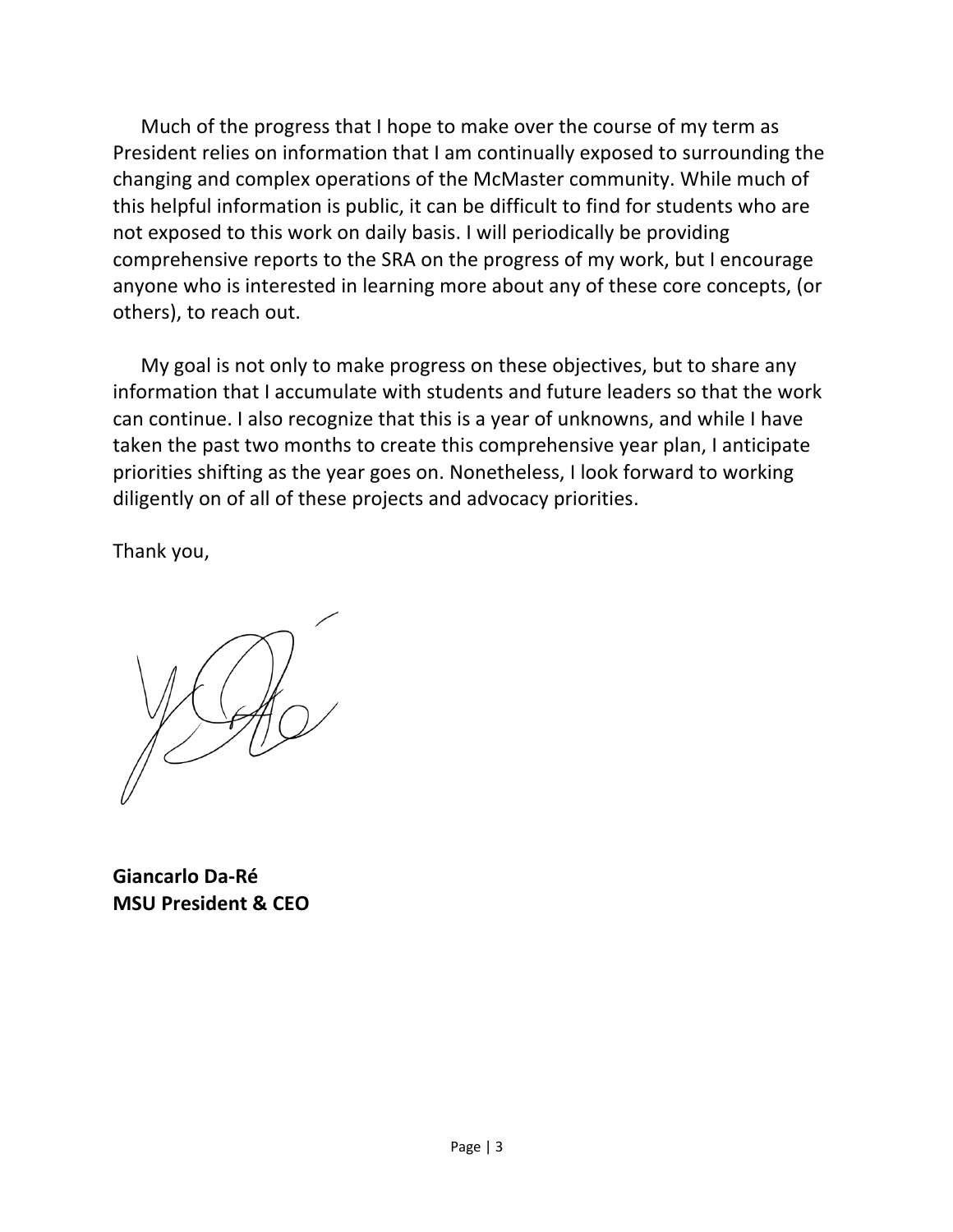Much of the progress that I hope to make over the course of my term as President relies on information that I am continually exposed to surrounding the changing and complex operations of the McMaster community. While much of this helpful information is public, it can be difficult to find for students who are not exposed to this work on daily basis. I will periodically be providing comprehensive reports to the SRA on the progress of my work, but I encourage anyone who is interested in learning more about any of these core concepts, (or others), to reach out.

My goal is not only to make progress on these objectives, but to share any information that I accumulate with students and future leaders so that the work can continue. I also recognize that this is a year of unknowns, and while I have taken the past two months to create this comprehensive year plan, I anticipate priorities shifting as the year goes on. Nonetheless, I look forward to working diligently on of all of these projects and advocacy priorities.

Thank you,

**Giancarlo Da-Ré**
**MSU President & CEO**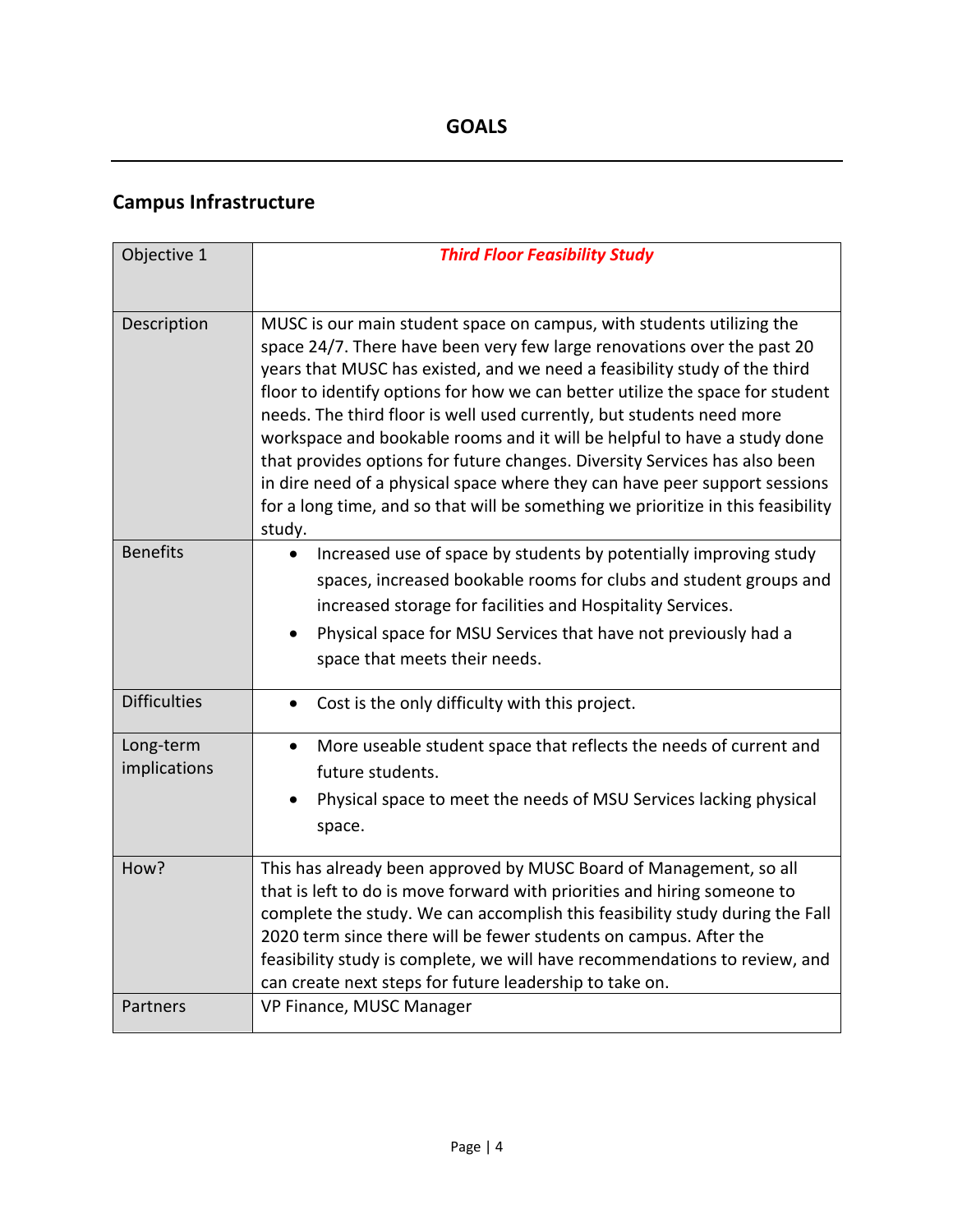# GOALS

## Campus Infrastructure

| Objective 1 | ***Third Floor Feasibility Study*** |
| --- | --- |
| Description | MUSC is our main student space on campus, with students utilizing the space 24/7. There have been very few large renovations over the past 20 years that MUSC has existed, and we need a feasibility study of the third floor to identify options for how we can better utilize the space for student needs. The third floor is well used currently, but students need more workspace and bookable rooms and it will be helpful to have a study done that provides options for future changes. Diversity Services has also been in dire need of a physical space where they can have peer support sessions for a long time, and so that will be something we prioritize in this feasibility study. |
| Benefits | • Increased use of space by students by potentially improving study spaces, increased bookable rooms for clubs and student groups and increased storage for facilities and Hospitality Services.<br>• Physical space for MSU Services that have not previously had a space that meets their needs. |
| Difficulties | • Cost is the only difficulty with this project. |
| Long-term implications | • More useable student space that reflects the needs of current and future students.<br>• Physical space to meet the needs of MSU Services lacking physical space. |
| How? | This has already been approved by MUSC Board of Management, so all that is left to do is move forward with priorities and hiring someone to complete the study. We can accomplish this feasibility study during the Fall 2020 term since there will be fewer students on campus. After the feasibility study is complete, we will have recommendations to review, and can create next steps for future leadership to take on. |
| Partners | VP Finance, MUSC Manager |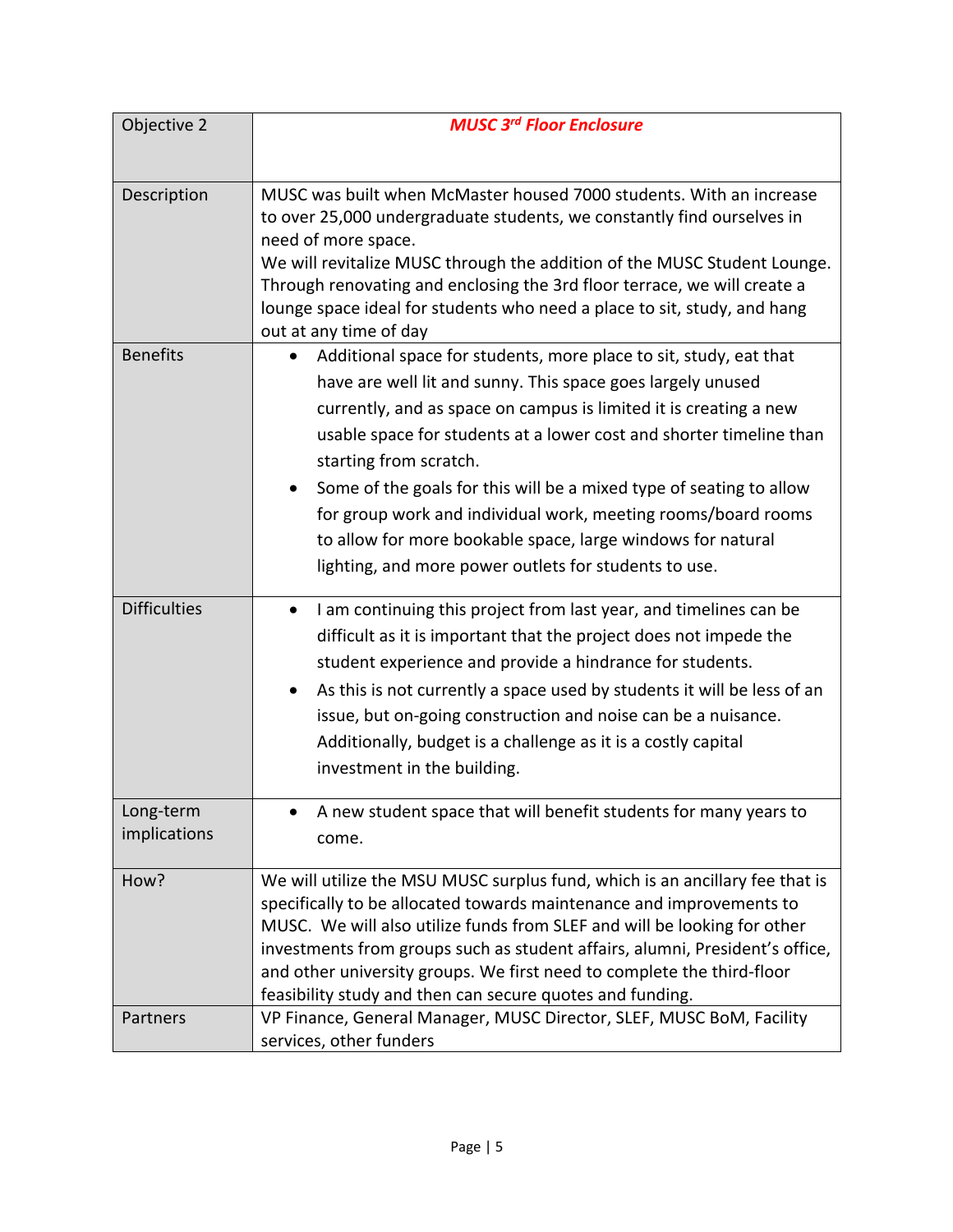| Objective 2 | ***MUSC 3rd Floor Enclosure*** |
|---|---|
| Description | MUSC was built when McMaster housed 7000 students. With an increase to over 25,000 undergraduate students, we constantly find ourselves in need of more space.<br>We will revitalize MUSC through the addition of the MUSC Student Lounge. Through renovating and enclosing the 3rd floor terrace, we will create a lounge space ideal for students who need a place to sit, study, and hang out at any time of day |
| Benefits | • Additional space for students, more place to sit, study, eat that have are well lit and sunny. This space goes largely unused currently, and as space on campus is limited it is creating a new usable space for students at a lower cost and shorter timeline than starting from scratch.<br>• Some of the goals for this will be a mixed type of seating to allow for group work and individual work, meeting rooms/board rooms to allow for more bookable space, large windows for natural lighting, and more power outlets for students to use. |
| Difficulties | • I am continuing this project from last year, and timelines can be difficult as it is important that the project does not impede the student experience and provide a hindrance for students.<br>• As this is not currently a space used by students it will be less of an issue, but on-going construction and noise can be a nuisance. Additionally, budget is a challenge as it is a costly capital investment in the building. |
| Long-term implications | • A new student space that will benefit students for many years to come. |
| How? | We will utilize the MSU MUSC surplus fund, which is an ancillary fee that is specifically to be allocated towards maintenance and improvements to MUSC. We will also utilize funds from SLEF and will be looking for other investments from groups such as student affairs, alumni, President's office, and other university groups. We first need to complete the third-floor feasibility study and then can secure quotes and funding. |
| Partners | VP Finance, General Manager, MUSC Director, SLEF, MUSC BoM, Facility services, other funders |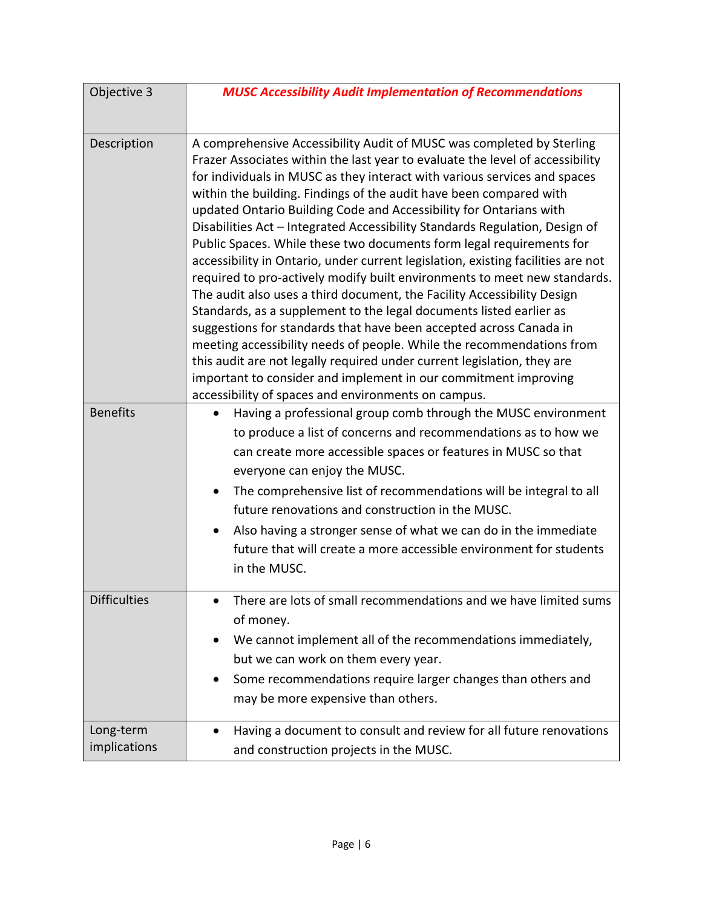| Objective 3 | ***MUSC Accessibility Audit Implementation of Recommendations*** |
|---|---|
| Description | A comprehensive Accessibility Audit of MUSC was completed by Sterling Frazer Associates within the last year to evaluate the level of accessibility for individuals in MUSC as they interact with various services and spaces within the building. Findings of the audit have been compared with updated Ontario Building Code and Accessibility for Ontarians with Disabilities Act – Integrated Accessibility Standards Regulation, Design of Public Spaces. While these two documents form legal requirements for accessibility in Ontario, under current legislation, existing facilities are not required to pro-actively modify built environments to meet new standards. The audit also uses a third document, the Facility Accessibility Design Standards, as a supplement to the legal documents listed earlier as suggestions for standards that have been accepted across Canada in meeting accessibility needs of people. While the recommendations from this audit are not legally required under current legislation, they are important to consider and implement in our commitment improving accessibility of spaces and environments on campus. |
| Benefits | • Having a professional group comb through the MUSC environment to produce a list of concerns and recommendations as to how we can create more accessible spaces or features in MUSC so that everyone can enjoy the MUSC.<br>• The comprehensive list of recommendations will be integral to all future renovations and construction in the MUSC.<br>• Also having a stronger sense of what we can do in the immediate future that will create a more accessible environment for students in the MUSC. |
| Difficulties | • There are lots of small recommendations and we have limited sums of money.<br>• We cannot implement all of the recommendations immediately, but we can work on them every year.<br>• Some recommendations require larger changes than others and may be more expensive than others. |
| Long-term implications | • Having a document to consult and review for all future renovations and construction projects in the MUSC. |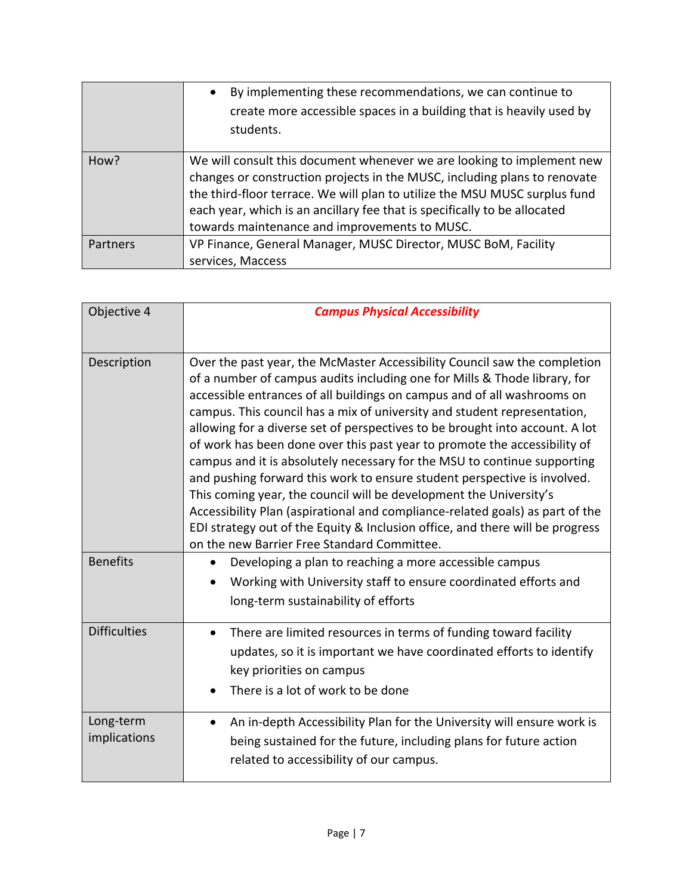| | |
|---|---|
| | • By implementing these recommendations, we can continue to create more accessible spaces in a building that is heavily used by students. |
| How? | We will consult this document whenever we are looking to implement new changes or construction projects in the MUSC, including plans to renovate the third-floor terrace. We will plan to utilize the MSU MUSC surplus fund each year, which is an ancillary fee that is specifically to be allocated towards maintenance and improvements to MUSC. |
| Partners | VP Finance, General Manager, MUSC Director, MUSC BoM, Facility services, Maccess |

| Objective 4 | ***Campus Physical Accessibility*** |
|---|---|
| Description | Over the past year, the McMaster Accessibility Council saw the completion of a number of campus audits including one for Mills & Thode library, for accessible entrances of all buildings on campus and of all washrooms on campus. This council has a mix of university and student representation, allowing for a diverse set of perspectives to be brought into account. A lot of work has been done over this past year to promote the accessibility of campus and it is absolutely necessary for the MSU to continue supporting and pushing forward this work to ensure student perspective is involved. This coming year, the council will be development the University's Accessibility Plan (aspirational and compliance-related goals) as part of the EDI strategy out of the Equity & Inclusion office, and there will be progress on the new Barrier Free Standard Committee. |
| Benefits | • Developing a plan to reaching a more accessible campus<br>• Working with University staff to ensure coordinated efforts and long-term sustainability of efforts |
| Difficulties | • There are limited resources in terms of funding toward facility updates, so it is important we have coordinated efforts to identify key priorities on campus<br>• There is a lot of work to be done |
| Long-term implications | • An in-depth Accessibility Plan for the University will ensure work is being sustained for the future, including plans for future action related to accessibility of our campus. |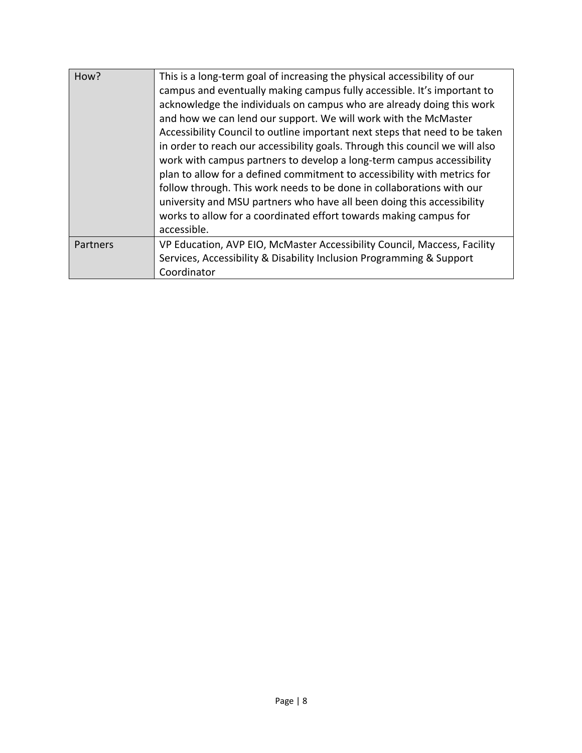| How? | This is a long-term goal of increasing the physical accessibility of our campus and eventually making campus fully accessible. It's important to acknowledge the individuals on campus who are already doing this work and how we can lend our support. We will work with the McMaster Accessibility Council to outline important next steps that need to be taken in order to reach our accessibility goals. Through this council we will also work with campus partners to develop a long-term campus accessibility plan to allow for a defined commitment to accessibility with metrics for follow through. This work needs to be done in collaborations with our university and MSU partners who have all been doing this accessibility works to allow for a coordinated effort towards making campus for accessible. |
|---|---|
| Partners | VP Education, AVP EIO, McMaster Accessibility Council, Maccess, Facility Services, Accessibility & Disability Inclusion Programming & Support Coordinator |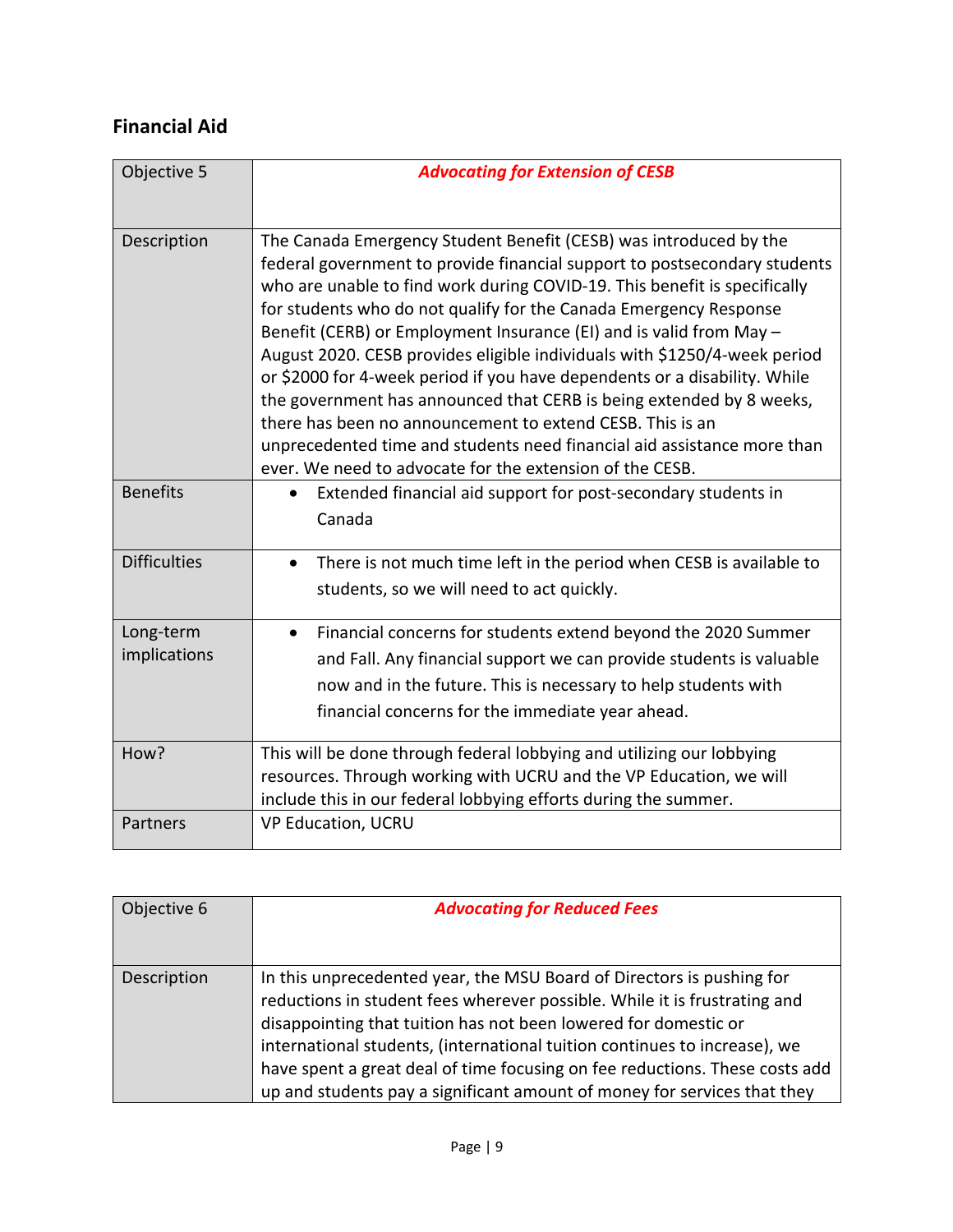## Financial Aid

| Objective 5 | ***Advocating for Extension of CESB*** |
|---|---|
| Description | The Canada Emergency Student Benefit (CESB) was introduced by the federal government to provide financial support to postsecondary students who are unable to find work during COVID-19. This benefit is specifically for students who do not qualify for the Canada Emergency Response Benefit (CERB) or Employment Insurance (EI) and is valid from May – August 2020. CESB provides eligible individuals with $1250/4-week period or $2000 for 4-week period if you have dependents or a disability. While the government has announced that CERB is being extended by 8 weeks, there has been no announcement to extend CESB. This is an unprecedented time and students need financial aid assistance more than ever. We need to advocate for the extension of the CESB. |
| Benefits | • Extended financial aid support for post-secondary students in Canada |
| Difficulties | • There is not much time left in the period when CESB is available to students, so we will need to act quickly. |
| Long-term implications | • Financial concerns for students extend beyond the 2020 Summer and Fall. Any financial support we can provide students is valuable now and in the future. This is necessary to help students with financial concerns for the immediate year ahead. |
| How? | This will be done through federal lobbying and utilizing our lobbying resources. Through working with UCRU and the VP Education, we will include this in our federal lobbying efforts during the summer. |
| Partners | VP Education, UCRU |

| Objective 6 | ***Advocating for Reduced Fees*** |
|---|---|
| Description | In this unprecedented year, the MSU Board of Directors is pushing for reductions in student fees wherever possible. While it is frustrating and disappointing that tuition has not been lowered for domestic or international students, (international tuition continues to increase), we have spent a great deal of time focusing on fee reductions. These costs add up and students pay a significant amount of money for services that they |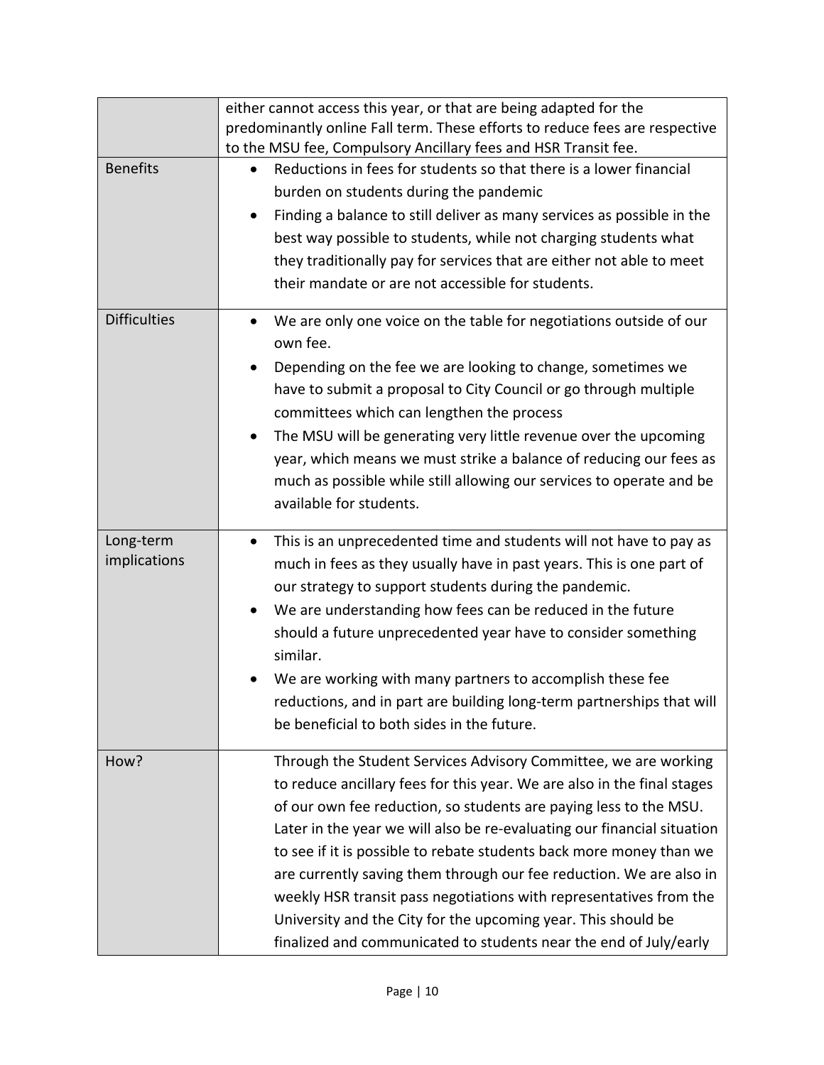| | |
|---|---|
| | either cannot access this year, or that are being adapted for the predominantly online Fall term. These efforts to reduce fees are respective to the MSU fee, Compulsory Ancillary fees and HSR Transit fee. |
| Benefits | • Reductions in fees for students so that there is a lower financial burden on students during the pandemic<br>• Finding a balance to still deliver as many services as possible in the best way possible to students, while not charging students what they traditionally pay for services that are either not able to meet their mandate or are not accessible for students. |
| Difficulties | • We are only one voice on the table for negotiations outside of our own fee.<br>• Depending on the fee we are looking to change, sometimes we have to submit a proposal to City Council or go through multiple committees which can lengthen the process<br>• The MSU will be generating very little revenue over the upcoming year, which means we must strike a balance of reducing our fees as much as possible while still allowing our services to operate and be available for students. |
| Long-term implications | • This is an unprecedented time and students will not have to pay as much in fees as they usually have in past years. This is one part of our strategy to support students during the pandemic.<br>• We are understanding how fees can be reduced in the future should a future unprecedented year have to consider something similar.<br>• We are working with many partners to accomplish these fee reductions, and in part are building long-term partnerships that will be beneficial to both sides in the future. |
| How? | Through the Student Services Advisory Committee, we are working to reduce ancillary fees for this year. We are also in the final stages of our own fee reduction, so students are paying less to the MSU. Later in the year we will also be re-evaluating our financial situation to see if it is possible to rebate students back more money than we are currently saving them through our fee reduction. We are also in weekly HSR transit pass negotiations with representatives from the University and the City for the upcoming year. This should be finalized and communicated to students near the end of July/early |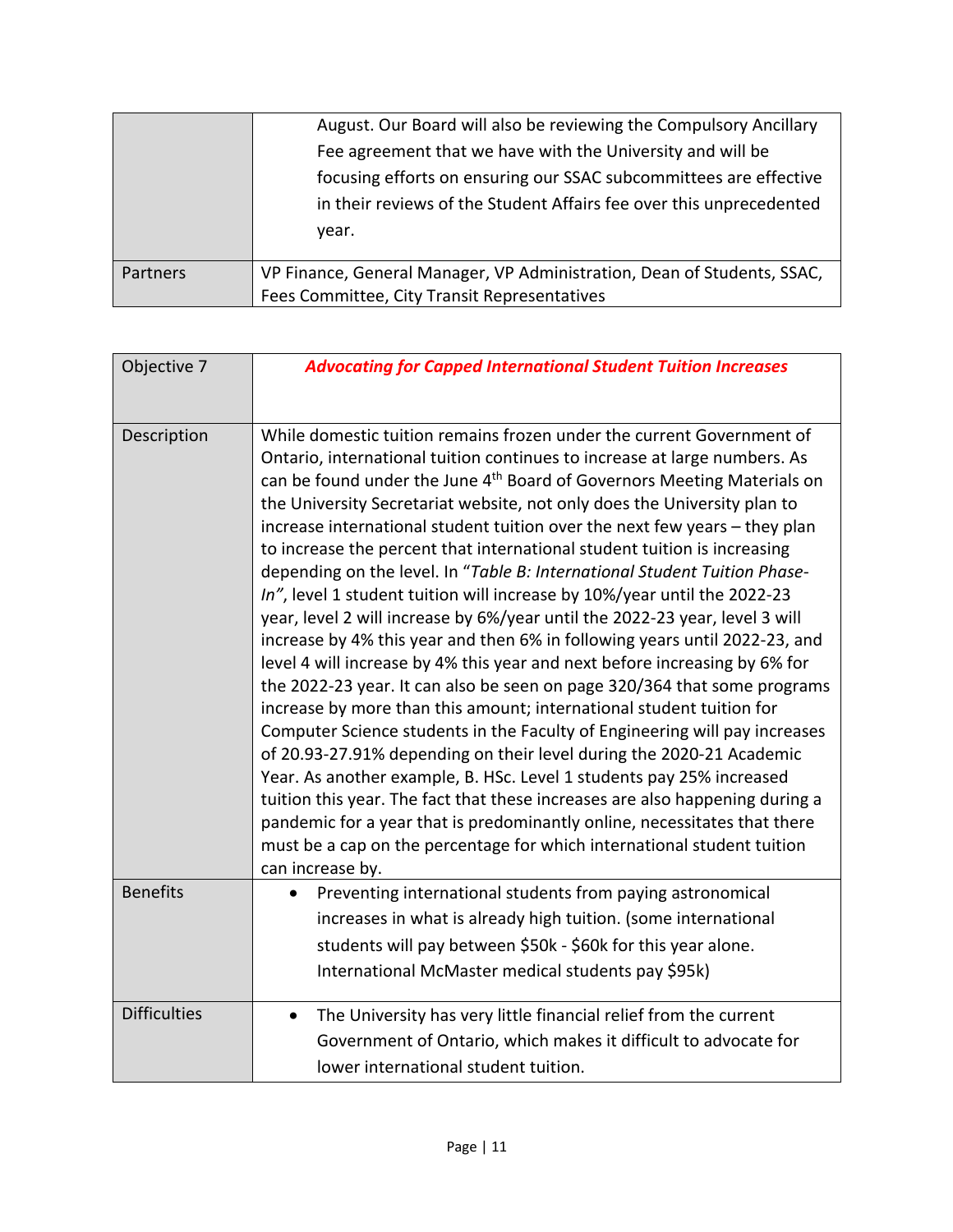| | |
|---|---|
| | August. Our Board will also be reviewing the Compulsory Ancillary Fee agreement that we have with the University and will be focusing efforts on ensuring our SSAC subcommittees are effective in their reviews of the Student Affairs fee over this unprecedented year. |
| Partners | VP Finance, General Manager, VP Administration, Dean of Students, SSAC, Fees Committee, City Transit Representatives |

| Objective 7 | ***Advocating for Capped International Student Tuition Increases*** |
|---|---|
| Description | While domestic tuition remains frozen under the current Government of Ontario, international tuition continues to increase at large numbers. As can be found under the June 4th Board of Governors Meeting Materials on the University Secretariat website, not only does the University plan to increase international student tuition over the next few years – they plan to increase the percent that international student tuition is increasing depending on the level. In "*Table B: International Student Tuition Phase-In"*, level 1 student tuition will increase by 10%/year until the 2022-23 year, level 2 will increase by 6%/year until the 2022-23 year, level 3 will increase by 4% this year and then 6% in following years until 2022-23, and level 4 will increase by 4% this year and next before increasing by 6% for the 2022-23 year. It can also be seen on page 320/364 that some programs increase by more than this amount; international student tuition for Computer Science students in the Faculty of Engineering will pay increases of 20.93-27.91% depending on their level during the 2020-21 Academic Year. As another example, B. HSc. Level 1 students pay 25% increased tuition this year. The fact that these increases are also happening during a pandemic for a year that is predominantly online, necessitates that there must be a cap on the percentage for which international student tuition can increase by. |
| Benefits | • Preventing international students from paying astronomical increases in what is already high tuition. (some international students will pay between $50k - $60k for this year alone. International McMaster medical students pay $95k) |
| Difficulties | • The University has very little financial relief from the current Government of Ontario, which makes it difficult to advocate for lower international student tuition. |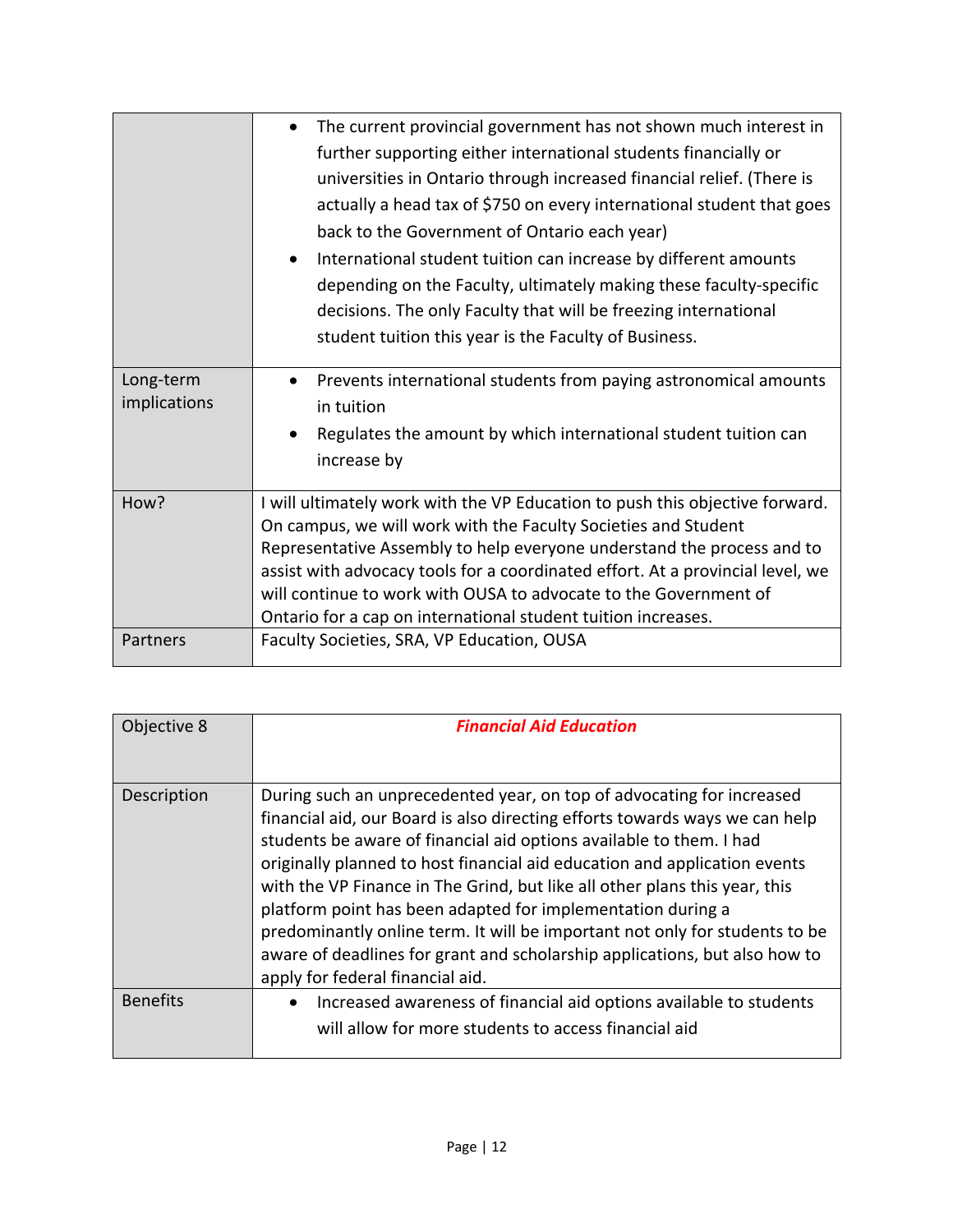| | |
|---|---|
| | • The current provincial government has not shown much interest in further supporting either international students financially or universities in Ontario through increased financial relief. (There is actually a head tax of $750 on every international student that goes back to the Government of Ontario each year)<br>• International student tuition can increase by different amounts depending on the Faculty, ultimately making these faculty-specific decisions. The only Faculty that will be freezing international student tuition this year is the Faculty of Business. |
| Long-term implications | • Prevents international students from paying astronomical amounts in tuition<br>• Regulates the amount by which international student tuition can increase by |
| How? | I will ultimately work with the VP Education to push this objective forward. On campus, we will work with the Faculty Societies and Student Representative Assembly to help everyone understand the process and to assist with advocacy tools for a coordinated effort. At a provincial level, we will continue to work with OUSA to advocate to the Government of Ontario for a cap on international student tuition increases. |
| Partners | Faculty Societies, SRA, VP Education, OUSA |

| Objective 8 | ***Financial Aid Education*** |
|---|---|
| Description | During such an unprecedented year, on top of advocating for increased financial aid, our Board is also directing efforts towards ways we can help students be aware of financial aid options available to them. I had originally planned to host financial aid education and application events with the VP Finance in The Grind, but like all other plans this year, this platform point has been adapted for implementation during a predominantly online term. It will be important not only for students to be aware of deadlines for grant and scholarship applications, but also how to apply for federal financial aid. |
| Benefits | • Increased awareness of financial aid options available to students will allow for more students to access financial aid |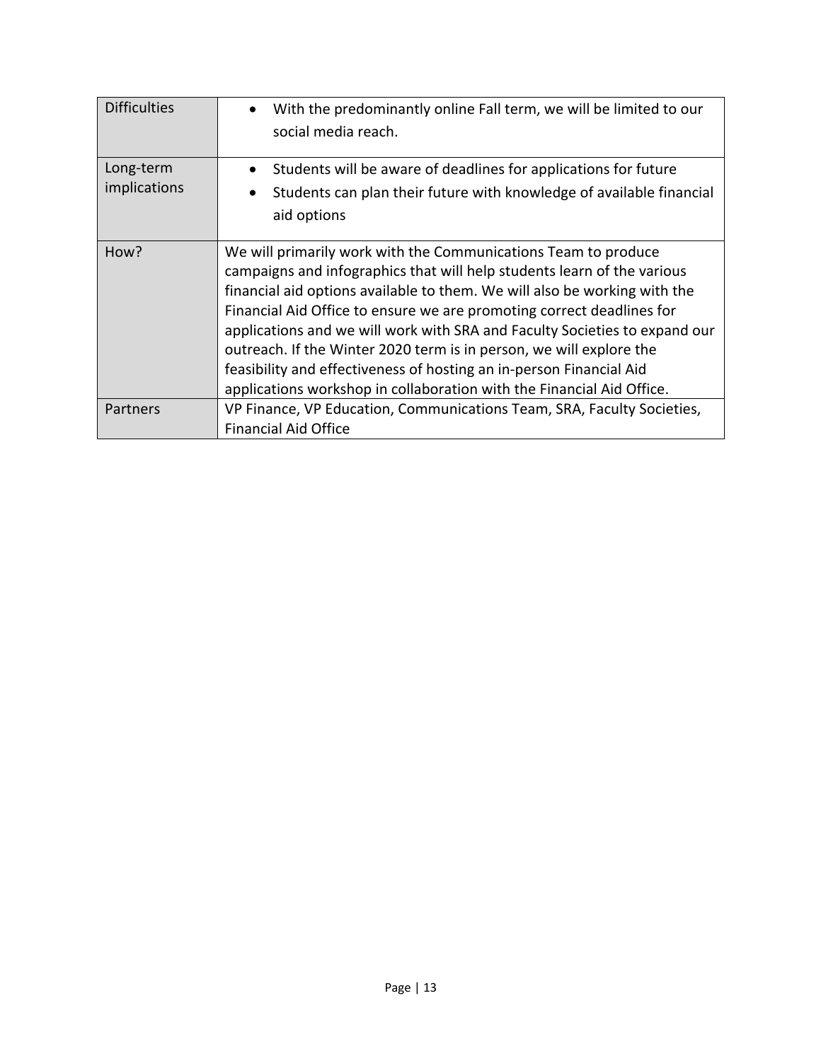| | |
|---|---|
| Difficulties | • With the predominantly online Fall term, we will be limited to our social media reach. |
| Long-term implications | • Students will be aware of deadlines for applications for future<br>• Students can plan their future with knowledge of available financial aid options |
| How? | We will primarily work with the Communications Team to produce campaigns and infographics that will help students learn of the various financial aid options available to them. We will also be working with the Financial Aid Office to ensure we are promoting correct deadlines for applications and we will work with SRA and Faculty Societies to expand our outreach. If the Winter 2020 term is in person, we will explore the feasibility and effectiveness of hosting an in-person Financial Aid applications workshop in collaboration with the Financial Aid Office. |
| Partners | VP Finance, VP Education, Communications Team, SRA, Faculty Societies, Financial Aid Office |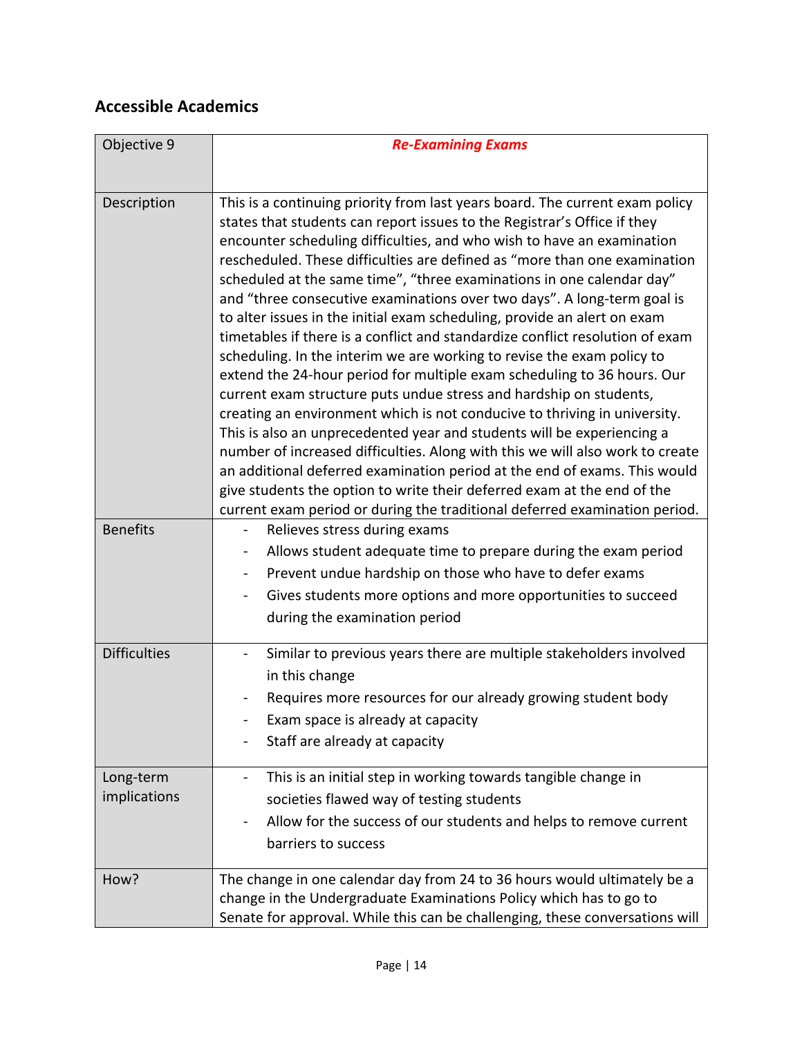## Accessible Academics

| Objective 9 | ***Re-Examining Exams*** |
|---|---|
| Description | This is a continuing priority from last years board. The current exam policy states that students can report issues to the Registrar's Office if they encounter scheduling difficulties, and who wish to have an examination rescheduled. These difficulties are defined as "more than one examination scheduled at the same time", "three examinations in one calendar day" and "three consecutive examinations over two days". A long-term goal is to alter issues in the initial exam scheduling, provide an alert on exam timetables if there is a conflict and standardize conflict resolution of exam scheduling. In the interim we are working to revise the exam policy to extend the 24-hour period for multiple exam scheduling to 36 hours. Our current exam structure puts undue stress and hardship on students, creating an environment which is not conducive to thriving in university. This is also an unprecedented year and students will be experiencing a number of increased difficulties. Along with this we will also work to create an additional deferred examination period at the end of exams. This would give students the option to write their deferred exam at the end of the current exam period or during the traditional deferred examination period. |
| Benefits | - Relieves stress during exams<br>- Allows student adequate time to prepare during the exam period<br>- Prevent undue hardship on those who have to defer exams<br>- Gives students more options and more opportunities to succeed during the examination period |
| Difficulties | - Similar to previous years there are multiple stakeholders involved in this change<br>- Requires more resources for our already growing student body<br>- Exam space is already at capacity<br>- Staff are already at capacity |
| Long-term implications | - This is an initial step in working towards tangible change in societies flawed way of testing students<br>- Allow for the success of our students and helps to remove current barriers to success |
| How? | The change in one calendar day from 24 to 36 hours would ultimately be a change in the Undergraduate Examinations Policy which has to go to Senate for approval. While this can be challenging, these conversations will |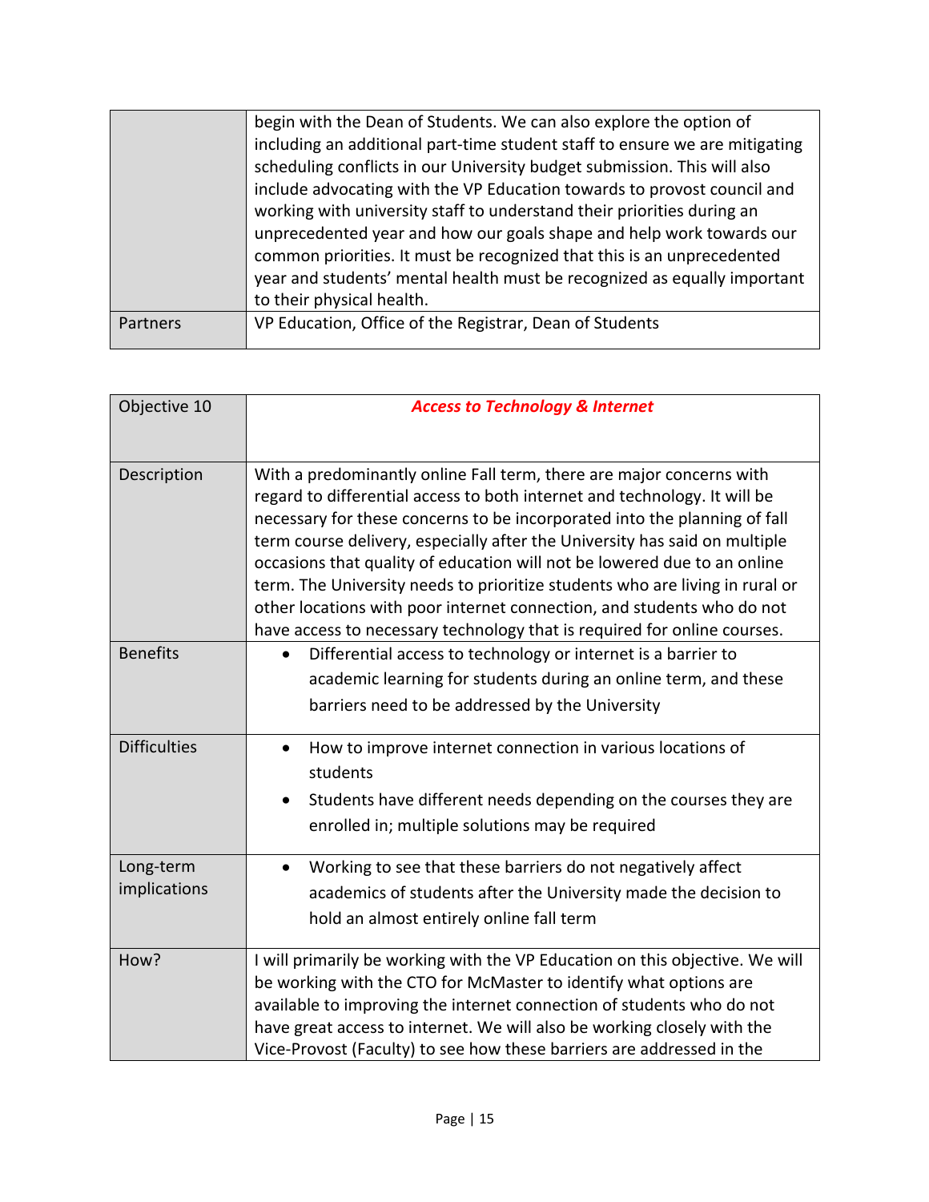| | |
|---|---|
| | begin with the Dean of Students. We can also explore the option of including an additional part-time student staff to ensure we are mitigating scheduling conflicts in our University budget submission. This will also include advocating with the VP Education towards to provost council and working with university staff to understand their priorities during an unprecedented year and how our goals shape and help work towards our common priorities. It must be recognized that this is an unprecedented year and students' mental health must be recognized as equally important to their physical health. |
| Partners | VP Education, Office of the Registrar, Dean of Students |

| Objective 10 | ***Access to Technology & Internet*** |
|---|---|
| Description | With a predominantly online Fall term, there are major concerns with regard to differential access to both internet and technology. It will be necessary for these concerns to be incorporated into the planning of fall term course delivery, especially after the University has said on multiple occasions that quality of education will not be lowered due to an online term. The University needs to prioritize students who are living in rural or other locations with poor internet connection, and students who do not have access to necessary technology that is required for online courses. |
| Benefits | • Differential access to technology or internet is a barrier to academic learning for students during an online term, and these barriers need to be addressed by the University |
| Difficulties | • How to improve internet connection in various locations of students<br>• Students have different needs depending on the courses they are enrolled in; multiple solutions may be required |
| Long-term implications | • Working to see that these barriers do not negatively affect academics of students after the University made the decision to hold an almost entirely online fall term |
| How? | I will primarily be working with the VP Education on this objective. We will be working with the CTO for McMaster to identify what options are available to improving the internet connection of students who do not have great access to internet. We will also be working closely with the Vice-Provost (Faculty) to see how these barriers are addressed in the |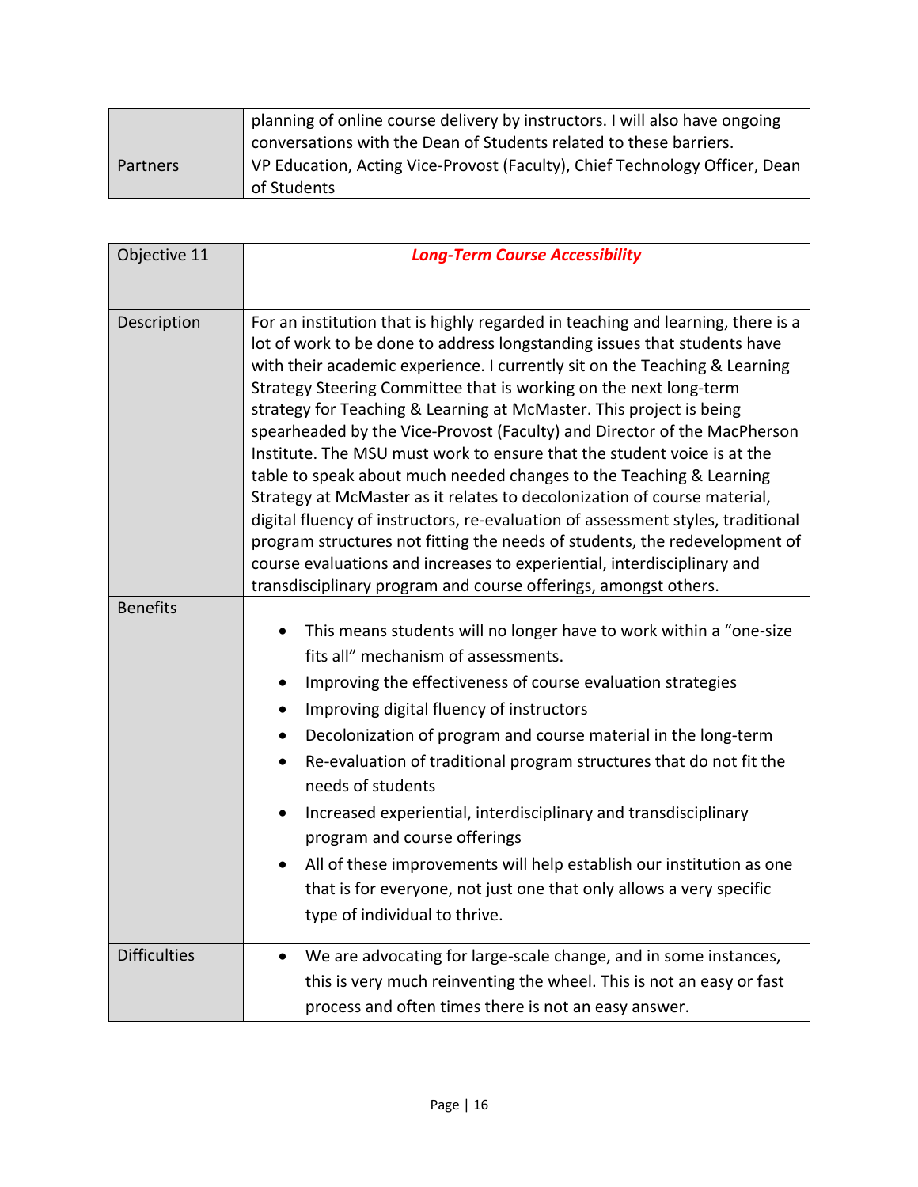| | planning of online course delivery by instructors. I will also have ongoing conversations with the Dean of Students related to these barriers. |
|---|---|
| Partners | VP Education, Acting Vice-Provost (Faculty), Chief Technology Officer, Dean of Students |

| Objective 11 | ***Long-Term Course Accessibility*** |
|---|---|
| Description | For an institution that is highly regarded in teaching and learning, there is a lot of work to be done to address longstanding issues that students have with their academic experience. I currently sit on the Teaching & Learning Strategy Steering Committee that is working on the next long-term strategy for Teaching & Learning at McMaster. This project is being spearheaded by the Vice-Provost (Faculty) and Director of the MacPherson Institute. The MSU must work to ensure that the student voice is at the table to speak about much needed changes to the Teaching & Learning Strategy at McMaster as it relates to decolonization of course material, digital fluency of instructors, re-evaluation of assessment styles, traditional program structures not fitting the needs of students, the redevelopment of course evaluations and increases to experiential, interdisciplinary and transdisciplinary program and course offerings, amongst others. |
| Benefits | • This means students will no longer have to work within a "one-size fits all" mechanism of assessments.<br>• Improving the effectiveness of course evaluation strategies<br>• Improving digital fluency of instructors<br>• Decolonization of program and course material in the long-term<br>• Re-evaluation of traditional program structures that do not fit the needs of students<br>• Increased experiential, interdisciplinary and transdisciplinary program and course offerings<br>• All of these improvements will help establish our institution as one that is for everyone, not just one that only allows a very specific type of individual to thrive. |
| Difficulties | • We are advocating for large-scale change, and in some instances, this is very much reinventing the wheel. This is not an easy or fast process and often times there is not an easy answer. |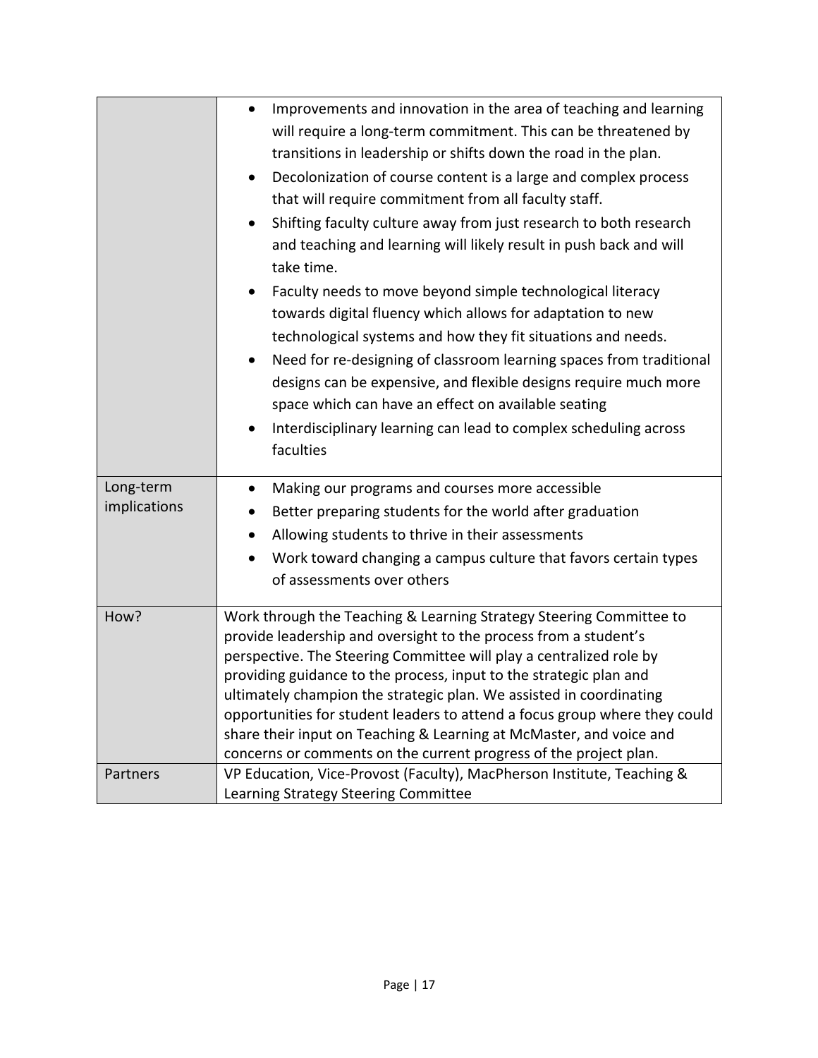| | |
|---|---|
| | • Improvements and innovation in the area of teaching and learning will require a long-term commitment. This can be threatened by transitions in leadership or shifts down the road in the plan.<br>• Decolonization of course content is a large and complex process that will require commitment from all faculty staff.<br>• Shifting faculty culture away from just research to both research and teaching and learning will likely result in push back and will take time.<br>• Faculty needs to move beyond simple technological literacy towards digital fluency which allows for adaptation to new technological systems and how they fit situations and needs.<br>• Need for re-designing of classroom learning spaces from traditional designs can be expensive, and flexible designs require much more space which can have an effect on available seating<br>• Interdisciplinary learning can lead to complex scheduling across faculties |
| Long-term implications | • Making our programs and courses more accessible<br>• Better preparing students for the world after graduation<br>• Allowing students to thrive in their assessments<br>• Work toward changing a campus culture that favors certain types of assessments over others |
| How? | Work through the Teaching & Learning Strategy Steering Committee to provide leadership and oversight to the process from a student's perspective. The Steering Committee will play a centralized role by providing guidance to the process, input to the strategic plan and ultimately champion the strategic plan. We assisted in coordinating opportunities for student leaders to attend a focus group where they could share their input on Teaching & Learning at McMaster, and voice and concerns or comments on the current progress of the project plan. |
| Partners | VP Education, Vice-Provost (Faculty), MacPherson Institute, Teaching & Learning Strategy Steering Committee |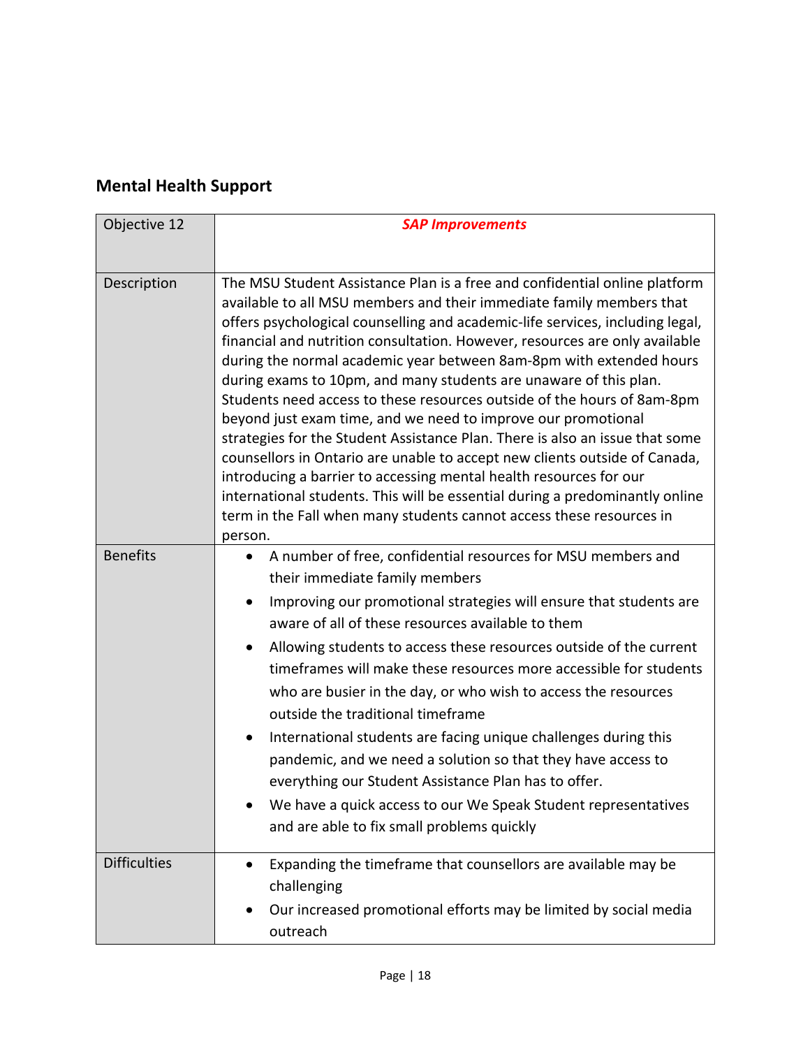## Mental Health Support

| Objective 12 | ***SAP Improvements*** |
|---|---|
| Description | The MSU Student Assistance Plan is a free and confidential online platform available to all MSU members and their immediate family members that offers psychological counselling and academic-life services, including legal, financial and nutrition consultation. However, resources are only available during the normal academic year between 8am-8pm with extended hours during exams to 10pm, and many students are unaware of this plan. Students need access to these resources outside of the hours of 8am-8pm beyond just exam time, and we need to improve our promotional strategies for the Student Assistance Plan. There is also an issue that some counsellors in Ontario are unable to accept new clients outside of Canada, introducing a barrier to accessing mental health resources for our international students. This will be essential during a predominantly online term in the Fall when many students cannot access these resources in person. |
| Benefits | • A number of free, confidential resources for MSU members and their immediate family members<br>• Improving our promotional strategies will ensure that students are aware of all of these resources available to them<br>• Allowing students to access these resources outside of the current timeframes will make these resources more accessible for students who are busier in the day, or who wish to access the resources outside the traditional timeframe<br>• International students are facing unique challenges during this pandemic, and we need a solution so that they have access to everything our Student Assistance Plan has to offer.<br>• We have a quick access to our We Speak Student representatives and are able to fix small problems quickly |
| Difficulties | • Expanding the timeframe that counsellors are available may be challenging<br>• Our increased promotional efforts may be limited by social media outreach |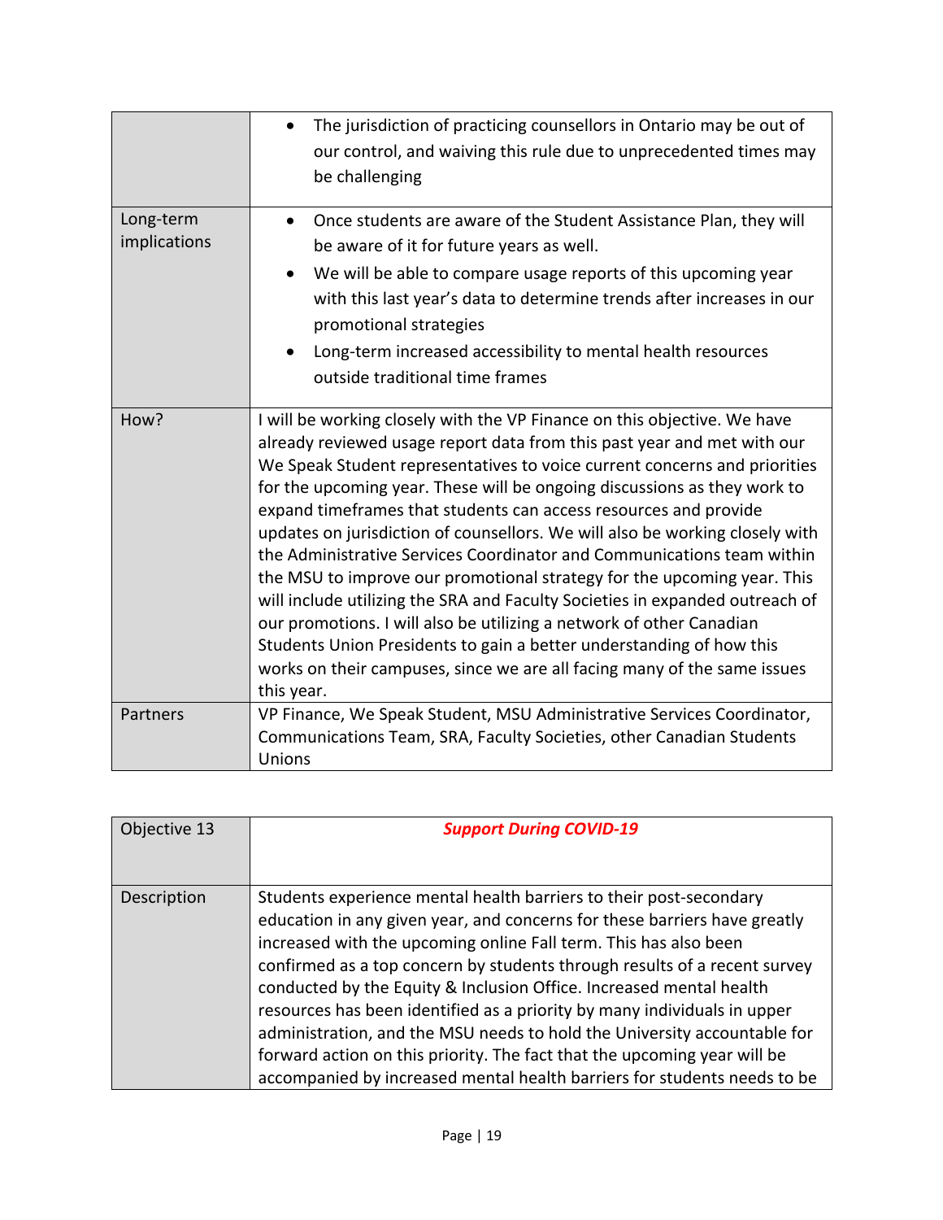| | |
|---|---|
| | • The jurisdiction of practicing counsellors in Ontario may be out of our control, and waiving this rule due to unprecedented times may be challenging |
| Long-term implications | • Once students are aware of the Student Assistance Plan, they will be aware of it for future years as well.<br>• We will be able to compare usage reports of this upcoming year with this last year's data to determine trends after increases in our promotional strategies<br>• Long-term increased accessibility to mental health resources outside traditional time frames |
| How? | I will be working closely with the VP Finance on this objective. We have already reviewed usage report data from this past year and met with our We Speak Student representatives to voice current concerns and priorities for the upcoming year. These will be ongoing discussions as they work to expand timeframes that students can access resources and provide updates on jurisdiction of counsellors. We will also be working closely with the Administrative Services Coordinator and Communications team within the MSU to improve our promotional strategy for the upcoming year. This will include utilizing the SRA and Faculty Societies in expanded outreach of our promotions. I will also be utilizing a network of other Canadian Students Union Presidents to gain a better understanding of how this works on their campuses, since we are all facing many of the same issues this year. |
| Partners | VP Finance, We Speak Student, MSU Administrative Services Coordinator, Communications Team, SRA, Faculty Societies, other Canadian Students Unions |

| Objective 13 | ***Support During COVID-19*** |
|---|---|
| Description | Students experience mental health barriers to their post-secondary education in any given year, and concerns for these barriers have greatly increased with the upcoming online Fall term. This has also been confirmed as a top concern by students through results of a recent survey conducted by the Equity & Inclusion Office. Increased mental health resources has been identified as a priority by many individuals in upper administration, and the MSU needs to hold the University accountable for forward action on this priority. The fact that the upcoming year will be accompanied by increased mental health barriers for students needs to be |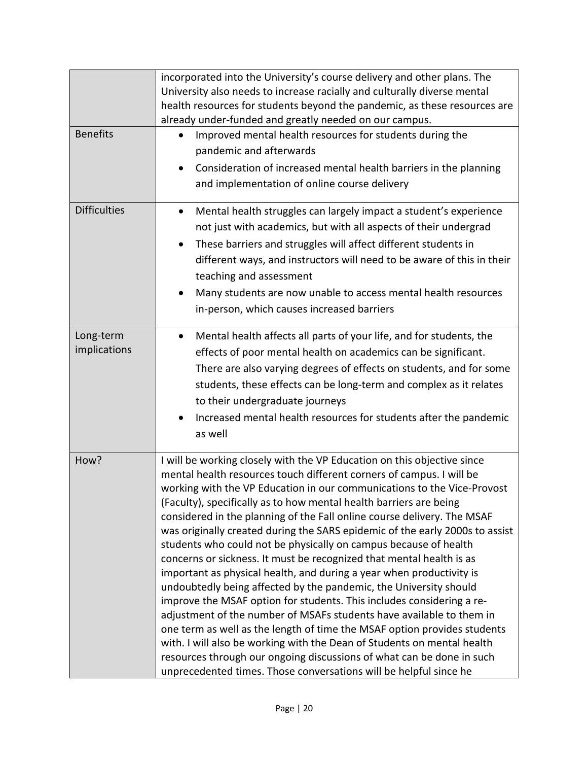| | |
|---|---|
| | incorporated into the University's course delivery and other plans. The University also needs to increase racially and culturally diverse mental health resources for students beyond the pandemic, as these resources are already under-funded and greatly needed on our campus. |
| Benefits | • Improved mental health resources for students during the pandemic and afterwards<br>• Consideration of increased mental health barriers in the planning and implementation of online course delivery |
| Difficulties | • Mental health struggles can largely impact a student's experience not just with academics, but with all aspects of their undergrad<br>• These barriers and struggles will affect different students in different ways, and instructors will need to be aware of this in their teaching and assessment<br>• Many students are now unable to access mental health resources in-person, which causes increased barriers |
| Long-term implications | • Mental health affects all parts of your life, and for students, the effects of poor mental health on academics can be significant. There are also varying degrees of effects on students, and for some students, these effects can be long-term and complex as it relates to their undergraduate journeys<br>• Increased mental health resources for students after the pandemic as well |
| How? | I will be working closely with the VP Education on this objective since mental health resources touch different corners of campus. I will be working with the VP Education in our communications to the Vice-Provost (Faculty), specifically as to how mental health barriers are being considered in the planning of the Fall online course delivery. The MSAF was originally created during the SARS epidemic of the early 2000s to assist students who could not be physically on campus because of health concerns or sickness. It must be recognized that mental health is as important as physical health, and during a year when productivity is undoubtedly being affected by the pandemic, the University should improve the MSAF option for students. This includes considering a re-adjustment of the number of MSAFs students have available to them in one term as well as the length of time the MSAF option provides students with. I will also be working with the Dean of Students on mental health resources through our ongoing discussions of what can be done in such unprecedented times. Those conversations will be helpful since he |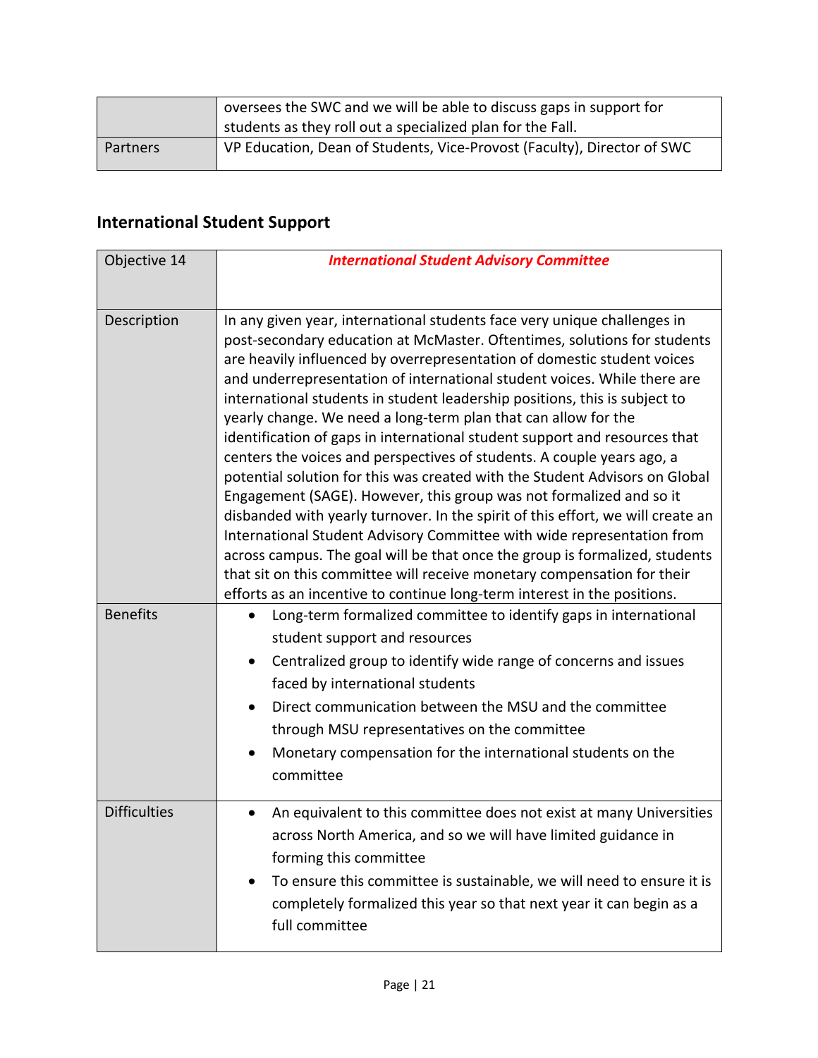| | |
|---|---|
| | oversees the SWC and we will be able to discuss gaps in support for students as they roll out a specialized plan for the Fall. |
| Partners | VP Education, Dean of Students, Vice-Provost (Faculty), Director of SWC |

## International Student Support

| | |
|---|---|
| Objective 14 | ***International Student Advisory Committee*** |
| Description | In any given year, international students face very unique challenges in post-secondary education at McMaster. Oftentimes, solutions for students are heavily influenced by overrepresentation of domestic student voices and underrepresentation of international student voices. While there are international students in student leadership positions, this is subject to yearly change. We need a long-term plan that can allow for the identification of gaps in international student support and resources that centers the voices and perspectives of students. A couple years ago, a potential solution for this was created with the Student Advisors on Global Engagement (SAGE). However, this group was not formalized and so it disbanded with yearly turnover. In the spirit of this effort, we will create an International Student Advisory Committee with wide representation from across campus. The goal will be that once the group is formalized, students that sit on this committee will receive monetary compensation for their efforts as an incentive to continue long-term interest in the positions. |
| Benefits | • Long-term formalized committee to identify gaps in international student support and resources<br>• Centralized group to identify wide range of concerns and issues faced by international students<br>• Direct communication between the MSU and the committee through MSU representatives on the committee<br>• Monetary compensation for the international students on the committee |
| Difficulties | • An equivalent to this committee does not exist at many Universities across North America, and so we will have limited guidance in forming this committee<br>• To ensure this committee is sustainable, we will need to ensure it is completely formalized this year so that next year it can begin as a full committee |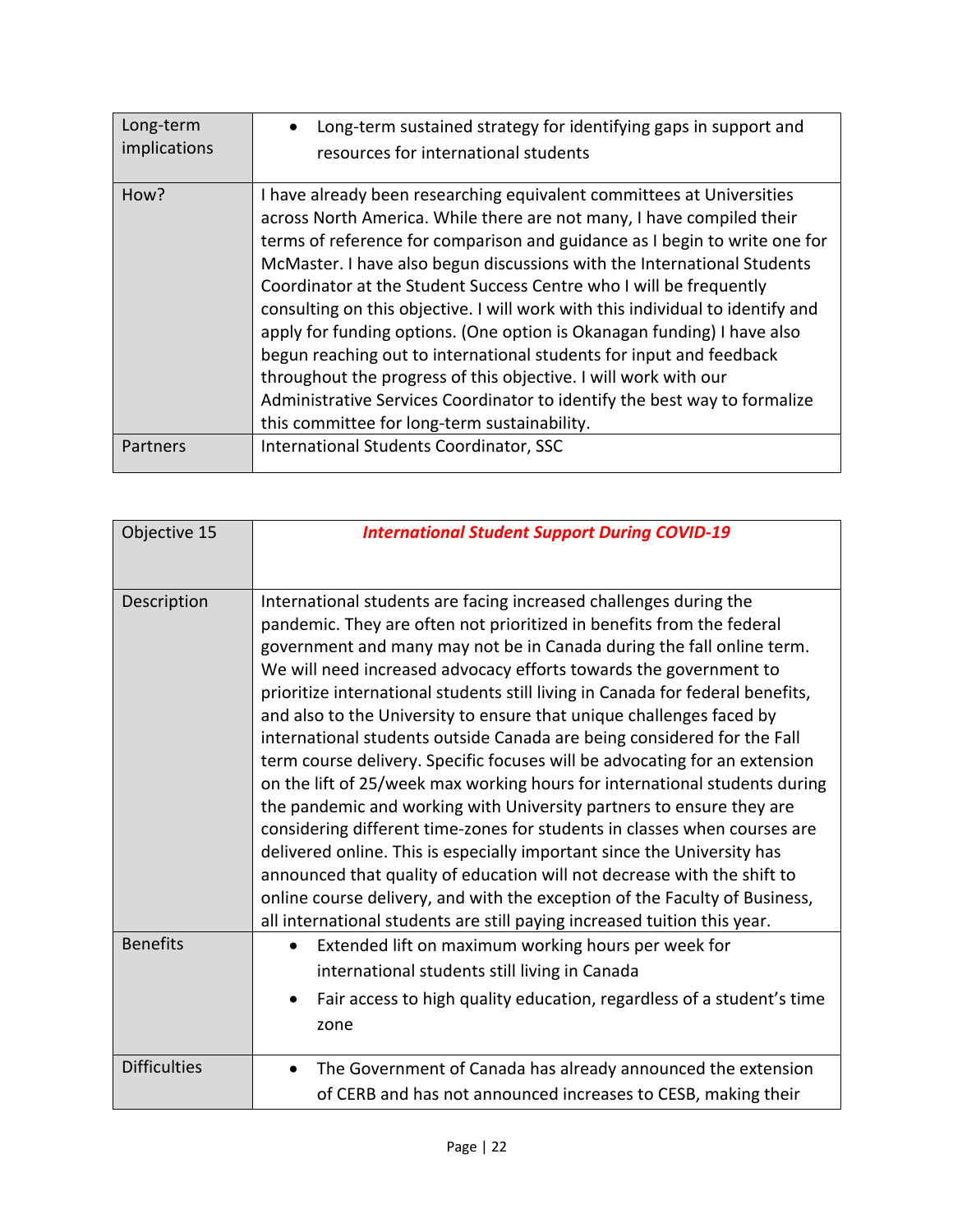| Long-term implications | • Long-term sustained strategy for identifying gaps in support and resources for international students |
|---|---|
| How? | I have already been researching equivalent committees at Universities across North America. While there are not many, I have compiled their terms of reference for comparison and guidance as I begin to write one for McMaster. I have also begun discussions with the International Students Coordinator at the Student Success Centre who I will be frequently consulting on this objective. I will work with this individual to identify and apply for funding options. (One option is Okanagan funding) I have also begun reaching out to international students for input and feedback throughout the progress of this objective. I will work with our Administrative Services Coordinator to identify the best way to formalize this committee for long-term sustainability. |
| Partners | International Students Coordinator, SSC |

| Objective 15 | ***International Student Support During COVID-19*** |
|---|---|
| Description | International students are facing increased challenges during the pandemic. They are often not prioritized in benefits from the federal government and many may not be in Canada during the fall online term. We will need increased advocacy efforts towards the government to prioritize international students still living in Canada for federal benefits, and also to the University to ensure that unique challenges faced by international students outside Canada are being considered for the Fall term course delivery. Specific focuses will be advocating for an extension on the lift of 25/week max working hours for international students during the pandemic and working with University partners to ensure they are considering different time-zones for students in classes when courses are delivered online. This is especially important since the University has announced that quality of education will not decrease with the shift to online course delivery, and with the exception of the Faculty of Business, all international students are still paying increased tuition this year. |
| Benefits | • Extended lift on maximum working hours per week for international students still living in Canada<br>• Fair access to high quality education, regardless of a student's time zone |
| Difficulties | • The Government of Canada has already announced the extension of CERB and has not announced increases to CESB, making their |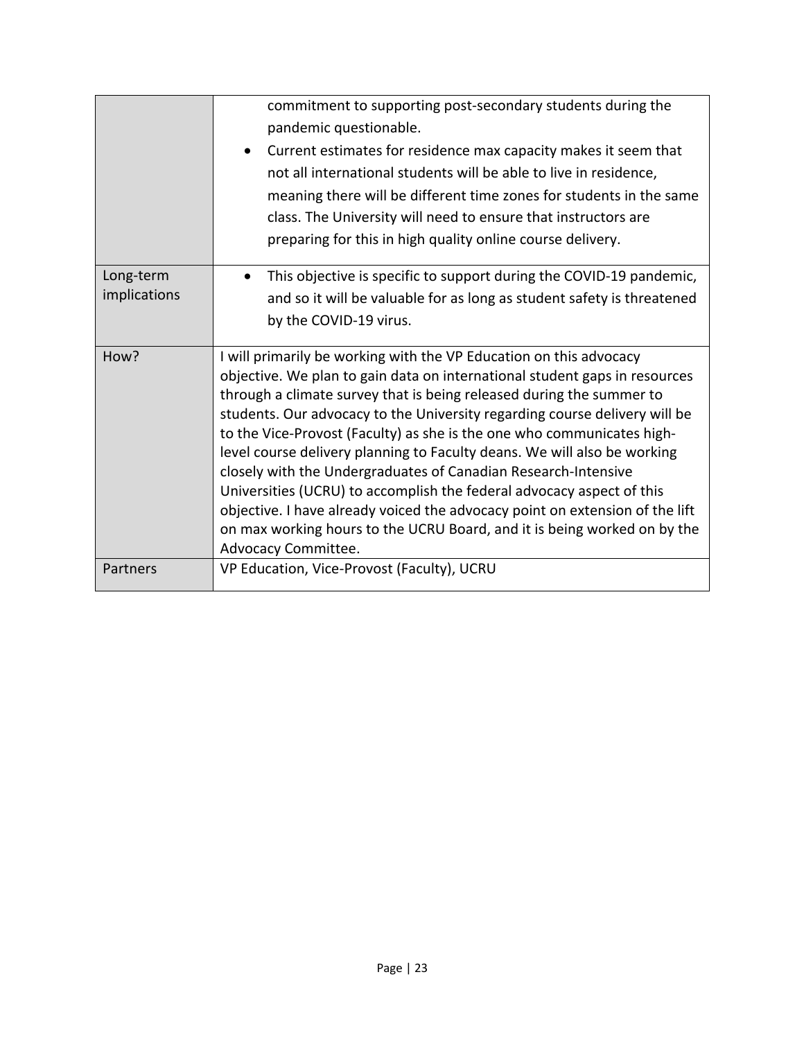| | |
|---|---|
| | commitment to supporting post-secondary students during the pandemic questionable.<br>• Current estimates for residence max capacity makes it seem that not all international students will be able to live in residence, meaning there will be different time zones for students in the same class. The University will need to ensure that instructors are preparing for this in high quality online course delivery. |
| Long-term implications | • This objective is specific to support during the COVID-19 pandemic, and so it will be valuable for as long as student safety is threatened by the COVID-19 virus. |
| How? | I will primarily be working with the VP Education on this advocacy objective. We plan to gain data on international student gaps in resources through a climate survey that is being released during the summer to students. Our advocacy to the University regarding course delivery will be to the Vice-Provost (Faculty) as she is the one who communicates high-level course delivery planning to Faculty deans. We will also be working closely with the Undergraduates of Canadian Research-Intensive Universities (UCRU) to accomplish the federal advocacy aspect of this objective. I have already voiced the advocacy point on extension of the lift on max working hours to the UCRU Board, and it is being worked on by the Advocacy Committee. |
| Partners | VP Education, Vice-Provost (Faculty), UCRU |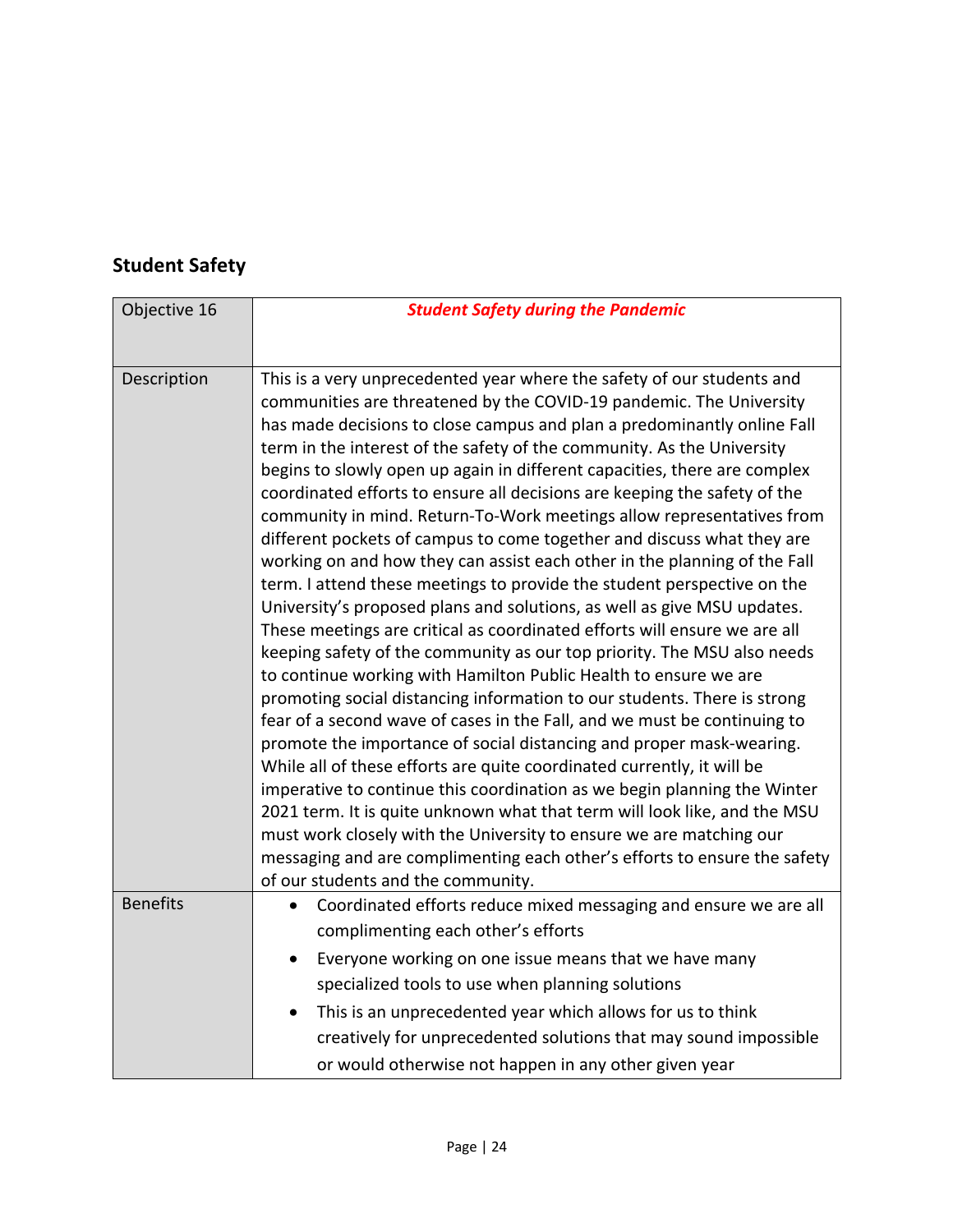## Student Safety

| Objective 16 | ***Student Safety during the Pandemic*** |
|---|---|
| Description | This is a very unprecedented year where the safety of our students and communities are threatened by the COVID-19 pandemic. The University has made decisions to close campus and plan a predominantly online Fall term in the interest of the safety of the community. As the University begins to slowly open up again in different capacities, there are complex coordinated efforts to ensure all decisions are keeping the safety of the community in mind. Return-To-Work meetings allow representatives from different pockets of campus to come together and discuss what they are working on and how they can assist each other in the planning of the Fall term. I attend these meetings to provide the student perspective on the University's proposed plans and solutions, as well as give MSU updates. These meetings are critical as coordinated efforts will ensure we are all keeping safety of the community as our top priority. The MSU also needs to continue working with Hamilton Public Health to ensure we are promoting social distancing information to our students. There is strong fear of a second wave of cases in the Fall, and we must be continuing to promote the importance of social distancing and proper mask-wearing. While all of these efforts are quite coordinated currently, it will be imperative to continue this coordination as we begin planning the Winter 2021 term. It is quite unknown what that term will look like, and the MSU must work closely with the University to ensure we are matching our messaging and are complimenting each other's efforts to ensure the safety of our students and the community. |
| Benefits | • Coordinated efforts reduce mixed messaging and ensure we are all complimenting each other's efforts<br>• Everyone working on one issue means that we have many specialized tools to use when planning solutions<br>• This is an unprecedented year which allows for us to think creatively for unprecedented solutions that may sound impossible or would otherwise not happen in any other given year |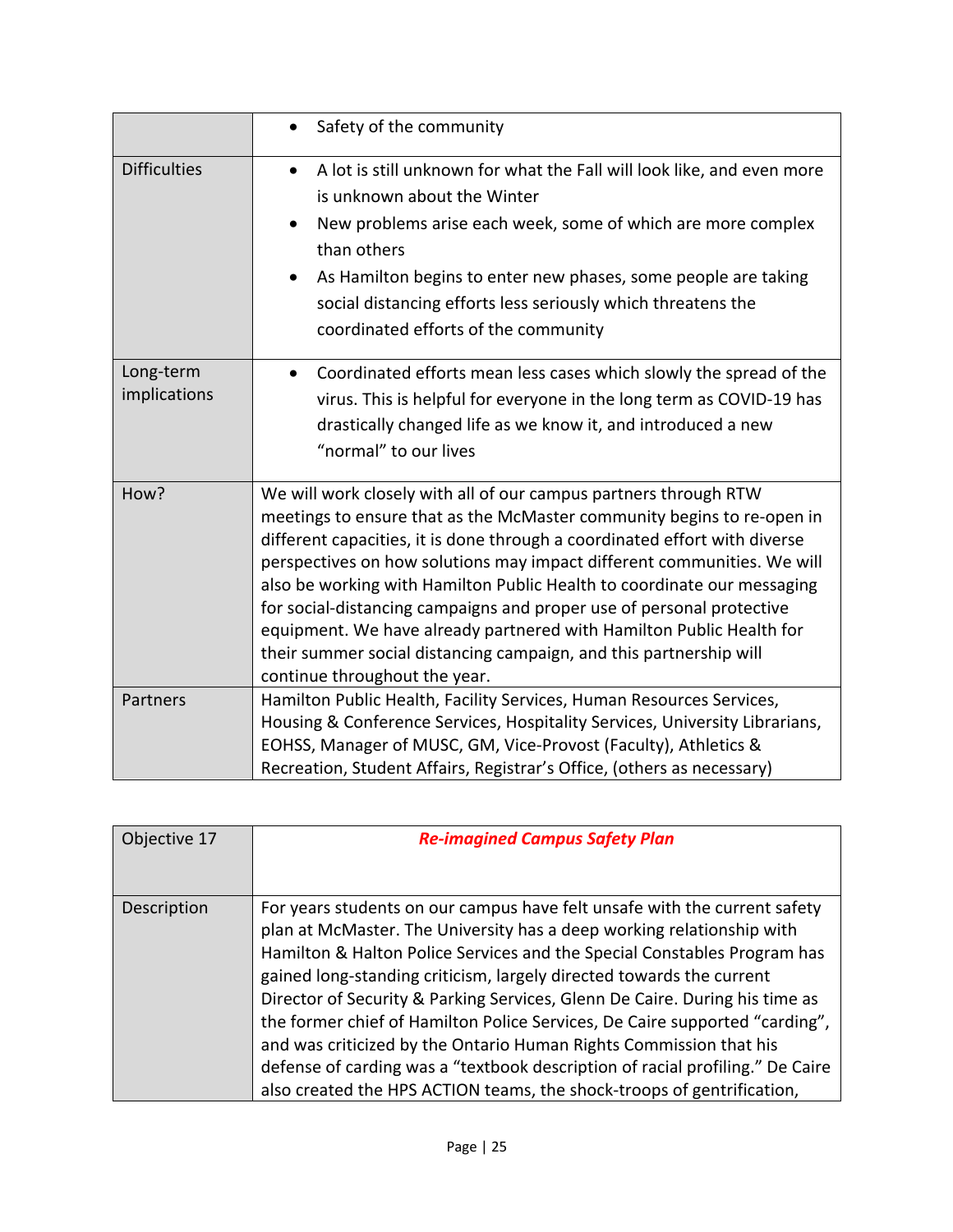| | |
|---|---|
| | • Safety of the community |
| Difficulties | • A lot is still unknown for what the Fall will look like, and even more is unknown about the Winter<br>• New problems arise each week, some of which are more complex than others<br>• As Hamilton begins to enter new phases, some people are taking social distancing efforts less seriously which threatens the coordinated efforts of the community |
| Long-term implications | • Coordinated efforts mean less cases which slowly the spread of the virus. This is helpful for everyone in the long term as COVID-19 has drastically changed life as we know it, and introduced a new "normal" to our lives |
| How? | We will work closely with all of our campus partners through RTW meetings to ensure that as the McMaster community begins to re-open in different capacities, it is done through a coordinated effort with diverse perspectives on how solutions may impact different communities. We will also be working with Hamilton Public Health to coordinate our messaging for social-distancing campaigns and proper use of personal protective equipment. We have already partnered with Hamilton Public Health for their summer social distancing campaign, and this partnership will continue throughout the year. |
| Partners | Hamilton Public Health, Facility Services, Human Resources Services, Housing & Conference Services, Hospitality Services, University Librarians, EOHSS, Manager of MUSC, GM, Vice-Provost (Faculty), Athletics & Recreation, Student Affairs, Registrar's Office, (others as necessary) |

| Objective 17 | ***Re-imagined Campus Safety Plan*** |
|---|---|
| Description | For years students on our campus have felt unsafe with the current safety plan at McMaster. The University has a deep working relationship with Hamilton & Halton Police Services and the Special Constables Program has gained long-standing criticism, largely directed towards the current Director of Security & Parking Services, Glenn De Caire. During his time as the former chief of Hamilton Police Services, De Caire supported "carding", and was criticized by the Ontario Human Rights Commission that his defense of carding was a "textbook description of racial profiling." De Caire also created the HPS ACTION teams, the shock-troops of gentrification, |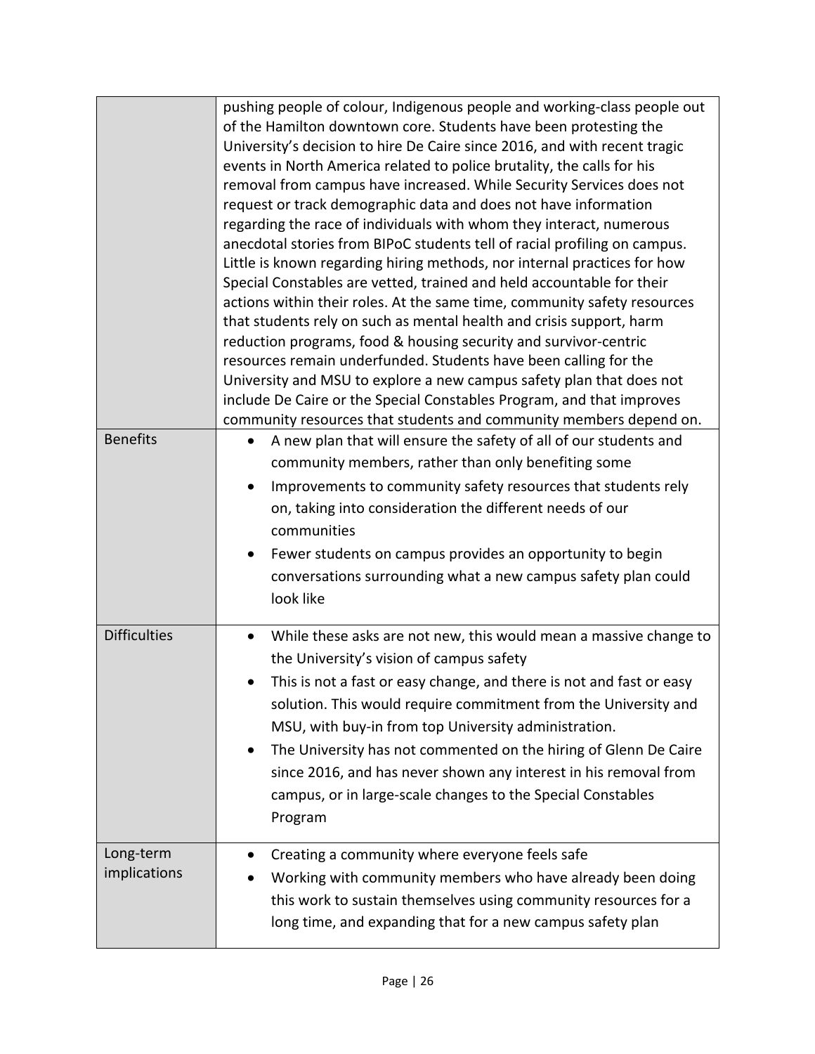| | |
|---|---|
| | pushing people of colour, Indigenous people and working-class people out of the Hamilton downtown core. Students have been protesting the University's decision to hire De Caire since 2016, and with recent tragic events in North America related to police brutality, the calls for his removal from campus have increased. While Security Services does not request or track demographic data and does not have information regarding the race of individuals with whom they interact, numerous anecdotal stories from BIPoC students tell of racial profiling on campus. Little is known regarding hiring methods, nor internal practices for how Special Constables are vetted, trained and held accountable for their actions within their roles. At the same time, community safety resources that students rely on such as mental health and crisis support, harm reduction programs, food & housing security and survivor-centric resources remain underfunded. Students have been calling for the University and MSU to explore a new campus safety plan that does not include De Caire or the Special Constables Program, and that improves community resources that students and community members depend on. |
| Benefits | • A new plan that will ensure the safety of all of our students and community members, rather than only benefiting some<br>• Improvements to community safety resources that students rely on, taking into consideration the different needs of our communities<br>• Fewer students on campus provides an opportunity to begin conversations surrounding what a new campus safety plan could look like |
| Difficulties | • While these asks are not new, this would mean a massive change to the University's vision of campus safety<br>• This is not a fast or easy change, and there is not and fast or easy solution. This would require commitment from the University and MSU, with buy-in from top University administration.<br>• The University has not commented on the hiring of Glenn De Caire since 2016, and has never shown any interest in his removal from campus, or in large-scale changes to the Special Constables Program |
| Long-term implications | • Creating a community where everyone feels safe<br>• Working with community members who have already been doing this work to sustain themselves using community resources for a long time, and expanding that for a new campus safety plan |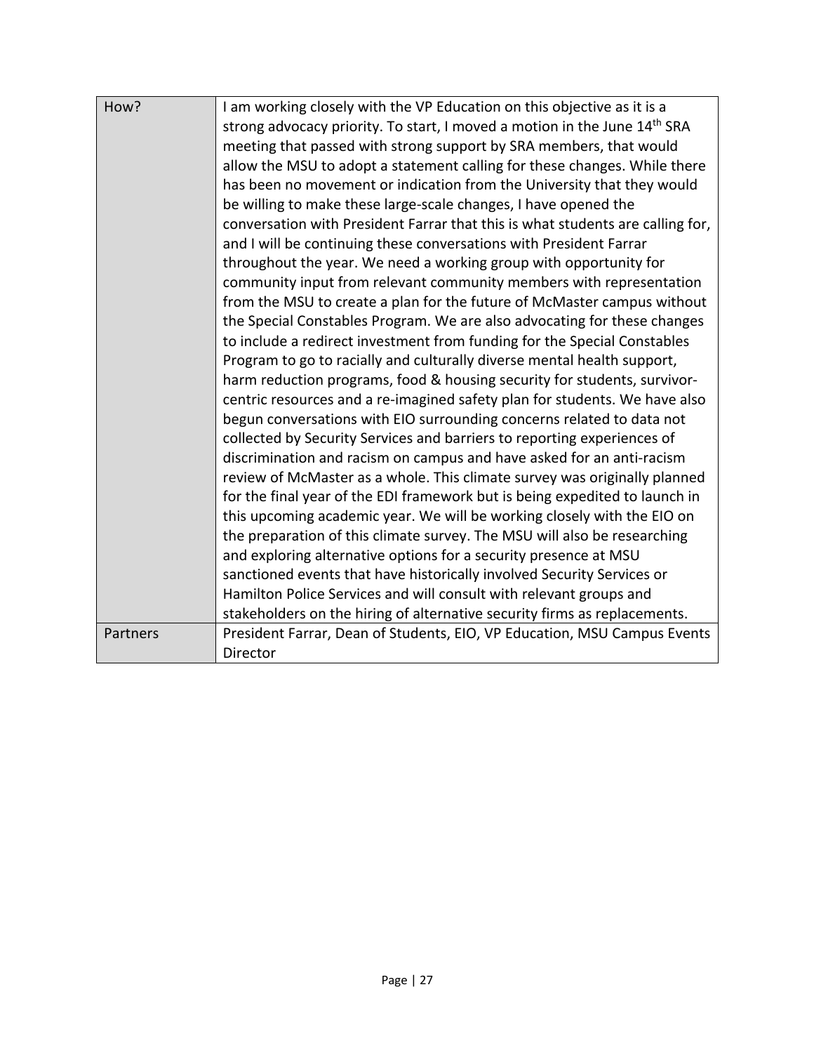| How? | I am working closely with the VP Education on this objective as it is a strong advocacy priority. To start, I moved a motion in the June 14th SRA meeting that passed with strong support by SRA members, that would allow the MSU to adopt a statement calling for these changes. While there has been no movement or indication from the University that they would be willing to make these large-scale changes, I have opened the conversation with President Farrar that this is what students are calling for, and I will be continuing these conversations with President Farrar throughout the year. We need a working group with opportunity for community input from relevant community members with representation from the MSU to create a plan for the future of McMaster campus without the Special Constables Program. We are also advocating for these changes to include a redirect investment from funding for the Special Constables Program to go to racially and culturally diverse mental health support, harm reduction programs, food & housing security for students, survivor-centric resources and a re-imagined safety plan for students. We have also begun conversations with EIO surrounding concerns related to data not collected by Security Services and barriers to reporting experiences of discrimination and racism on campus and have asked for an anti-racism review of McMaster as a whole. This climate survey was originally planned for the final year of the EDI framework but is being expedited to launch in this upcoming academic year. We will be working closely with the EIO on the preparation of this climate survey. The MSU will also be researching and exploring alternative options for a security presence at MSU sanctioned events that have historically involved Security Services or Hamilton Police Services and will consult with relevant groups and stakeholders on the hiring of alternative security firms as replacements. |
|---|---|
| Partners | President Farrar, Dean of Students, EIO, VP Education, MSU Campus Events Director |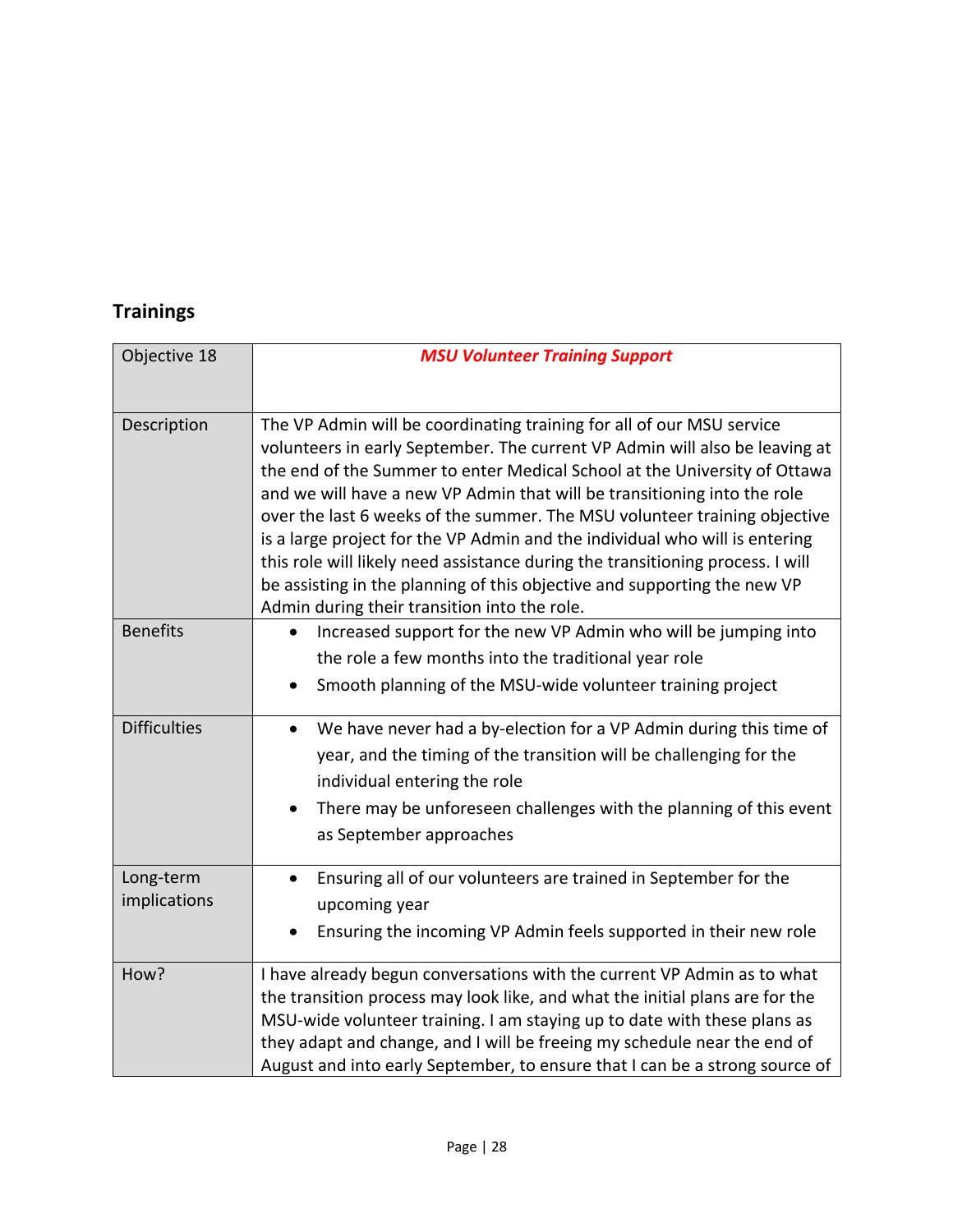## Trainings

| Objective 18 | ***MSU Volunteer Training Support*** |
|---|---|
| Description | The VP Admin will be coordinating training for all of our MSU service volunteers in early September. The current VP Admin will also be leaving at the end of the Summer to enter Medical School at the University of Ottawa and we will have a new VP Admin that will be transitioning into the role over the last 6 weeks of the summer. The MSU volunteer training objective is a large project for the VP Admin and the individual who will is entering this role will likely need assistance during the transitioning process. I will be assisting in the planning of this objective and supporting the new VP Admin during their transition into the role. |
| Benefits | • Increased support for the new VP Admin who will be jumping into the role a few months into the traditional year role<br>• Smooth planning of the MSU-wide volunteer training project |
| Difficulties | • We have never had a by-election for a VP Admin during this time of year, and the timing of the transition will be challenging for the individual entering the role<br>• There may be unforeseen challenges with the planning of this event as September approaches |
| Long-term implications | • Ensuring all of our volunteers are trained in September for the upcoming year<br>• Ensuring the incoming VP Admin feels supported in their new role |
| How? | I have already begun conversations with the current VP Admin as to what the transition process may look like, and what the initial plans are for the MSU-wide volunteer training. I am staying up to date with these plans as they adapt and change, and I will be freeing my schedule near the end of August and into early September, to ensure that I can be a strong source of |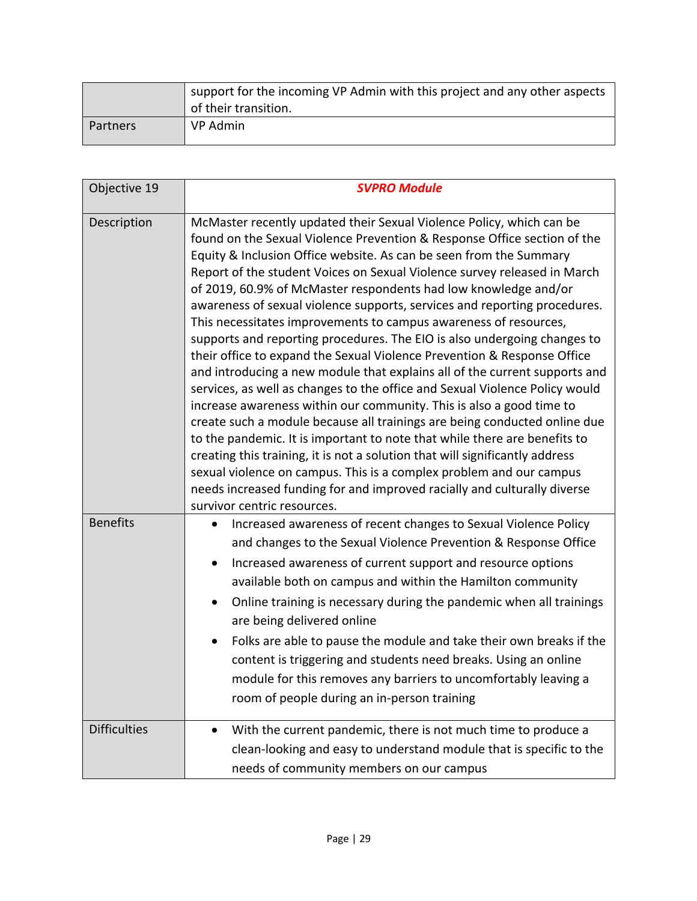|  |  |
|---|---|
|  | support for the incoming VP Admin with this project and any other aspects of their transition. |
| Partners | VP Admin |

| Objective 19 | ***SVPRO Module*** |
|---|---|
| Description | McMaster recently updated their Sexual Violence Policy, which can be found on the Sexual Violence Prevention & Response Office section of the Equity & Inclusion Office website. As can be seen from the Summary Report of the student Voices on Sexual Violence survey released in March of 2019, 60.9% of McMaster respondents had low knowledge and/or awareness of sexual violence supports, services and reporting procedures. This necessitates improvements to campus awareness of resources, supports and reporting procedures. The EIO is also undergoing changes to their office to expand the Sexual Violence Prevention & Response Office and introducing a new module that explains all of the current supports and services, as well as changes to the office and Sexual Violence Policy would increase awareness within our community. This is also a good time to create such a module because all trainings are being conducted online due to the pandemic. It is important to note that while there are benefits to creating this training, it is not a solution that will significantly address sexual violence on campus. This is a complex problem and our campus needs increased funding for and improved racially and culturally diverse survivor centric resources. |
| Benefits | • Increased awareness of recent changes to Sexual Violence Policy and changes to the Sexual Violence Prevention & Response Office<br>• Increased awareness of current support and resource options available both on campus and within the Hamilton community<br>• Online training is necessary during the pandemic when all trainings are being delivered online<br>• Folks are able to pause the module and take their own breaks if the content is triggering and students need breaks. Using an online module for this removes any barriers to uncomfortably leaving a room of people during an in-person training |
| Difficulties | • With the current pandemic, there is not much time to produce a clean-looking and easy to understand module that is specific to the needs of community members on our campus |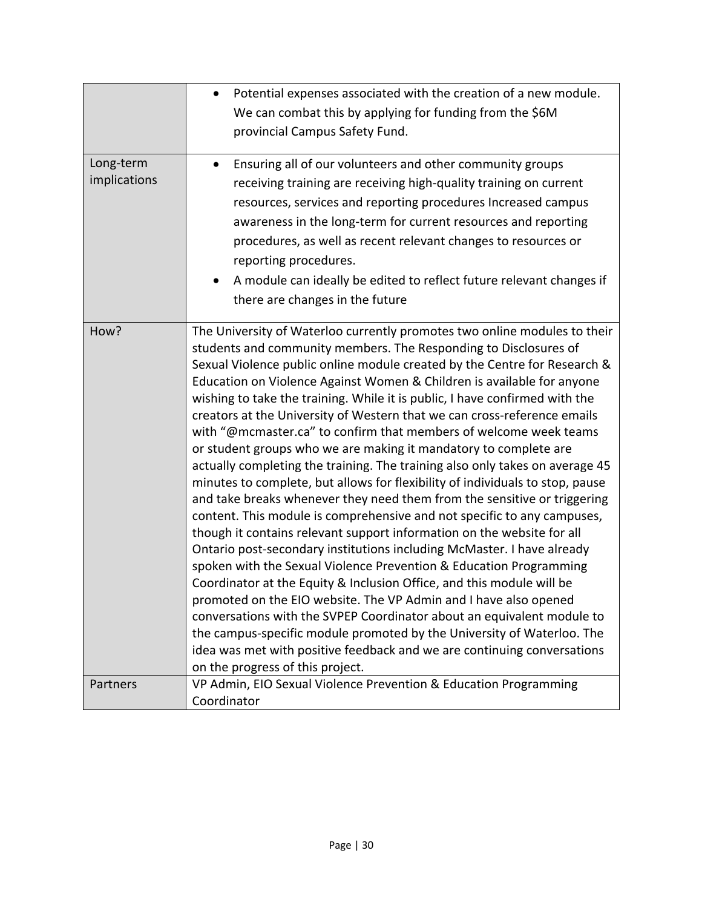| | |
|---|---|
| | • Potential expenses associated with the creation of a new module. We can combat this by applying for funding from the $6M provincial Campus Safety Fund. |
| Long-term implications | • Ensuring all of our volunteers and other community groups receiving training are receiving high-quality training on current resources, services and reporting procedures Increased campus awareness in the long-term for current resources and reporting procedures, as well as recent relevant changes to resources or reporting procedures.<br>• A module can ideally be edited to reflect future relevant changes if there are changes in the future |
| How? | The University of Waterloo currently promotes two online modules to their students and community members. The Responding to Disclosures of Sexual Violence public online module created by the Centre for Research & Education on Violence Against Women & Children is available for anyone wishing to take the training. While it is public, I have confirmed with the creators at the University of Western that we can cross-reference emails with "@mcmaster.ca" to confirm that members of welcome week teams or student groups who we are making it mandatory to complete are actually completing the training. The training also only takes on average 45 minutes to complete, but allows for flexibility of individuals to stop, pause and take breaks whenever they need them from the sensitive or triggering content. This module is comprehensive and not specific to any campuses, though it contains relevant support information on the website for all Ontario post-secondary institutions including McMaster. I have already spoken with the Sexual Violence Prevention & Education Programming Coordinator at the Equity & Inclusion Office, and this module will be promoted on the EIO website. The VP Admin and I have also opened conversations with the SVPEP Coordinator about an equivalent module to the campus-specific module promoted by the University of Waterloo. The idea was met with positive feedback and we are continuing conversations on the progress of this project. |
| Partners | VP Admin, EIO Sexual Violence Prevention & Education Programming Coordinator |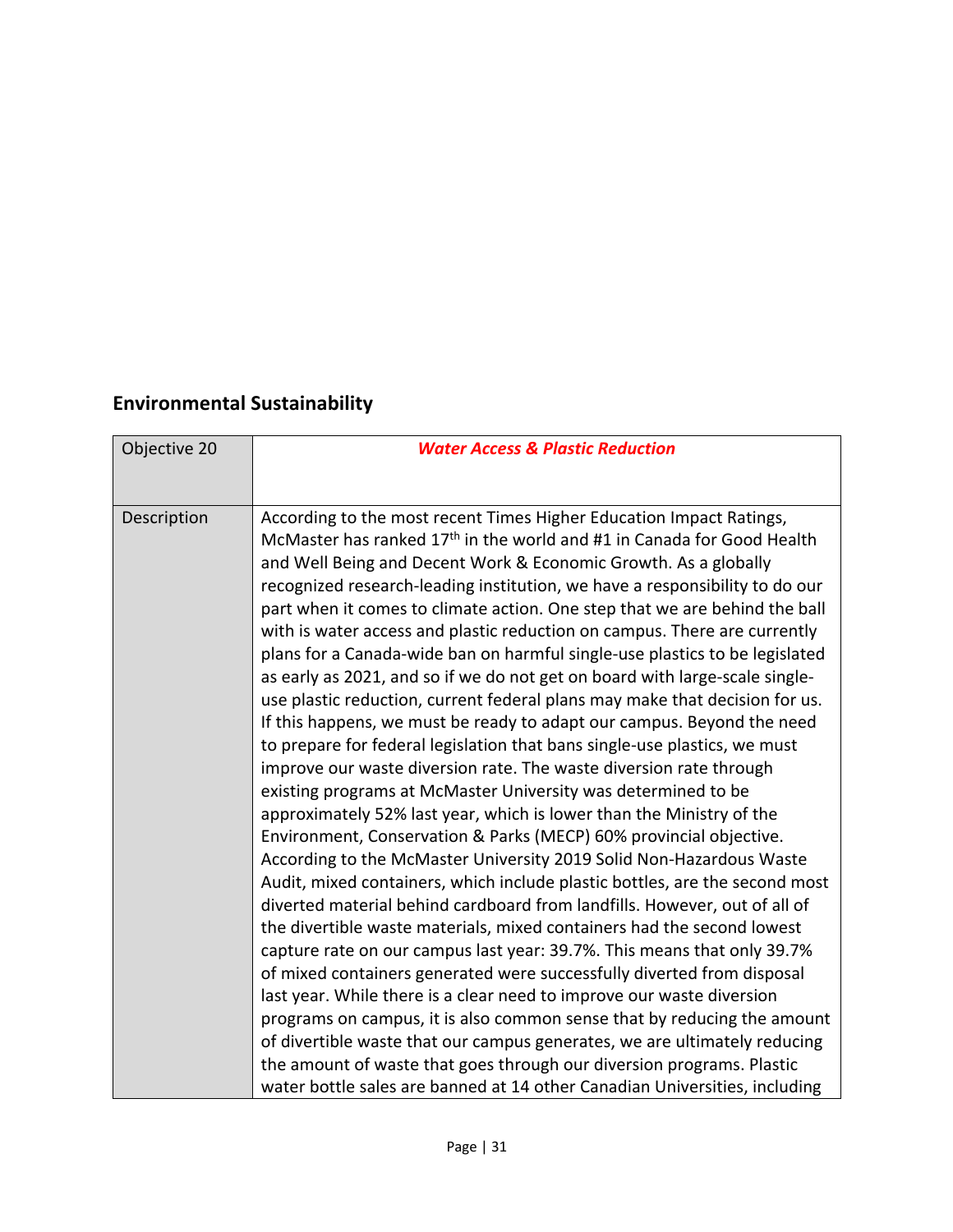## Environmental Sustainability

| Objective 20 | ***Water Access & Plastic Reduction*** |
|---|---|
| Description | According to the most recent Times Higher Education Impact Ratings, McMaster has ranked 17th in the world and #1 in Canada for Good Health and Well Being and Decent Work & Economic Growth. As a globally recognized research-leading institution, we have a responsibility to do our part when it comes to climate action. One step that we are behind the ball with is water access and plastic reduction on campus. There are currently plans for a Canada-wide ban on harmful single-use plastics to be legislated as early as 2021, and so if we do not get on board with large-scale single-use plastic reduction, current federal plans may make that decision for us. If this happens, we must be ready to adapt our campus. Beyond the need to prepare for federal legislation that bans single-use plastics, we must improve our waste diversion rate. The waste diversion rate through existing programs at McMaster University was determined to be approximately 52% last year, which is lower than the Ministry of the Environment, Conservation & Parks (MECP) 60% provincial objective. According to the McMaster University 2019 Solid Non-Hazardous Waste Audit, mixed containers, which include plastic bottles, are the second most diverted material behind cardboard from landfills. However, out of all of the divertible waste materials, mixed containers had the second lowest capture rate on our campus last year: 39.7%. This means that only 39.7% of mixed containers generated were successfully diverted from disposal last year. While there is a clear need to improve our waste diversion programs on campus, it is also common sense that by reducing the amount of divertible waste that our campus generates, we are ultimately reducing the amount of waste that goes through our diversion programs. Plastic water bottle sales are banned at 14 other Canadian Universities, including |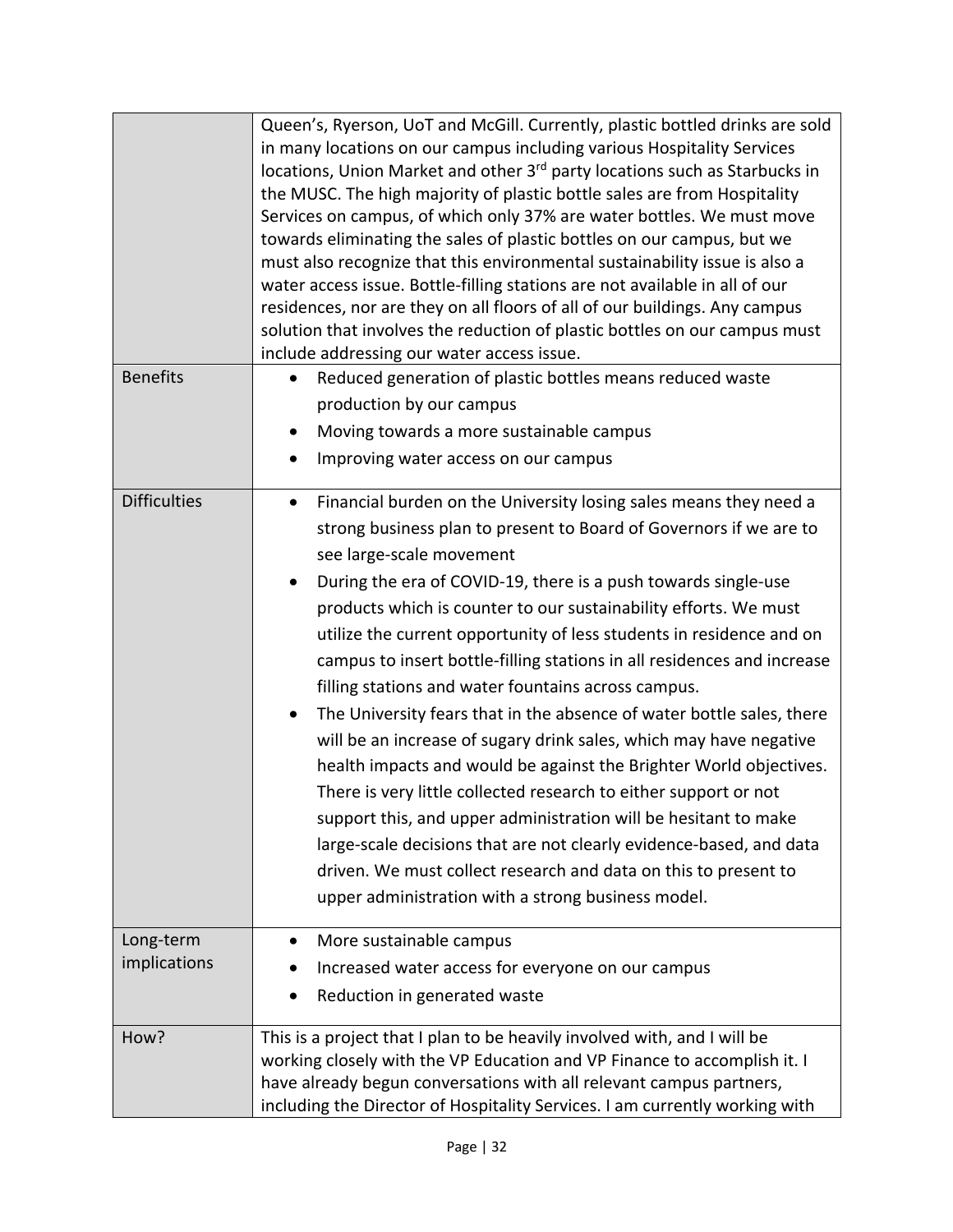| | |
|---|---|
| | Queen's, Ryerson, UoT and McGill. Currently, plastic bottled drinks are sold in many locations on our campus including various Hospitality Services locations, Union Market and other 3rd party locations such as Starbucks in the MUSC. The high majority of plastic bottle sales are from Hospitality Services on campus, of which only 37% are water bottles. We must move towards eliminating the sales of plastic bottles on our campus, but we must also recognize that this environmental sustainability issue is also a water access issue. Bottle-filling stations are not available in all of our residences, nor are they on all floors of all of our buildings. Any campus solution that involves the reduction of plastic bottles on our campus must include addressing our water access issue. |
| Benefits | • Reduced generation of plastic bottles means reduced waste production by our campus<br>• Moving towards a more sustainable campus<br>• Improving water access on our campus |
| Difficulties | • Financial burden on the University losing sales means they need a strong business plan to present to Board of Governors if we are to see large-scale movement<br>• During the era of COVID-19, there is a push towards single-use products which is counter to our sustainability efforts. We must utilize the current opportunity of less students in residence and on campus to insert bottle-filling stations in all residences and increase filling stations and water fountains across campus.<br>• The University fears that in the absence of water bottle sales, there will be an increase of sugary drink sales, which may have negative health impacts and would be against the Brighter World objectives. There is very little collected research to either support or not support this, and upper administration will be hesitant to make large-scale decisions that are not clearly evidence-based, and data driven. We must collect research and data on this to present to upper administration with a strong business model. |
| Long-term implications | • More sustainable campus<br>• Increased water access for everyone on our campus<br>• Reduction in generated waste |
| How? | This is a project that I plan to be heavily involved with, and I will be working closely with the VP Education and VP Finance to accomplish it. I have already begun conversations with all relevant campus partners, including the Director of Hospitality Services. I am currently working with |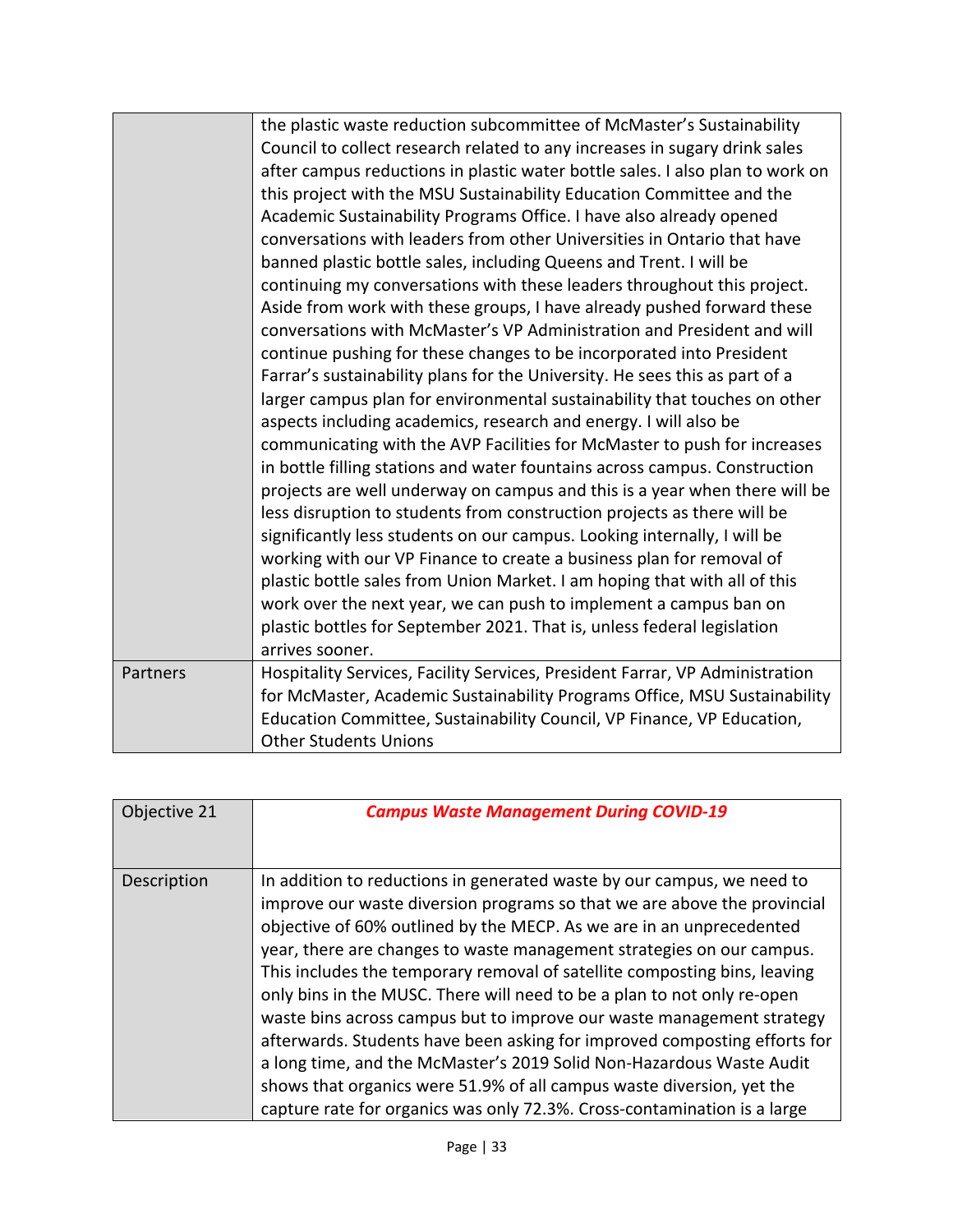| | |
|---|---|
| | the plastic waste reduction subcommittee of McMaster's Sustainability Council to collect research related to any increases in sugary drink sales after campus reductions in plastic water bottle sales. I also plan to work on this project with the MSU Sustainability Education Committee and the Academic Sustainability Programs Office. I have also already opened conversations with leaders from other Universities in Ontario that have banned plastic bottle sales, including Queens and Trent. I will be continuing my conversations with these leaders throughout this project. Aside from work with these groups, I have already pushed forward these conversations with McMaster's VP Administration and President and will continue pushing for these changes to be incorporated into President Farrar's sustainability plans for the University. He sees this as part of a larger campus plan for environmental sustainability that touches on other aspects including academics, research and energy. I will also be communicating with the AVP Facilities for McMaster to push for increases in bottle filling stations and water fountains across campus. Construction projects are well underway on campus and this is a year when there will be less disruption to students from construction projects as there will be significantly less students on our campus. Looking internally, I will be working with our VP Finance to create a business plan for removal of plastic bottle sales from Union Market. I am hoping that with all of this work over the next year, we can push to implement a campus ban on plastic bottles for September 2021. That is, unless federal legislation arrives sooner. |
| Partners | Hospitality Services, Facility Services, President Farrar, VP Administration for McMaster, Academic Sustainability Programs Office, MSU Sustainability Education Committee, Sustainability Council, VP Finance, VP Education, Other Students Unions |

| Objective 21 | ***Campus Waste Management During COVID-19*** |
|---|---|
| Description | In addition to reductions in generated waste by our campus, we need to improve our waste diversion programs so that we are above the provincial objective of 60% outlined by the MECP. As we are in an unprecedented year, there are changes to waste management strategies on our campus. This includes the temporary removal of satellite composting bins, leaving only bins in the MUSC. There will need to be a plan to not only re-open waste bins across campus but to improve our waste management strategy afterwards. Students have been asking for improved composting efforts for a long time, and the McMaster's 2019 Solid Non-Hazardous Waste Audit shows that organics were 51.9% of all campus waste diversion, yet the capture rate for organics was only 72.3%. Cross-contamination is a large |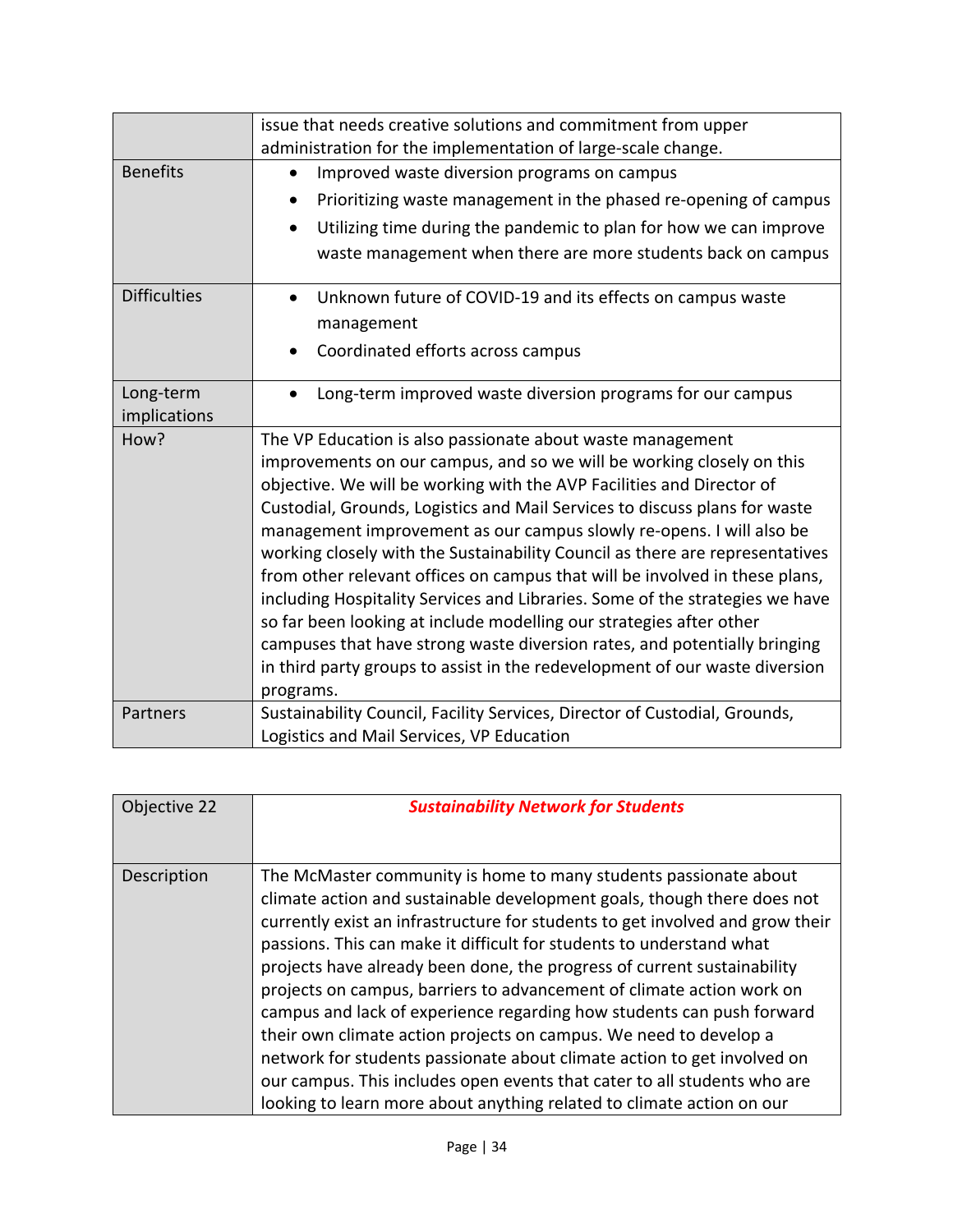| | |
|---|---|
| | issue that needs creative solutions and commitment from upper administration for the implementation of large-scale change. |
| Benefits | • Improved waste diversion programs on campus<br>• Prioritizing waste management in the phased re-opening of campus<br>• Utilizing time during the pandemic to plan for how we can improve waste management when there are more students back on campus |
| Difficulties | • Unknown future of COVID-19 and its effects on campus waste management<br>• Coordinated efforts across campus |
| Long-term implications | • Long-term improved waste diversion programs for our campus |
| How? | The VP Education is also passionate about waste management improvements on our campus, and so we will be working closely on this objective. We will be working with the AVP Facilities and Director of Custodial, Grounds, Logistics and Mail Services to discuss plans for waste management improvement as our campus slowly re-opens. I will also be working closely with the Sustainability Council as there are representatives from other relevant offices on campus that will be involved in these plans, including Hospitality Services and Libraries. Some of the strategies we have so far been looking at include modelling our strategies after other campuses that have strong waste diversion rates, and potentially bringing in third party groups to assist in the redevelopment of our waste diversion programs. |
| Partners | Sustainability Council, Facility Services, Director of Custodial, Grounds, Logistics and Mail Services, VP Education |

| Objective 22 | ***Sustainability Network for Students*** |
|---|---|
| Description | The McMaster community is home to many students passionate about climate action and sustainable development goals, though there does not currently exist an infrastructure for students to get involved and grow their passions. This can make it difficult for students to understand what projects have already been done, the progress of current sustainability projects on campus, barriers to advancement of climate action work on campus and lack of experience regarding how students can push forward their own climate action projects on campus. We need to develop a network for students passionate about climate action to get involved on our campus. This includes open events that cater to all students who are looking to learn more about anything related to climate action on our |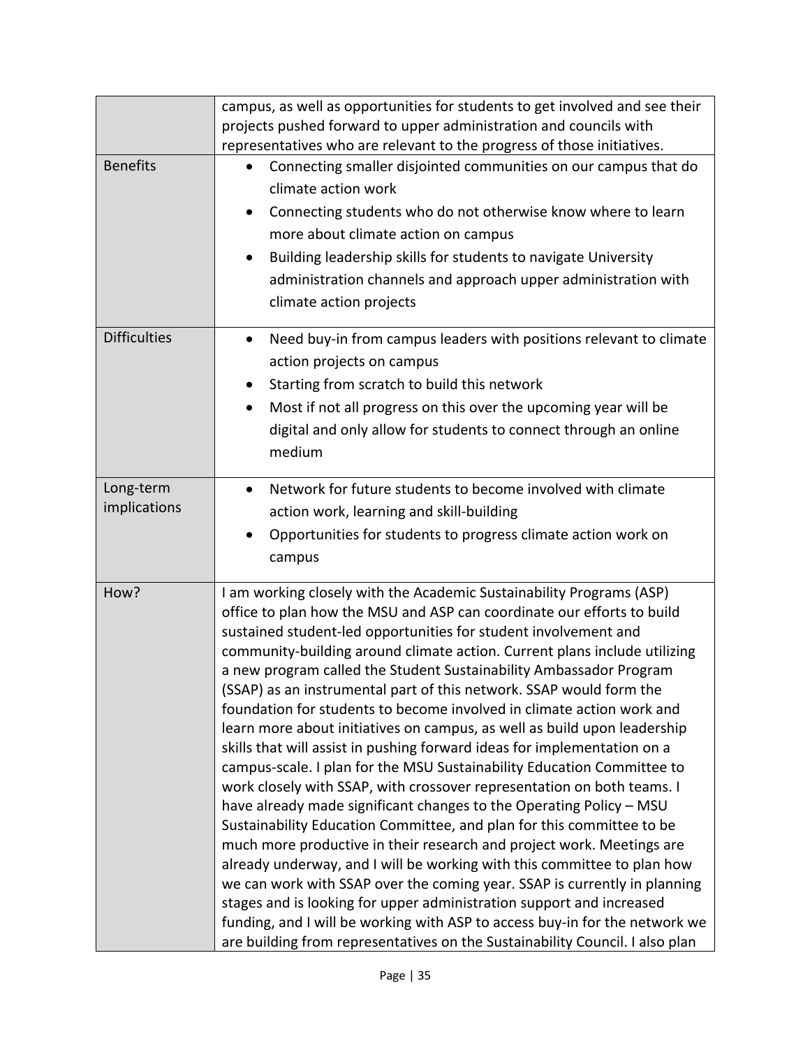| | |
|---|---|
| | campus, as well as opportunities for students to get involved and see their projects pushed forward to upper administration and councils with representatives who are relevant to the progress of those initiatives. |
| Benefits | • Connecting smaller disjointed communities on our campus that do climate action work<br>• Connecting students who do not otherwise know where to learn more about climate action on campus<br>• Building leadership skills for students to navigate University administration channels and approach upper administration with climate action projects |
| Difficulties | • Need buy-in from campus leaders with positions relevant to climate action projects on campus<br>• Starting from scratch to build this network<br>• Most if not all progress on this over the upcoming year will be digital and only allow for students to connect through an online medium |
| Long-term implications | • Network for future students to become involved with climate action work, learning and skill-building<br>• Opportunities for students to progress climate action work on campus |
| How? | I am working closely with the Academic Sustainability Programs (ASP) office to plan how the MSU and ASP can coordinate our efforts to build sustained student-led opportunities for student involvement and community-building around climate action. Current plans include utilizing a new program called the Student Sustainability Ambassador Program (SSAP) as an instrumental part of this network. SSAP would form the foundation for students to become involved in climate action work and learn more about initiatives on campus, as well as build upon leadership skills that will assist in pushing forward ideas for implementation on a campus-scale. I plan for the MSU Sustainability Education Committee to work closely with SSAP, with crossover representation on both teams. I have already made significant changes to the Operating Policy – MSU Sustainability Education Committee, and plan for this committee to be much more productive in their research and project work. Meetings are already underway, and I will be working with this committee to plan how we can work with SSAP over the coming year. SSAP is currently in planning stages and is looking for upper administration support and increased funding, and I will be working with ASP to access buy-in for the network we are building from representatives on the Sustainability Council. I also plan |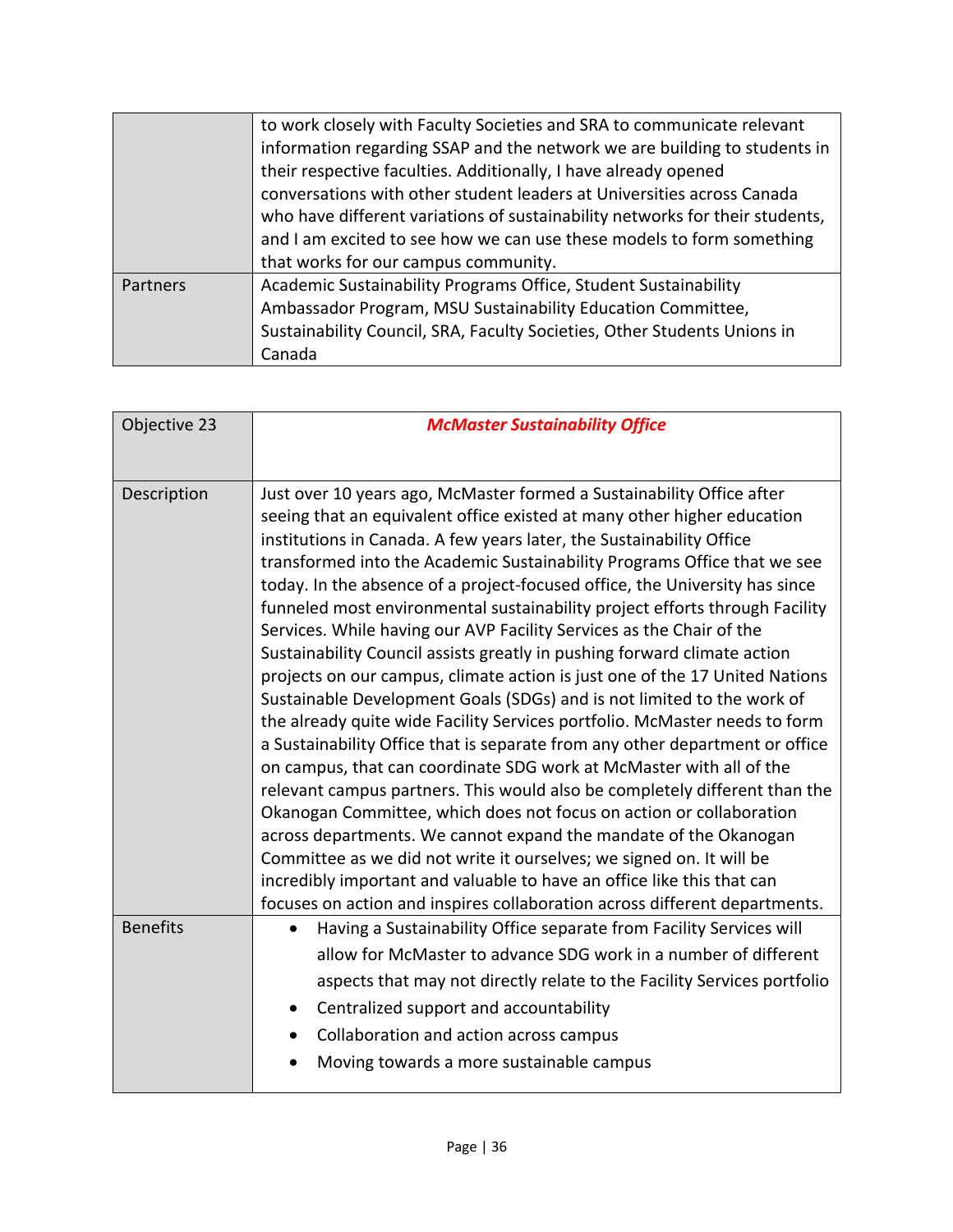| | |
|---|---|
| | to work closely with Faculty Societies and SRA to communicate relevant information regarding SSAP and the network we are building to students in their respective faculties. Additionally, I have already opened conversations with other student leaders at Universities across Canada who have different variations of sustainability networks for their students, and I am excited to see how we can use these models to form something that works for our campus community. |
| Partners | Academic Sustainability Programs Office, Student Sustainability Ambassador Program, MSU Sustainability Education Committee, Sustainability Council, SRA, Faculty Societies, Other Students Unions in Canada |

| Objective 23 | ***McMaster Sustainability Office*** |
|---|---|
| Description | Just over 10 years ago, McMaster formed a Sustainability Office after seeing that an equivalent office existed at many other higher education institutions in Canada. A few years later, the Sustainability Office transformed into the Academic Sustainability Programs Office that we see today. In the absence of a project-focused office, the University has since funneled most environmental sustainability project efforts through Facility Services. While having our AVP Facility Services as the Chair of the Sustainability Council assists greatly in pushing forward climate action projects on our campus, climate action is just one of the 17 United Nations Sustainable Development Goals (SDGs) and is not limited to the work of the already quite wide Facility Services portfolio. McMaster needs to form a Sustainability Office that is separate from any other department or office on campus, that can coordinate SDG work at McMaster with all of the relevant campus partners. This would also be completely different than the Okanogan Committee, which does not focus on action or collaboration across departments. We cannot expand the mandate of the Okanogan Committee as we did not write it ourselves; we signed on. It will be incredibly important and valuable to have an office like this that can focuses on action and inspires collaboration across different departments. |
| Benefits | • Having a Sustainability Office separate from Facility Services will allow for McMaster to advance SDG work in a number of different aspects that may not directly relate to the Facility Services portfolio<br>• Centralized support and accountability<br>• Collaboration and action across campus<br>• Moving towards a more sustainable campus |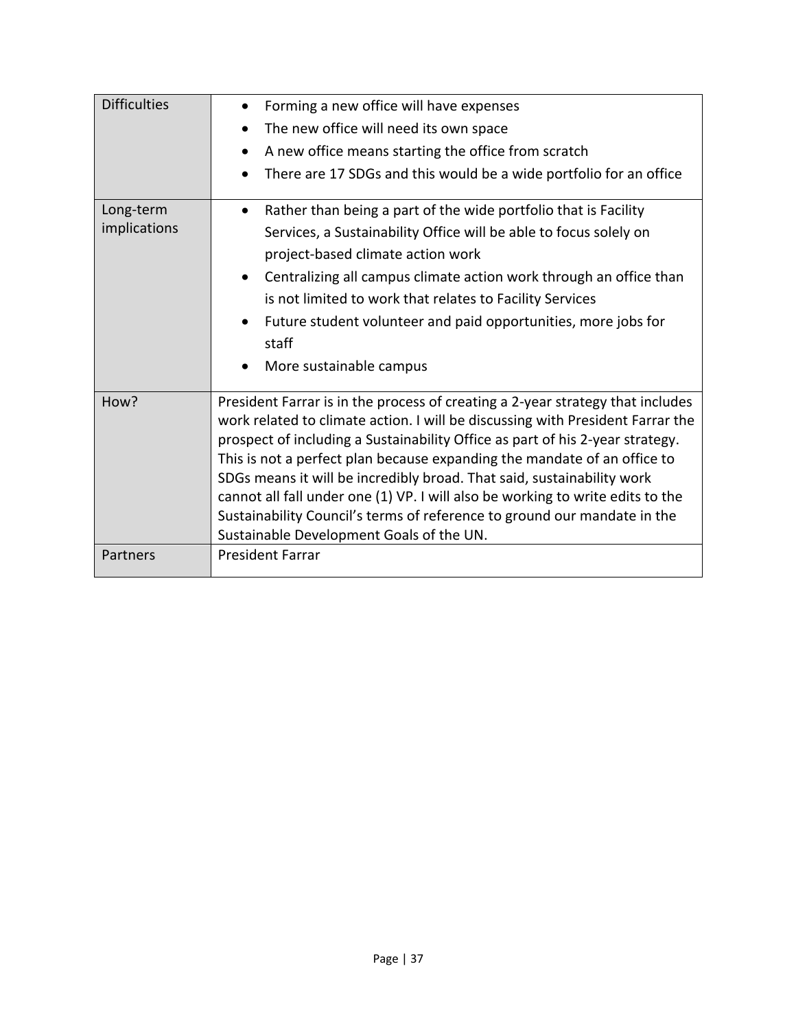| | |
|---|---|
| Difficulties | • Forming a new office will have expenses<br>• The new office will need its own space<br>• A new office means starting the office from scratch<br>• There are 17 SDGs and this would be a wide portfolio for an office |
| Long-term implications | • Rather than being a part of the wide portfolio that is Facility Services, a Sustainability Office will be able to focus solely on project-based climate action work<br>• Centralizing all campus climate action work through an office than is not limited to work that relates to Facility Services<br>• Future student volunteer and paid opportunities, more jobs for staff<br>• More sustainable campus |
| How? | President Farrar is in the process of creating a 2-year strategy that includes work related to climate action. I will be discussing with President Farrar the prospect of including a Sustainability Office as part of his 2-year strategy. This is not a perfect plan because expanding the mandate of an office to SDGs means it will be incredibly broad. That said, sustainability work cannot all fall under one (1) VP. I will also be working to write edits to the Sustainability Council's terms of reference to ground our mandate in the Sustainable Development Goals of the UN. |
| Partners | President Farrar |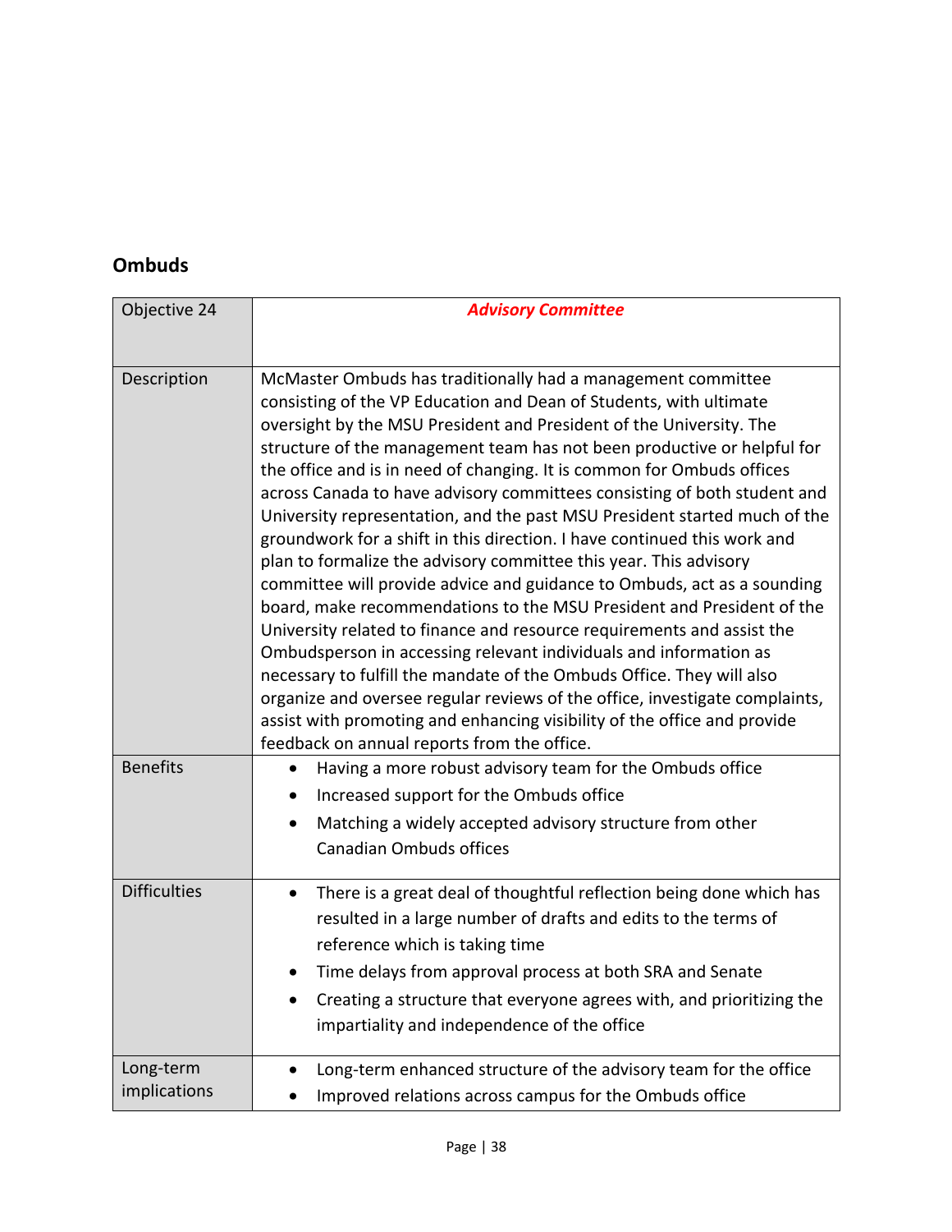## Ombuds

| Objective 24 | ***Advisory Committee*** |
|---|---|
| Description | McMaster Ombuds has traditionally had a management committee consisting of the VP Education and Dean of Students, with ultimate oversight by the MSU President and President of the University. The structure of the management team has not been productive or helpful for the office and is in need of changing. It is common for Ombuds offices across Canada to have advisory committees consisting of both student and University representation, and the past MSU President started much of the groundwork for a shift in this direction. I have continued this work and plan to formalize the advisory committee this year. This advisory committee will provide advice and guidance to Ombuds, act as a sounding board, make recommendations to the MSU President and President of the University related to finance and resource requirements and assist the Ombudsperson in accessing relevant individuals and information as necessary to fulfill the mandate of the Ombuds Office. They will also organize and oversee regular reviews of the office, investigate complaints, assist with promoting and enhancing visibility of the office and provide feedback on annual reports from the office. |
| Benefits | • Having a more robust advisory team for the Ombuds office<br>• Increased support for the Ombuds office<br>• Matching a widely accepted advisory structure from other Canadian Ombuds offices |
| Difficulties | • There is a great deal of thoughtful reflection being done which has resulted in a large number of drafts and edits to the terms of reference which is taking time<br>• Time delays from approval process at both SRA and Senate<br>• Creating a structure that everyone agrees with, and prioritizing the impartiality and independence of the office |
| Long-term implications | • Long-term enhanced structure of the advisory team for the office<br>• Improved relations across campus for the Ombuds office |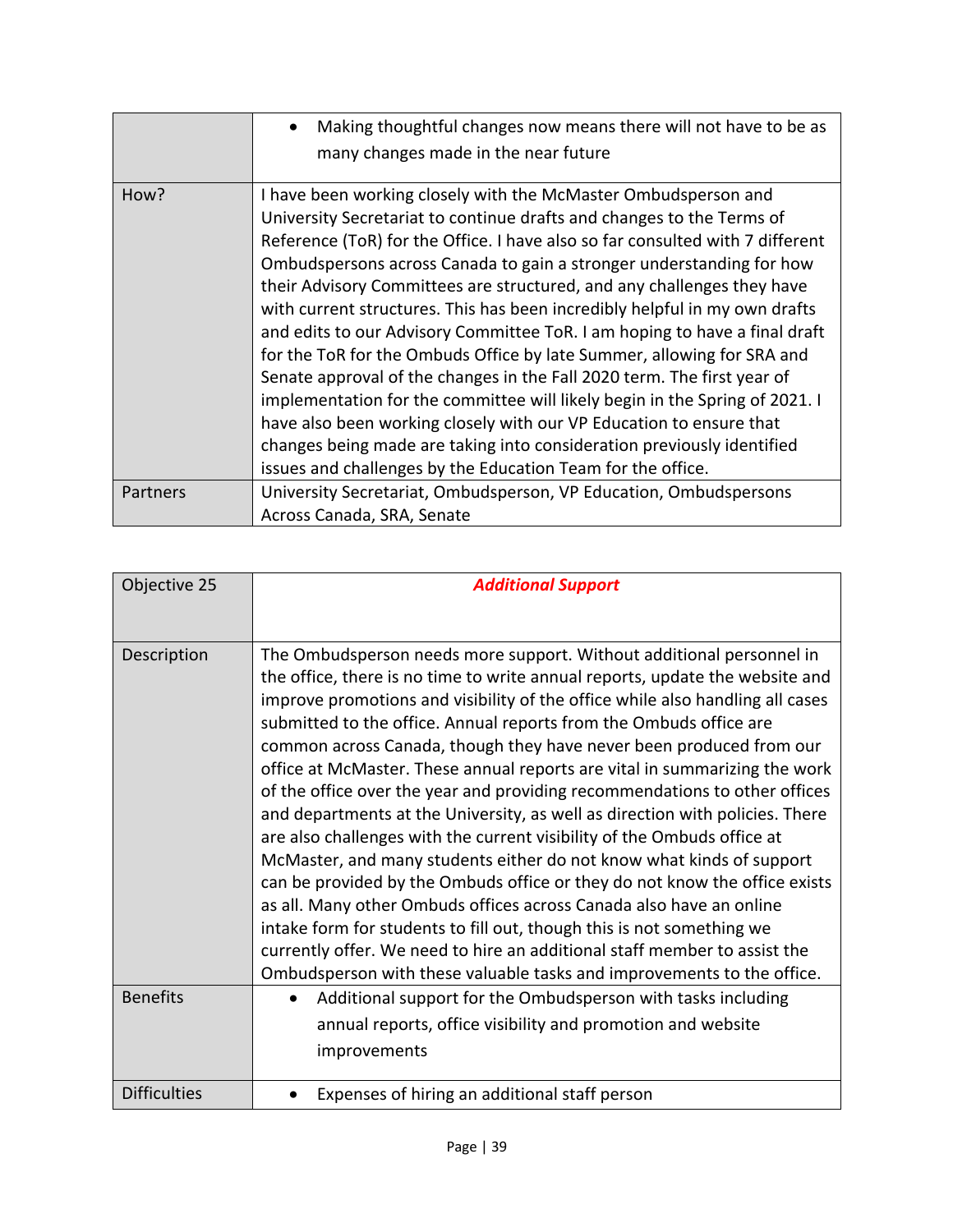| | |
|---|---|
| | • Making thoughtful changes now means there will not have to be as many changes made in the near future |
| How? | I have been working closely with the McMaster Ombudsperson and University Secretariat to continue drafts and changes to the Terms of Reference (ToR) for the Office. I have also so far consulted with 7 different Ombudspersons across Canada to gain a stronger understanding for how their Advisory Committees are structured, and any challenges they have with current structures. This has been incredibly helpful in my own drafts and edits to our Advisory Committee ToR. I am hoping to have a final draft for the ToR for the Ombuds Office by late Summer, allowing for SRA and Senate approval of the changes in the Fall 2020 term. The first year of implementation for the committee will likely begin in the Spring of 2021. I have also been working closely with our VP Education to ensure that changes being made are taking into consideration previously identified issues and challenges by the Education Team for the office. |
| Partners | University Secretariat, Ombudsperson, VP Education, Ombudspersons Across Canada, SRA, Senate |

| Objective 25 | ***Additional Support*** |
|---|---|
| Description | The Ombudsperson needs more support. Without additional personnel in the office, there is no time to write annual reports, update the website and improve promotions and visibility of the office while also handling all cases submitted to the office. Annual reports from the Ombuds office are common across Canada, though they have never been produced from our office at McMaster. These annual reports are vital in summarizing the work of the office over the year and providing recommendations to other offices and departments at the University, as well as direction with policies. There are also challenges with the current visibility of the Ombuds office at McMaster, and many students either do not know what kinds of support can be provided by the Ombuds office or they do not know the office exists as all. Many other Ombuds offices across Canada also have an online intake form for students to fill out, though this is not something we currently offer. We need to hire an additional staff member to assist the Ombudsperson with these valuable tasks and improvements to the office. |
| Benefits | • Additional support for the Ombudsperson with tasks including annual reports, office visibility and promotion and website improvements |
| Difficulties | • Expenses of hiring an additional staff person |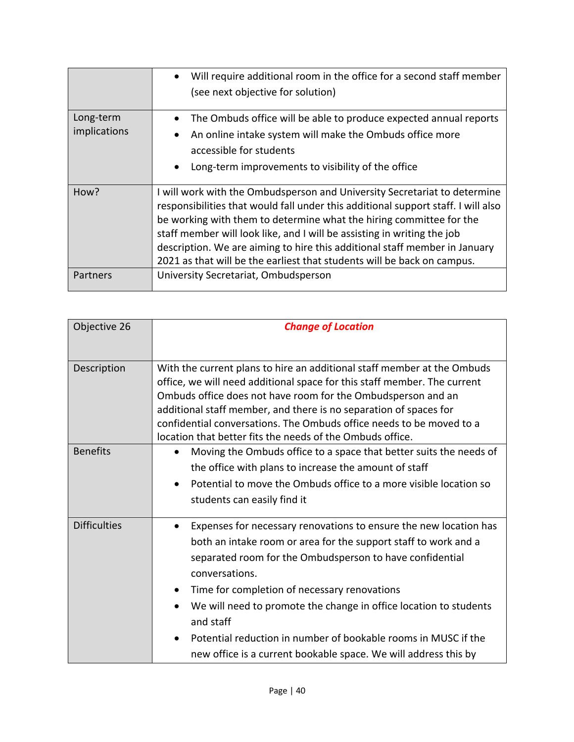| | |
|---|---|
| | • Will require additional room in the office for a second staff member (see next objective for solution) |
| Long-term implications | • The Ombuds office will be able to produce expected annual reports<br>• An online intake system will make the Ombuds office more accessible for students<br>• Long-term improvements to visibility of the office |
| How? | I will work with the Ombudsperson and University Secretariat to determine responsibilities that would fall under this additional support staff. I will also be working with them to determine what the hiring committee for the staff member will look like, and I will be assisting in writing the job description. We are aiming to hire this additional staff member in January 2021 as that will be the earliest that students will be back on campus. |
| Partners | University Secretariat, Ombudsperson |

| Objective 26 | ***Change of Location*** |
|---|---|
| Description | With the current plans to hire an additional staff member at the Ombuds office, we will need additional space for this staff member. The current Ombuds office does not have room for the Ombudsperson and an additional staff member, and there is no separation of spaces for confidential conversations. The Ombuds office needs to be moved to a location that better fits the needs of the Ombuds office. |
| Benefits | • Moving the Ombuds office to a space that better suits the needs of the office with plans to increase the amount of staff<br>• Potential to move the Ombuds office to a more visible location so students can easily find it |
| Difficulties | • Expenses for necessary renovations to ensure the new location has both an intake room or area for the support staff to work and a separated room for the Ombudsperson to have confidential conversations.<br>• Time for completion of necessary renovations<br>• We will need to promote the change in office location to students and staff<br>• Potential reduction in number of bookable rooms in MUSC if the new office is a current bookable space. We will address this by |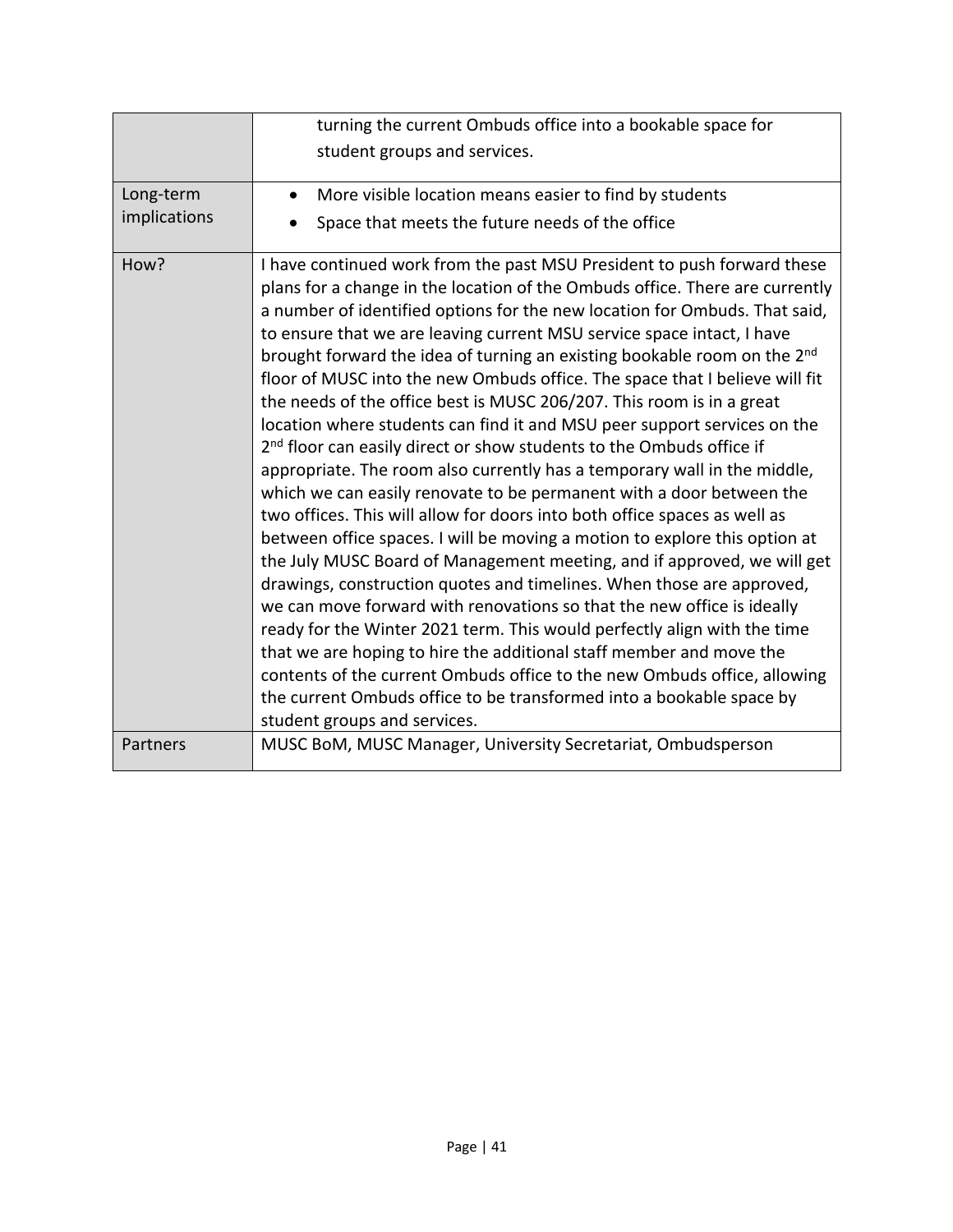| | |
|---|---|
| | turning the current Ombuds office into a bookable space for student groups and services. |
| Long-term implications | • More visible location means easier to find by students<br>• Space that meets the future needs of the office |
| How? | I have continued work from the past MSU President to push forward these plans for a change in the location of the Ombuds office. There are currently a number of identified options for the new location for Ombuds. That said, to ensure that we are leaving current MSU service space intact, I have brought forward the idea of turning an existing bookable room on the 2nd floor of MUSC into the new Ombuds office. The space that I believe will fit the needs of the office best is MUSC 206/207. This room is in a great location where students can find it and MSU peer support services on the 2nd floor can easily direct or show students to the Ombuds office if appropriate. The room also currently has a temporary wall in the middle, which we can easily renovate to be permanent with a door between the two offices. This will allow for doors into both office spaces as well as between office spaces. I will be moving a motion to explore this option at the July MUSC Board of Management meeting, and if approved, we will get drawings, construction quotes and timelines. When those are approved, we can move forward with renovations so that the new office is ideally ready for the Winter 2021 term. This would perfectly align with the time that we are hoping to hire the additional staff member and move the contents of the current Ombuds office to the new Ombuds office, allowing the current Ombuds office to be transformed into a bookable space by student groups and services. |
| Partners | MUSC BoM, MUSC Manager, University Secretariat, Ombudsperson |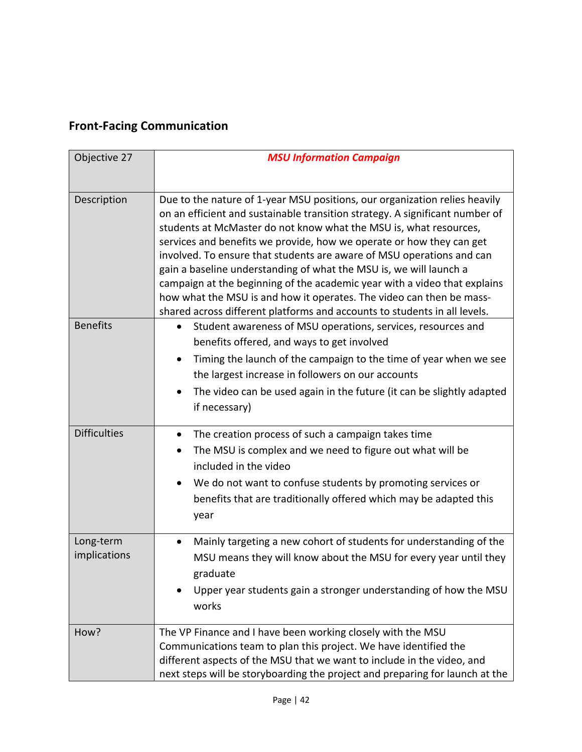## Front-Facing Communication

| Objective 27 | ***MSU Information Campaign*** |
|---|---|
| Description | Due to the nature of 1-year MSU positions, our organization relies heavily on an efficient and sustainable transition strategy. A significant number of students at McMaster do not know what the MSU is, what resources, services and benefits we provide, how we operate or how they can get involved. To ensure that students are aware of MSU operations and can gain a baseline understanding of what the MSU is, we will launch a campaign at the beginning of the academic year with a video that explains how what the MSU is and how it operates. The video can then be mass-shared across different platforms and accounts to students in all levels. |
| Benefits | • Student awareness of MSU operations, services, resources and benefits offered, and ways to get involved<br>• Timing the launch of the campaign to the time of year when we see the largest increase in followers on our accounts<br>• The video can be used again in the future (it can be slightly adapted if necessary) |
| Difficulties | • The creation process of such a campaign takes time<br>• The MSU is complex and we need to figure out what will be included in the video<br>• We do not want to confuse students by promoting services or benefits that are traditionally offered which may be adapted this year |
| Long-term implications | • Mainly targeting a new cohort of students for understanding of the MSU means they will know about the MSU for every year until they graduate<br>• Upper year students gain a stronger understanding of how the MSU works |
| How? | The VP Finance and I have been working closely with the MSU Communications team to plan this project. We have identified the different aspects of the MSU that we want to include in the video, and next steps will be storyboarding the project and preparing for launch at the |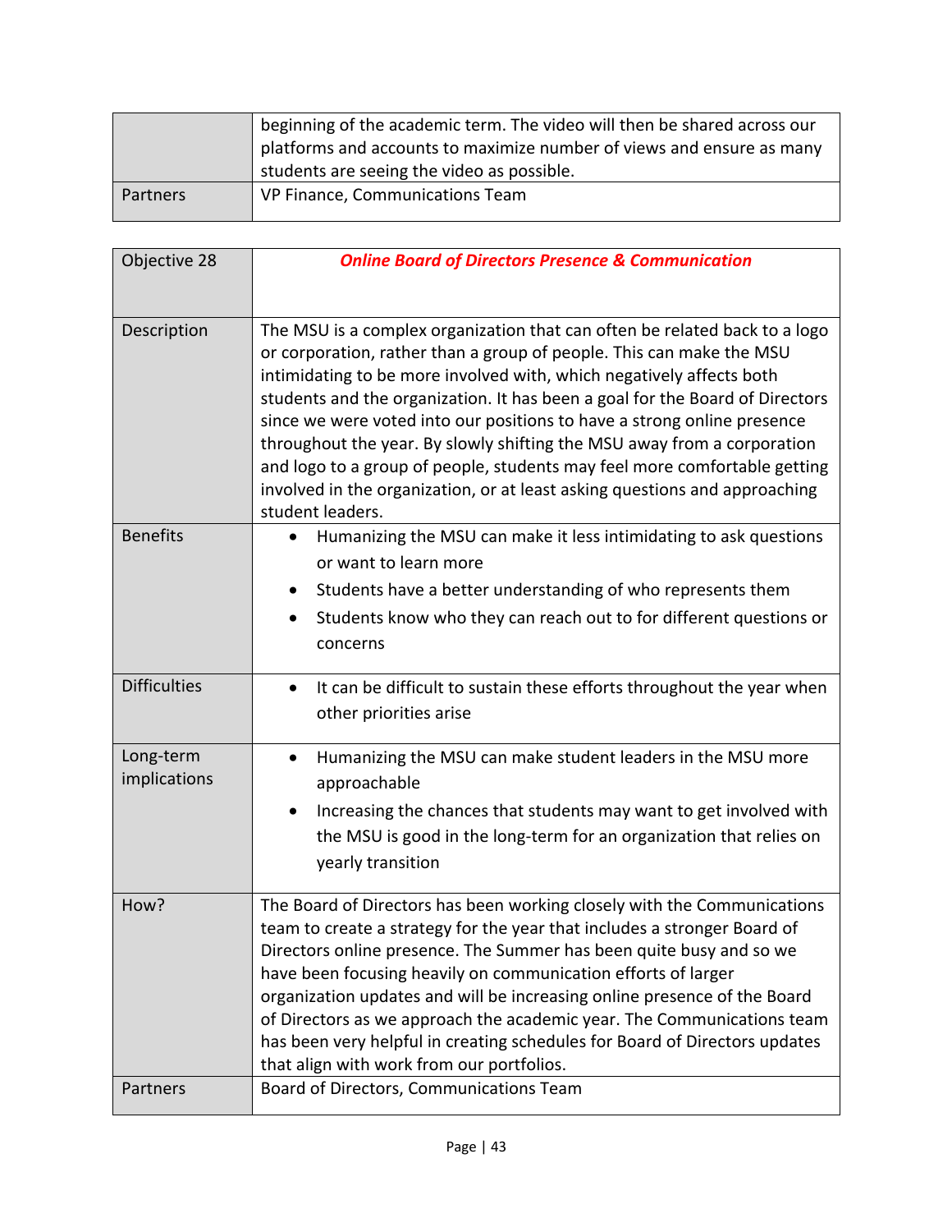| | |
|---|---|
| | beginning of the academic term. The video will then be shared across our platforms and accounts to maximize number of views and ensure as many students are seeing the video as possible. |
| Partners | VP Finance, Communications Team |

| Objective 28 | ***Online Board of Directors Presence & Communication*** |
|---|---|
| Description | The MSU is a complex organization that can often be related back to a logo or corporation, rather than a group of people. This can make the MSU intimidating to be more involved with, which negatively affects both students and the organization. It has been a goal for the Board of Directors since we were voted into our positions to have a strong online presence throughout the year. By slowly shifting the MSU away from a corporation and logo to a group of people, students may feel more comfortable getting involved in the organization, or at least asking questions and approaching student leaders. |
| Benefits | • Humanizing the MSU can make it less intimidating to ask questions or want to learn more<br>• Students have a better understanding of who represents them<br>• Students know who they can reach out to for different questions or concerns |
| Difficulties | • It can be difficult to sustain these efforts throughout the year when other priorities arise |
| Long-term implications | • Humanizing the MSU can make student leaders in the MSU more approachable<br>• Increasing the chances that students may want to get involved with the MSU is good in the long-term for an organization that relies on yearly transition |
| How? | The Board of Directors has been working closely with the Communications team to create a strategy for the year that includes a stronger Board of Directors online presence. The Summer has been quite busy and so we have been focusing heavily on communication efforts of larger organization updates and will be increasing online presence of the Board of Directors as we approach the academic year. The Communications team has been very helpful in creating schedules for Board of Directors updates that align with work from our portfolios. |
| Partners | Board of Directors, Communications Team |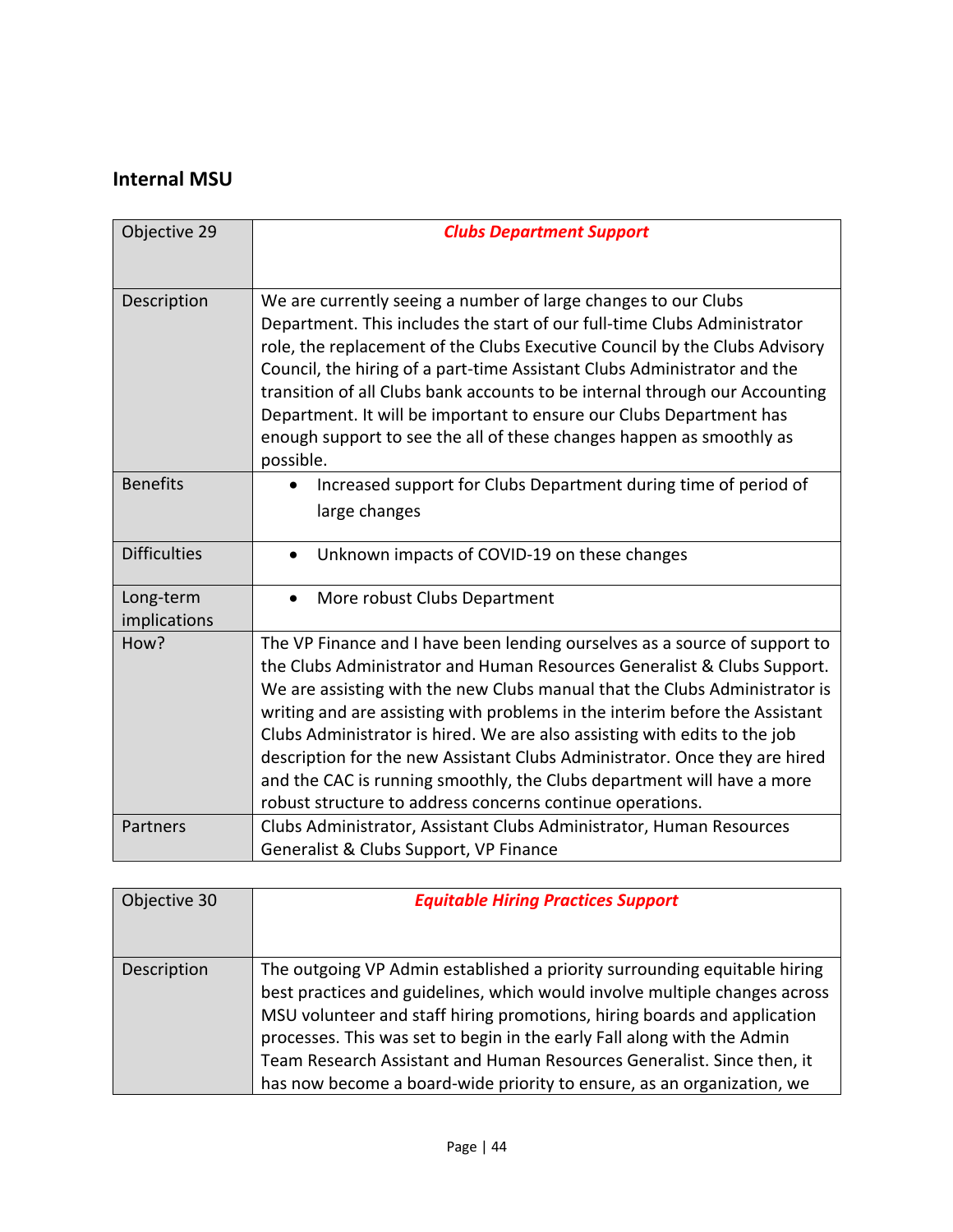## Internal MSU

| Objective 29 | ***Clubs Department Support*** |
| --- | --- |
| Description | We are currently seeing a number of large changes to our Clubs Department. This includes the start of our full-time Clubs Administrator role, the replacement of the Clubs Executive Council by the Clubs Advisory Council, the hiring of a part-time Assistant Clubs Administrator and the transition of all Clubs bank accounts to be internal through our Accounting Department. It will be important to ensure our Clubs Department has enough support to see the all of these changes happen as smoothly as possible. |
| Benefits | • Increased support for Clubs Department during time of period of large changes |
| Difficulties | • Unknown impacts of COVID-19 on these changes |
| Long-term implications | • More robust Clubs Department |
| How? | The VP Finance and I have been lending ourselves as a source of support to the Clubs Administrator and Human Resources Generalist & Clubs Support. We are assisting with the new Clubs manual that the Clubs Administrator is writing and are assisting with problems in the interim before the Assistant Clubs Administrator is hired. We are also assisting with edits to the job description for the new Assistant Clubs Administrator. Once they are hired and the CAC is running smoothly, the Clubs department will have a more robust structure to address concerns continue operations. |
| Partners | Clubs Administrator, Assistant Clubs Administrator, Human Resources Generalist & Clubs Support, VP Finance |

| Objective 30 | ***Equitable Hiring Practices Support*** |
| --- | --- |
| Description | The outgoing VP Admin established a priority surrounding equitable hiring best practices and guidelines, which would involve multiple changes across MSU volunteer and staff hiring promotions, hiring boards and application processes. This was set to begin in the early Fall along with the Admin Team Research Assistant and Human Resources Generalist. Since then, it has now become a board-wide priority to ensure, as an organization, we |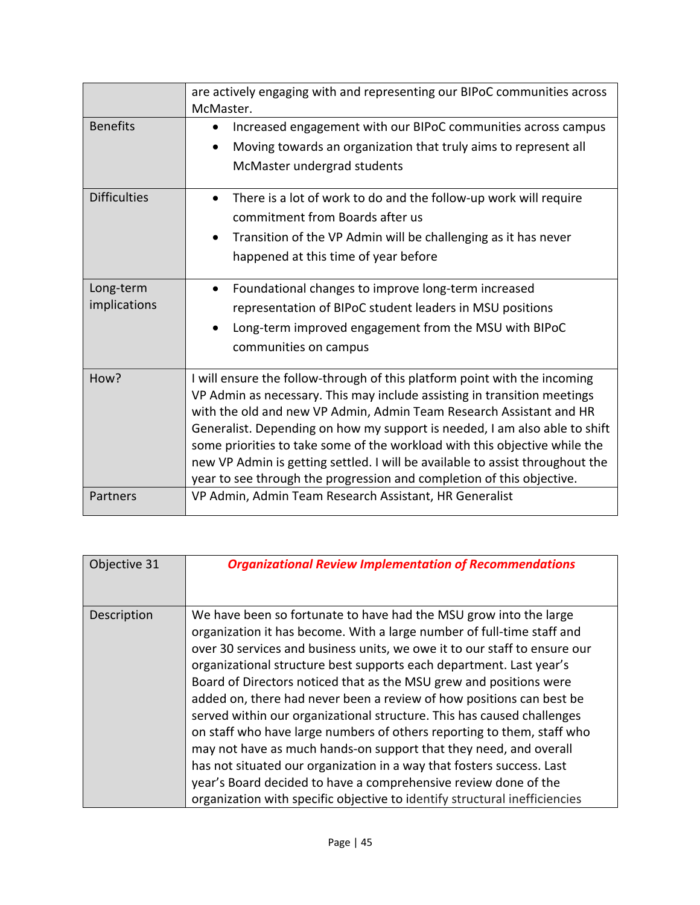| | |
|---|---|
| | are actively engaging with and representing our BIPoC communities across McMaster. |
| Benefits | • Increased engagement with our BIPoC communities across campus<br>• Moving towards an organization that truly aims to represent all McMaster undergrad students |
| Difficulties | • There is a lot of work to do and the follow-up work will require commitment from Boards after us<br>• Transition of the VP Admin will be challenging as it has never happened at this time of year before |
| Long-term implications | • Foundational changes to improve long-term increased representation of BIPoC student leaders in MSU positions<br>• Long-term improved engagement from the MSU with BIPoC communities on campus |
| How? | I will ensure the follow-through of this platform point with the incoming VP Admin as necessary. This may include assisting in transition meetings with the old and new VP Admin, Admin Team Research Assistant and HR Generalist. Depending on how my support is needed, I am also able to shift some priorities to take some of the workload with this objective while the new VP Admin is getting settled. I will be available to assist throughout the year to see through the progression and completion of this objective. |
| Partners | VP Admin, Admin Team Research Assistant, HR Generalist |

| Objective 31 | ***Organizational Review Implementation of Recommendations*** |
|---|---|
| Description | We have been so fortunate to have had the MSU grow into the large organization it has become. With a large number of full-time staff and over 30 services and business units, we owe it to our staff to ensure our organizational structure best supports each department. Last year's Board of Directors noticed that as the MSU grew and positions were added on, there had never been a review of how positions can best be served within our organizational structure. This has caused challenges on staff who have large numbers of others reporting to them, staff who may not have as much hands-on support that they need, and overall has not situated our organization in a way that fosters success. Last year's Board decided to have a comprehensive review done of the organization with specific objective to identify structural inefficiencies |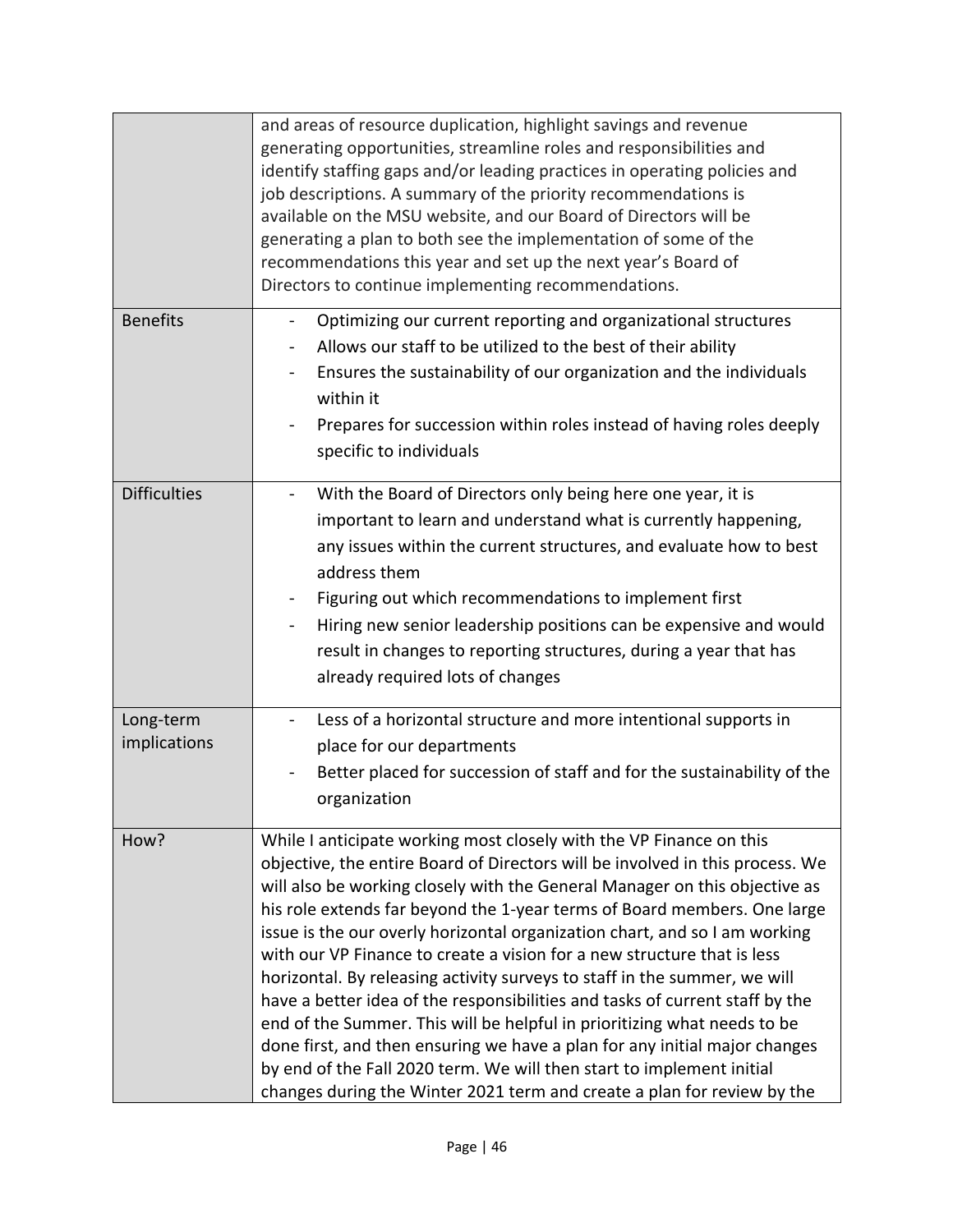| | |
|---|---|
| | and areas of resource duplication, highlight savings and revenue generating opportunities, streamline roles and responsibilities and identify staffing gaps and/or leading practices in operating policies and job descriptions. A summary of the priority recommendations is available on the MSU website, and our Board of Directors will be generating a plan to both see the implementation of some of the recommendations this year and set up the next year's Board of Directors to continue implementing recommendations. |
| Benefits | - Optimizing our current reporting and organizational structures<br>- Allows our staff to be utilized to the best of their ability<br>- Ensures the sustainability of our organization and the individuals within it<br>- Prepares for succession within roles instead of having roles deeply specific to individuals |
| Difficulties | - With the Board of Directors only being here one year, it is important to learn and understand what is currently happening, any issues within the current structures, and evaluate how to best address them<br>- Figuring out which recommendations to implement first<br>- Hiring new senior leadership positions can be expensive and would result in changes to reporting structures, during a year that has already required lots of changes |
| Long-term implications | - Less of a horizontal structure and more intentional supports in place for our departments<br>- Better placed for succession of staff and for the sustainability of the organization |
| How? | While I anticipate working most closely with the VP Finance on this objective, the entire Board of Directors will be involved in this process. We will also be working closely with the General Manager on this objective as his role extends far beyond the 1-year terms of Board members. One large issue is the our overly horizontal organization chart, and so I am working with our VP Finance to create a vision for a new structure that is less horizontal. By releasing activity surveys to staff in the summer, we will have a better idea of the responsibilities and tasks of current staff by the end of the Summer. This will be helpful in prioritizing what needs to be done first, and then ensuring we have a plan for any initial major changes by end of the Fall 2020 term. We will then start to implement initial changes during the Winter 2021 term and create a plan for review by the |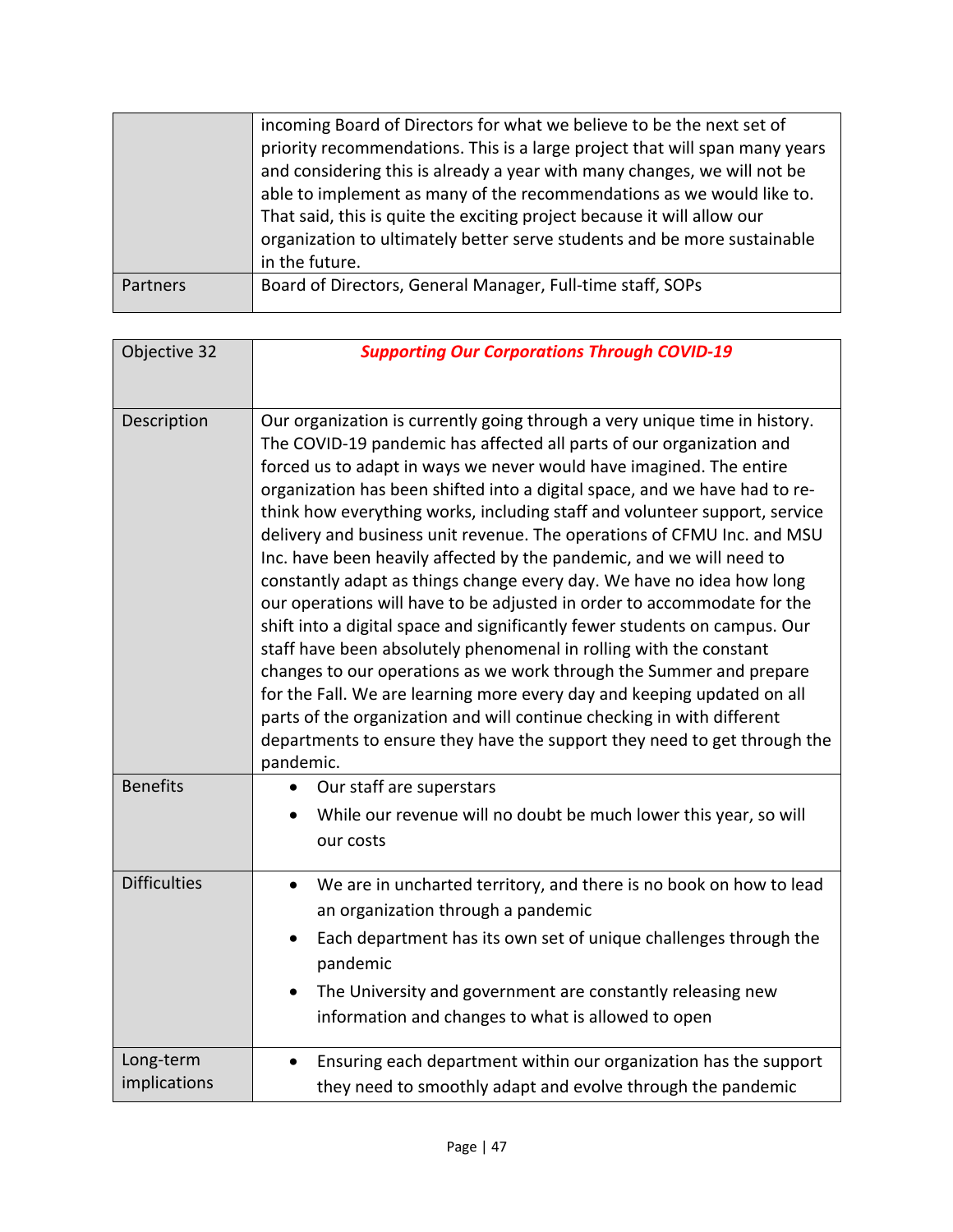| | |
|---|---|
| | incoming Board of Directors for what we believe to be the next set of priority recommendations. This is a large project that will span many years and considering this is already a year with many changes, we will not be able to implement as many of the recommendations as we would like to. That said, this is quite the exciting project because it will allow our organization to ultimately better serve students and be more sustainable in the future. |
| Partners | Board of Directors, General Manager, Full-time staff, SOPs |

| Objective 32 | ***Supporting Our Corporations Through COVID-19*** |
|---|---|
| Description | Our organization is currently going through a very unique time in history. The COVID-19 pandemic has affected all parts of our organization and forced us to adapt in ways we never would have imagined. The entire organization has been shifted into a digital space, and we have had to re-think how everything works, including staff and volunteer support, service delivery and business unit revenue. The operations of CFMU Inc. and MSU Inc. have been heavily affected by the pandemic, and we will need to constantly adapt as things change every day. We have no idea how long our operations will have to be adjusted in order to accommodate for the shift into a digital space and significantly fewer students on campus. Our staff have been absolutely phenomenal in rolling with the constant changes to our operations as we work through the Summer and prepare for the Fall. We are learning more every day and keeping updated on all parts of the organization and will continue checking in with different departments to ensure they have the support they need to get through the pandemic. |
| Benefits | • Our staff are superstars<br>• While our revenue will no doubt be much lower this year, so will our costs |
| Difficulties | • We are in uncharted territory, and there is no book on how to lead an organization through a pandemic<br>• Each department has its own set of unique challenges through the pandemic<br>• The University and government are constantly releasing new information and changes to what is allowed to open |
| Long-term implications | • Ensuring each department within our organization has the support they need to smoothly adapt and evolve through the pandemic |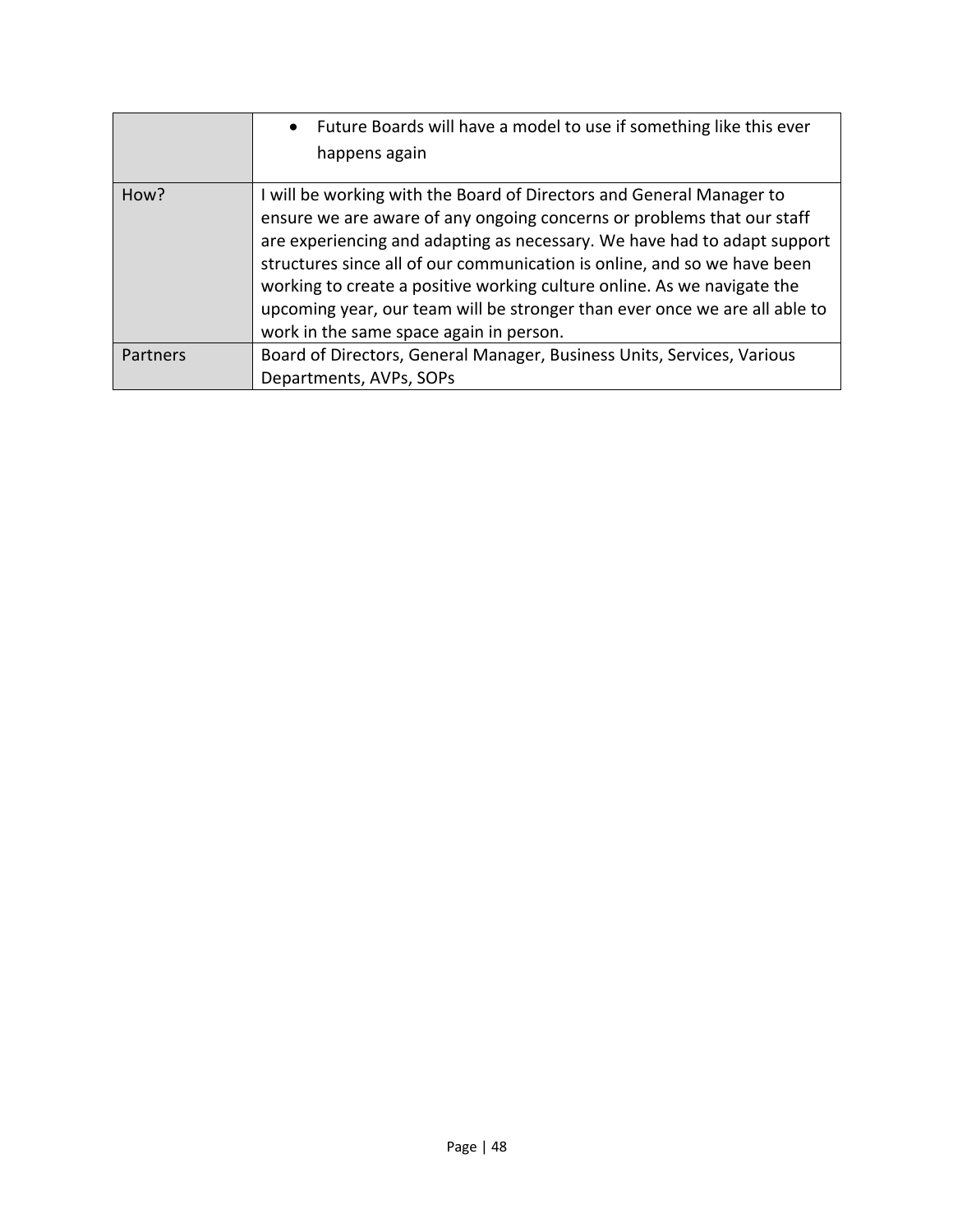| | |
|---|---|
| | • Future Boards will have a model to use if something like this ever happens again |
| How? | I will be working with the Board of Directors and General Manager to ensure we are aware of any ongoing concerns or problems that our staff are experiencing and adapting as necessary. We have had to adapt support structures since all of our communication is online, and so we have been working to create a positive working culture online. As we navigate the upcoming year, our team will be stronger than ever once we are all able to work in the same space again in person. |
| Partners | Board of Directors, General Manager, Business Units, Services, Various Departments, AVPs, SOPs |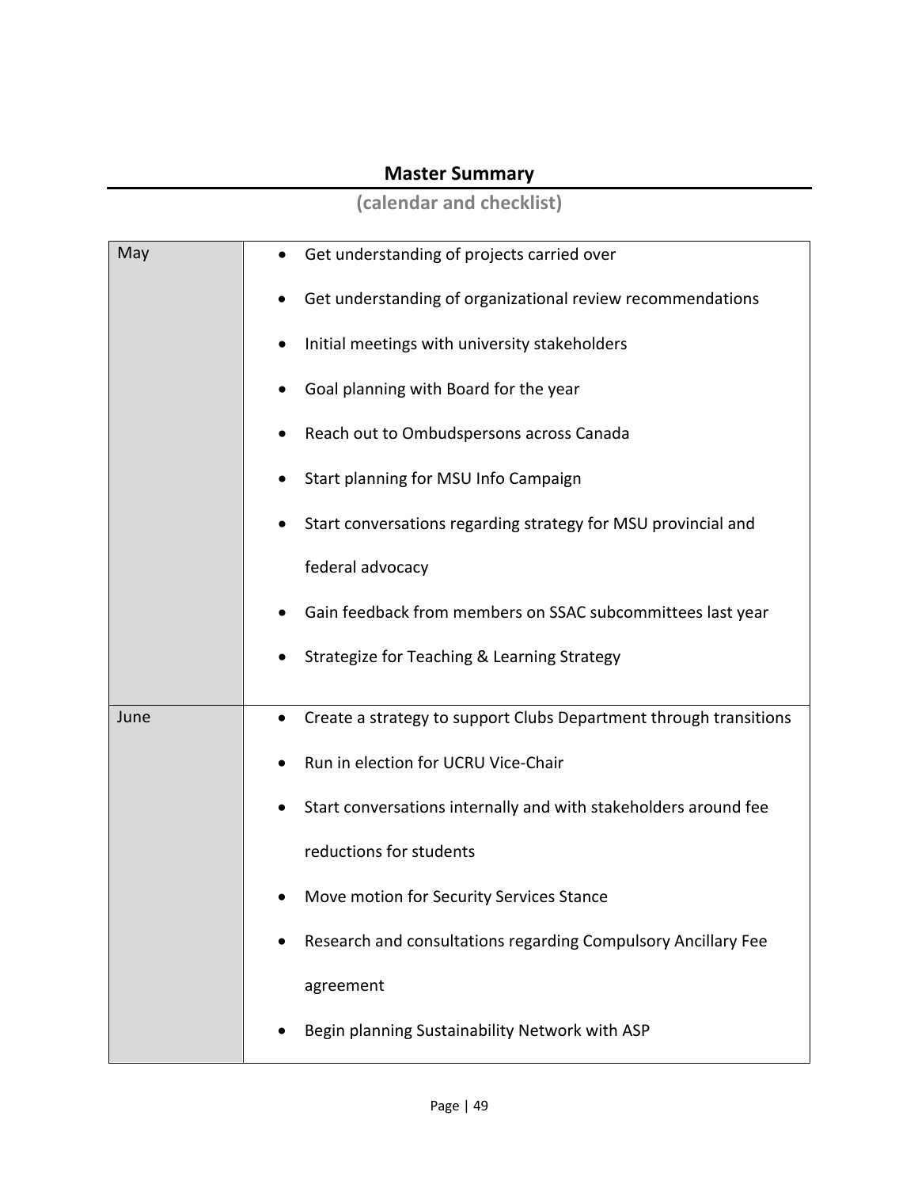## Master Summary

**(calendar and checklist)**

| | |
|---|---|
| May | • Get understanding of projects carried over<br>• Get understanding of organizational review recommendations<br>• Initial meetings with university stakeholders<br>• Goal planning with Board for the year<br>• Reach out to Ombudspersons across Canada<br>• Start planning for MSU Info Campaign<br>• Start conversations regarding strategy for MSU provincial and federal advocacy<br>• Gain feedback from members on SSAC subcommittees last year<br>• Strategize for Teaching & Learning Strategy |
| June | • Create a strategy to support Clubs Department through transitions<br>• Run in election for UCRU Vice-Chair<br>• Start conversations internally and with stakeholders around fee reductions for students<br>• Move motion for Security Services Stance<br>• Research and consultations regarding Compulsory Ancillary Fee agreement<br>• Begin planning Sustainability Network with ASP |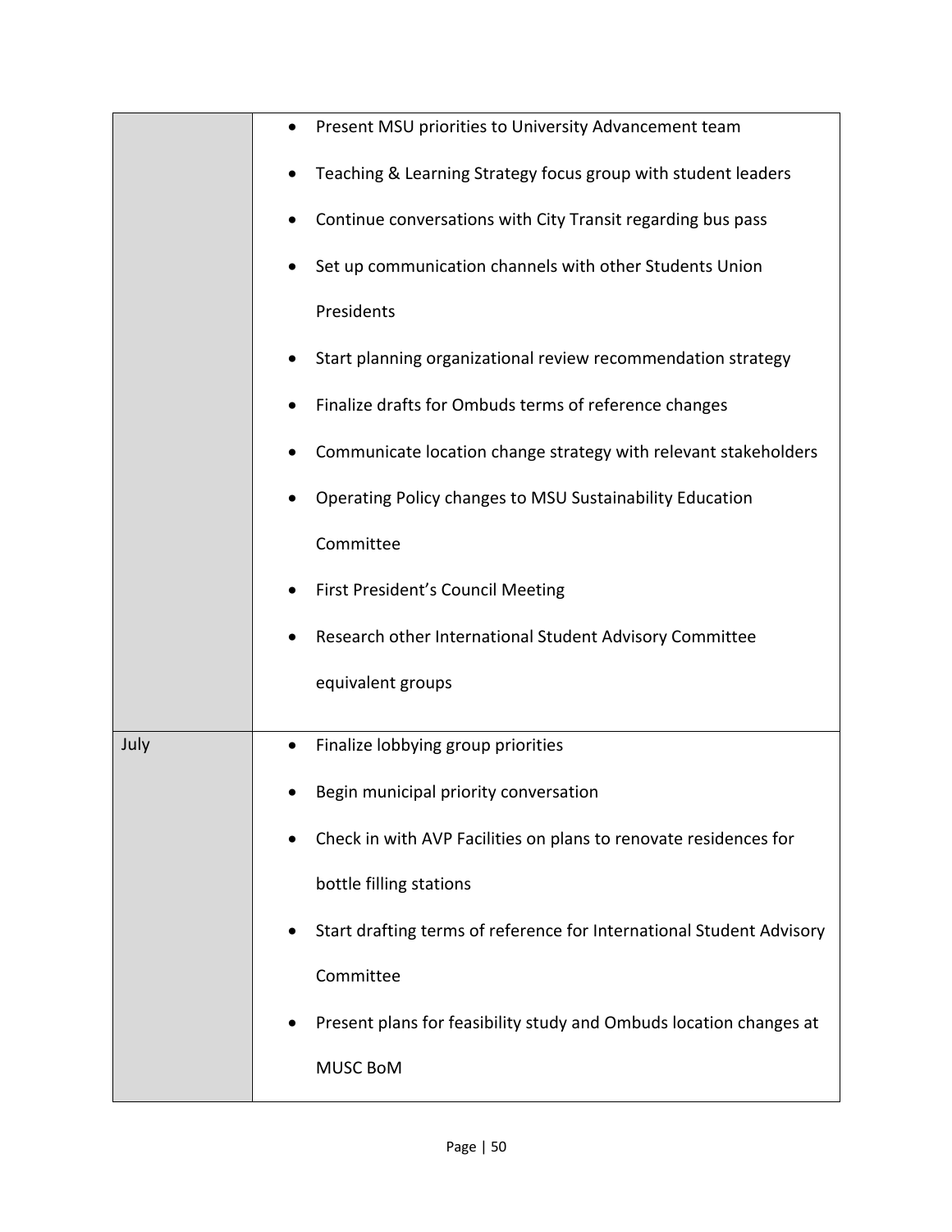| | |
|---|---|
| | • Present MSU priorities to University Advancement team<br>• Teaching & Learning Strategy focus group with student leaders<br>• Continue conversations with City Transit regarding bus pass<br>• Set up communication channels with other Students Union Presidents<br>• Start planning organizational review recommendation strategy<br>• Finalize drafts for Ombuds terms of reference changes<br>• Communicate location change strategy with relevant stakeholders<br>• Operating Policy changes to MSU Sustainability Education Committee<br>• First President's Council Meeting<br>• Research other International Student Advisory Committee equivalent groups |
| July | • Finalize lobbying group priorities<br>• Begin municipal priority conversation<br>• Check in with AVP Facilities on plans to renovate residences for bottle filling stations<br>• Start drafting terms of reference for International Student Advisory Committee<br>• Present plans for feasibility study and Ombuds location changes at MUSC BoM |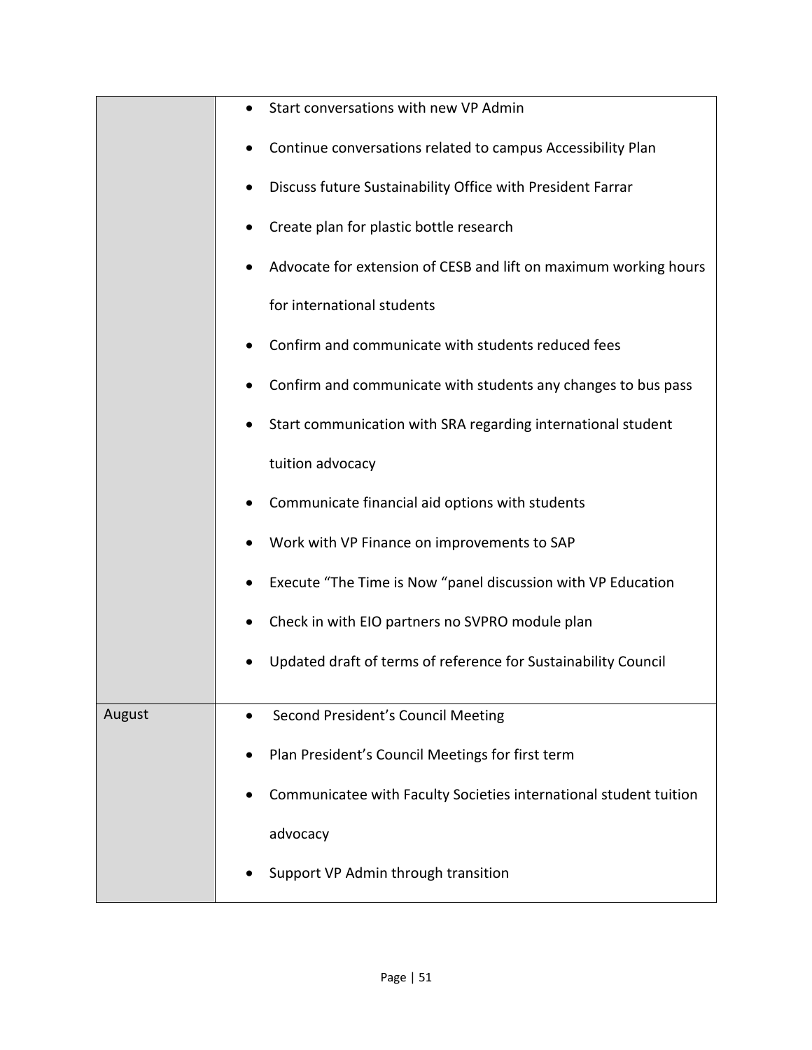| | |
|---|---|
| | • Start conversations with new VP Admin<br>• Continue conversations related to campus Accessibility Plan<br>• Discuss future Sustainability Office with President Farrar<br>• Create plan for plastic bottle research<br>• Advocate for extension of CESB and lift on maximum working hours for international students<br>• Confirm and communicate with students reduced fees<br>• Confirm and communicate with students any changes to bus pass<br>• Start communication with SRA regarding international student tuition advocacy<br>• Communicate financial aid options with students<br>• Work with VP Finance on improvements to SAP<br>• Execute "The Time is Now "panel discussion with VP Education<br>• Check in with EIO partners no SVPRO module plan<br>• Updated draft of terms of reference for Sustainability Council |
| August | • Second President's Council Meeting<br>• Plan President's Council Meetings for first term<br>• Communicatee with Faculty Societies international student tuition advocacy<br>• Support VP Admin through transition |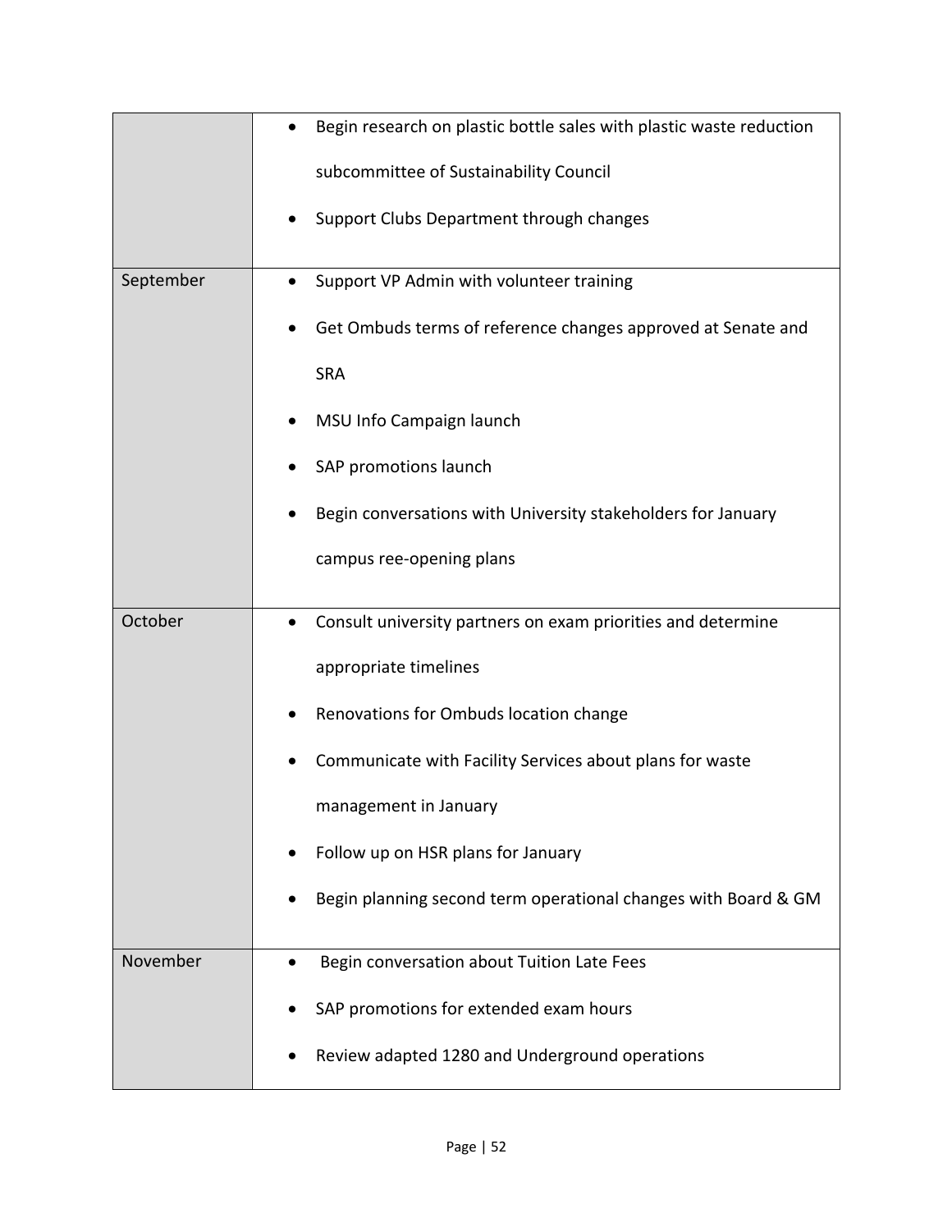| | |
|---|---|
| | • Begin research on plastic bottle sales with plastic waste reduction subcommittee of Sustainability Council<br>• Support Clubs Department through changes |
| September | • Support VP Admin with volunteer training<br>• Get Ombuds terms of reference changes approved at Senate and SRA<br>• MSU Info Campaign launch<br>• SAP promotions launch<br>• Begin conversations with University stakeholders for January campus ree-opening plans |
| October | • Consult university partners on exam priorities and determine appropriate timelines<br>• Renovations for Ombuds location change<br>• Communicate with Facility Services about plans for waste management in January<br>• Follow up on HSR plans for January<br>• Begin planning second term operational changes with Board & GM |
| November | • Begin conversation about Tuition Late Fees<br>• SAP promotions for extended exam hours<br>• Review adapted 1280 and Underground operations |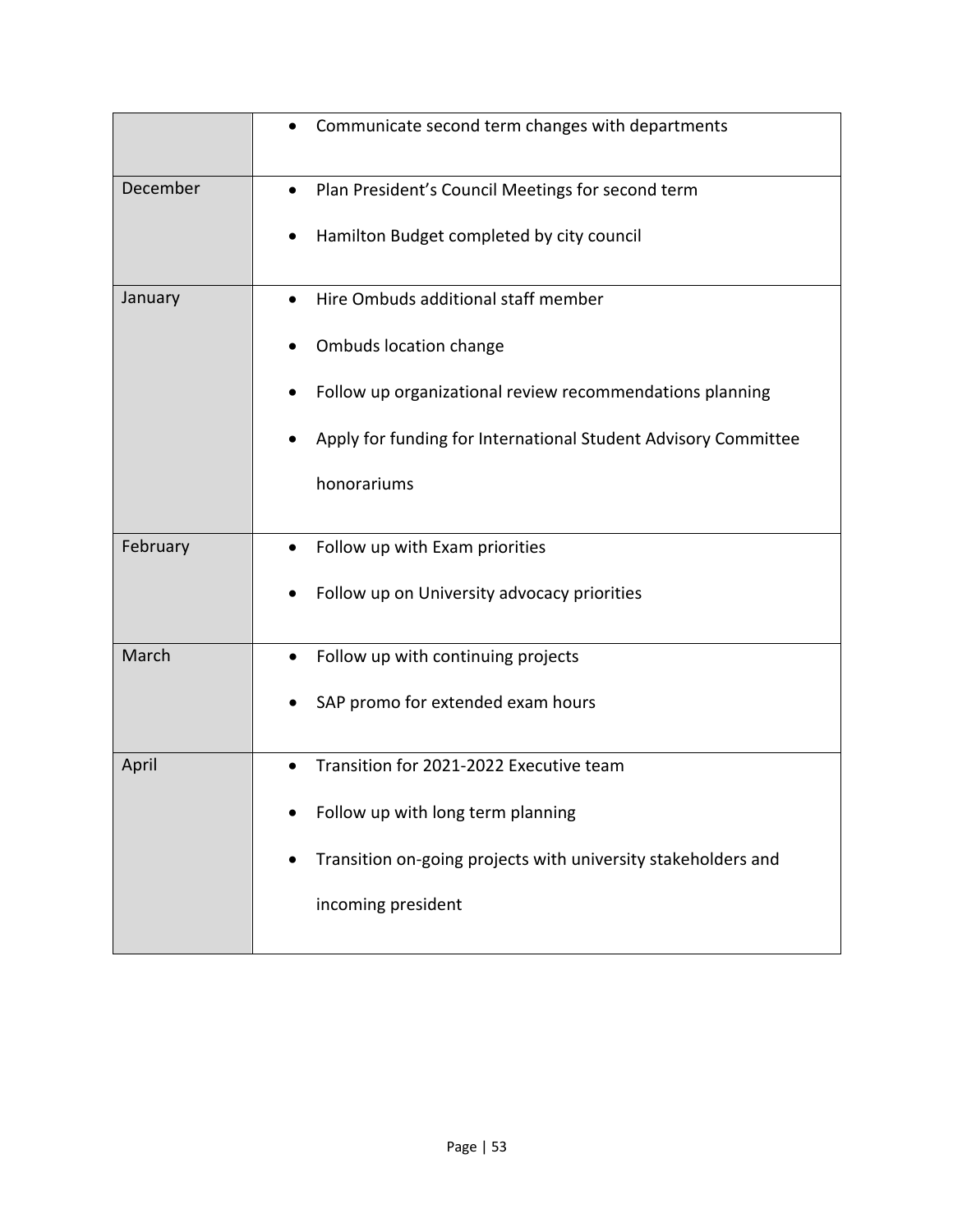| | |
|---|---|
| | • Communicate second term changes with departments |
| December | • Plan President's Council Meetings for second term<br>• Hamilton Budget completed by city council |
| January | • Hire Ombuds additional staff member<br>• Ombuds location change<br>• Follow up organizational review recommendations planning<br>• Apply for funding for International Student Advisory Committee honorariums |
| February | • Follow up with Exam priorities<br>• Follow up on University advocacy priorities |
| March | • Follow up with continuing projects<br>• SAP promo for extended exam hours |
| April | • Transition for 2021-2022 Executive team<br>• Follow up with long term planning<br>• Transition on-going projects with university stakeholders and incoming president |